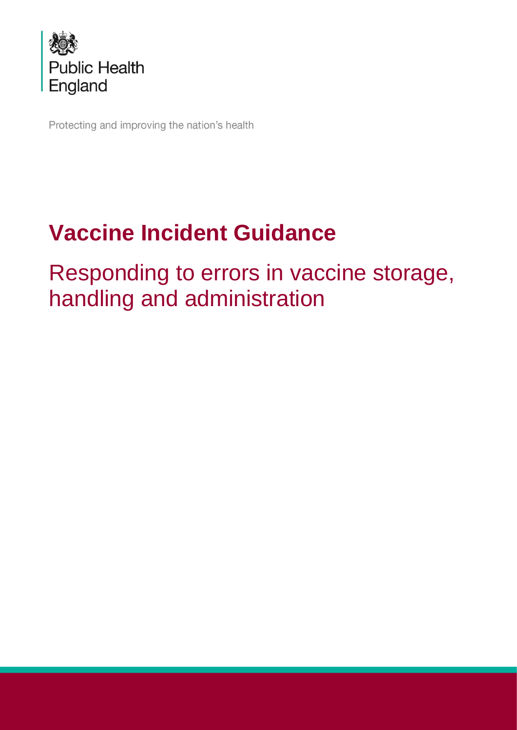Public Health England

Protecting and improving the nation's health

# Vaccine Incident Guidance

## Responding to errors in vaccine storage, handling and administration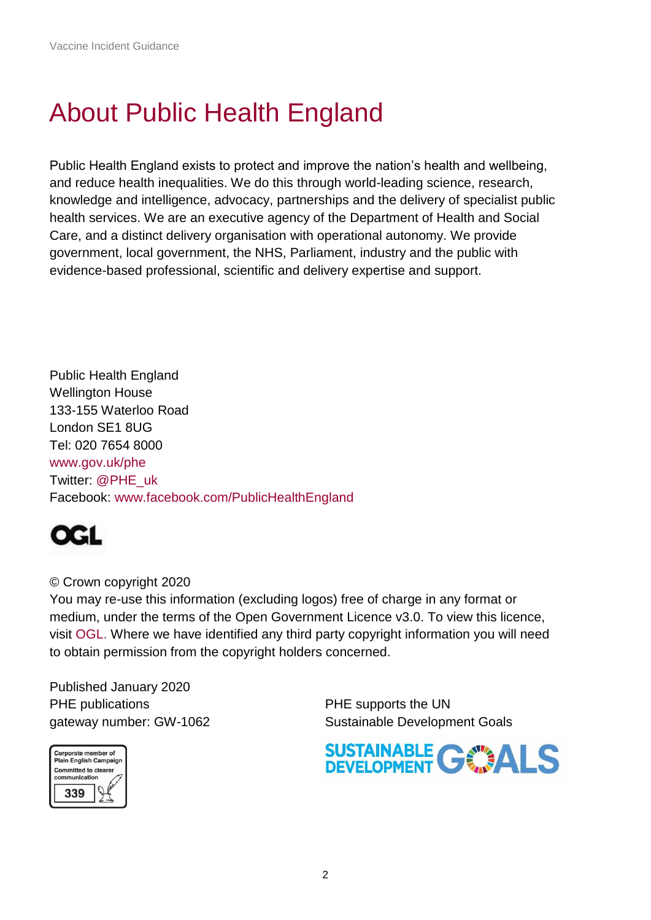# About Public Health England

Public Health England exists to protect and improve the nation's health and wellbeing, and reduce health inequalities. We do this through world-leading science, research, knowledge and intelligence, advocacy, partnerships and the delivery of specialist public health services. We are an executive agency of the Department of Health and Social Care, and a distinct delivery organisation with operational autonomy. We provide government, local government, the NHS, Parliament, industry and the public with evidence-based professional, scientific and delivery expertise and support.

Public Health England
Wellington House
133-155 Waterloo Road
London SE1 8UG
Tel: 020 7654 8000
www.gov.uk/phe
Twitter: @PHE_uk
Facebook: www.facebook.com/PublicHealthEngland

© Crown copyright 2020
You may re-use this information (excluding logos) free of charge in any format or medium, under the terms of the Open Government Licence v3.0. To view this licence, visit OGL. Where we have identified any third party copyright information you will need to obtain permission from the copyright holders concerned.

Published January 2020
PHE publications
gateway number: GW-1062

PHE supports the UN
Sustainable Development Goals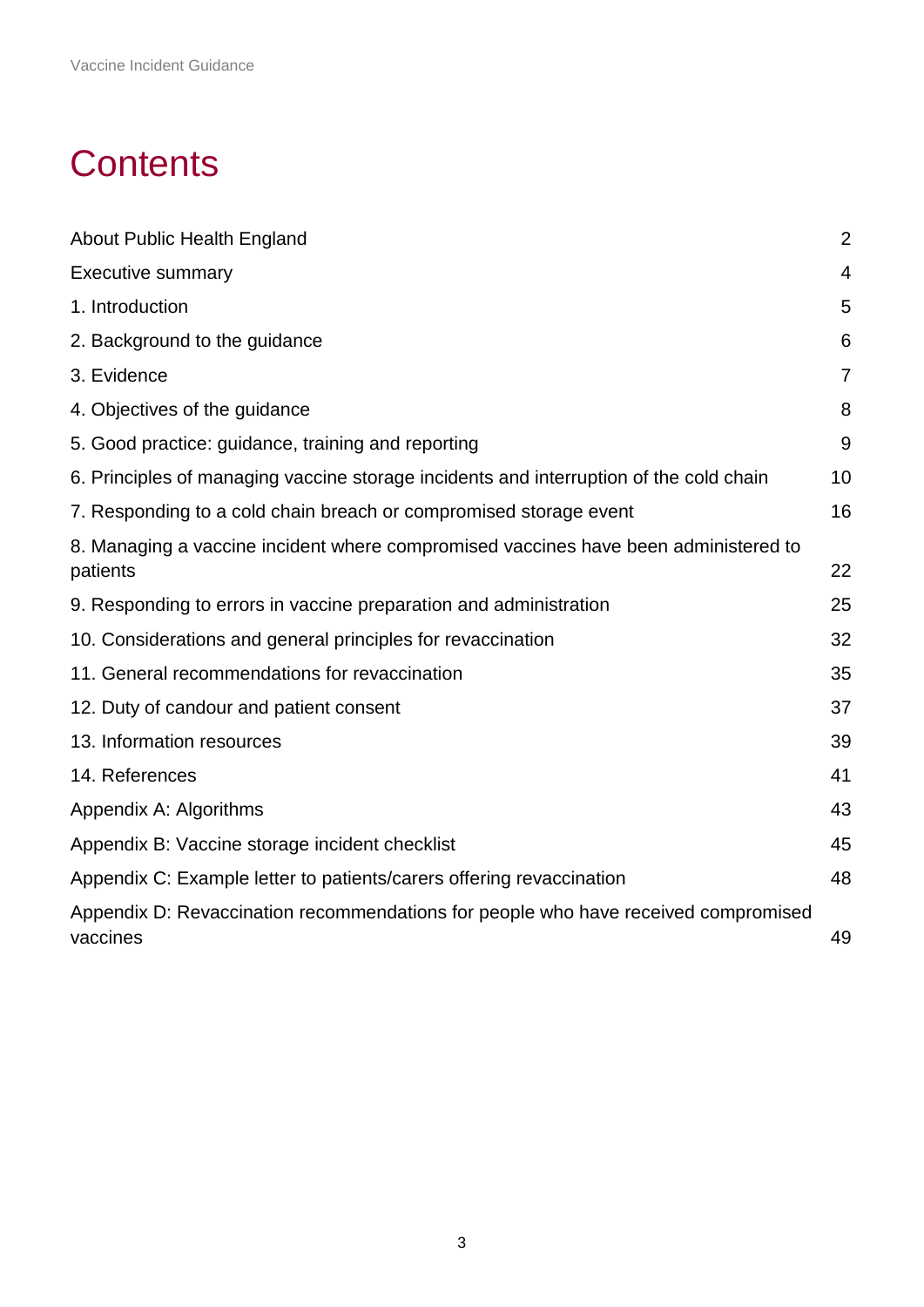# Contents

| | |
|---|---|
| About Public Health England | 2 |
| Executive summary | 4 |
| 1. Introduction | 5 |
| 2. Background to the guidance | 6 |
| 3. Evidence | 7 |
| 4. Objectives of the guidance | 8 |
| 5. Good practice: guidance, training and reporting | 9 |
| 6. Principles of managing vaccine storage incidents and interruption of the cold chain | 10 |
| 7. Responding to a cold chain breach or compromised storage event | 16 |
| 8. Managing a vaccine incident where compromised vaccines have been administered to patients | 22 |
| 9. Responding to errors in vaccine preparation and administration | 25 |
| 10. Considerations and general principles for revaccination | 32 |
| 11. General recommendations for revaccination | 35 |
| 12. Duty of candour and patient consent | 37 |
| 13. Information resources | 39 |
| 14. References | 41 |
| Appendix A: Algorithms | 43 |
| Appendix B: Vaccine storage incident checklist | 45 |
| Appendix C: Example letter to patients/carers offering revaccination | 48 |
| Appendix D: Revaccination recommendations for people who have received compromised vaccines | 49 |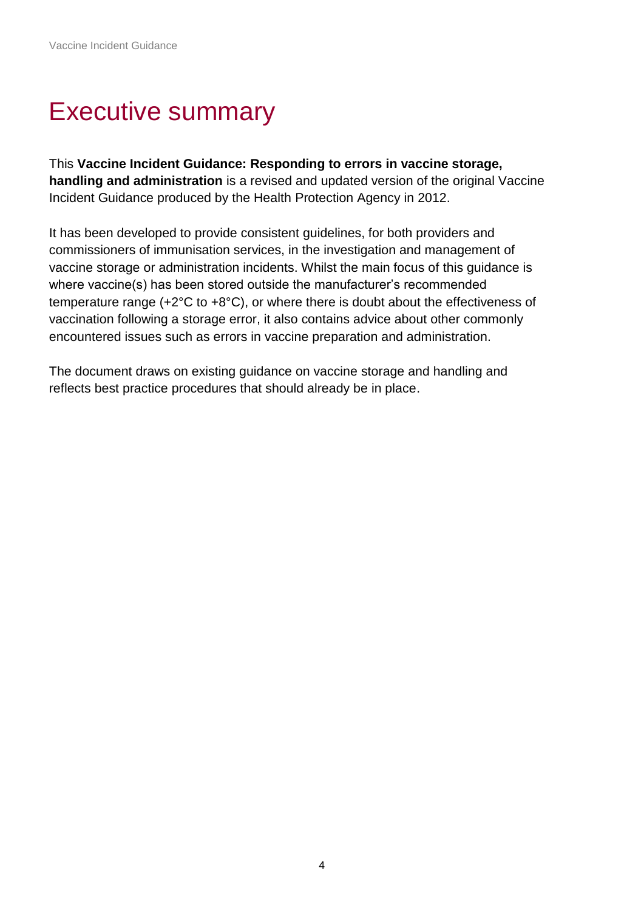# Executive summary

This **Vaccine Incident Guidance: Responding to errors in vaccine storage, handling and administration** is a revised and updated version of the original Vaccine Incident Guidance produced by the Health Protection Agency in 2012.

It has been developed to provide consistent guidelines, for both providers and commissioners of immunisation services, in the investigation and management of vaccine storage or administration incidents. Whilst the main focus of this guidance is where vaccine(s) has been stored outside the manufacturer's recommended temperature range (+2°C to +8°C), or where there is doubt about the effectiveness of vaccination following a storage error, it also contains advice about other commonly encountered issues such as errors in vaccine preparation and administration.

The document draws on existing guidance on vaccine storage and handling and reflects best practice procedures that should already be in place.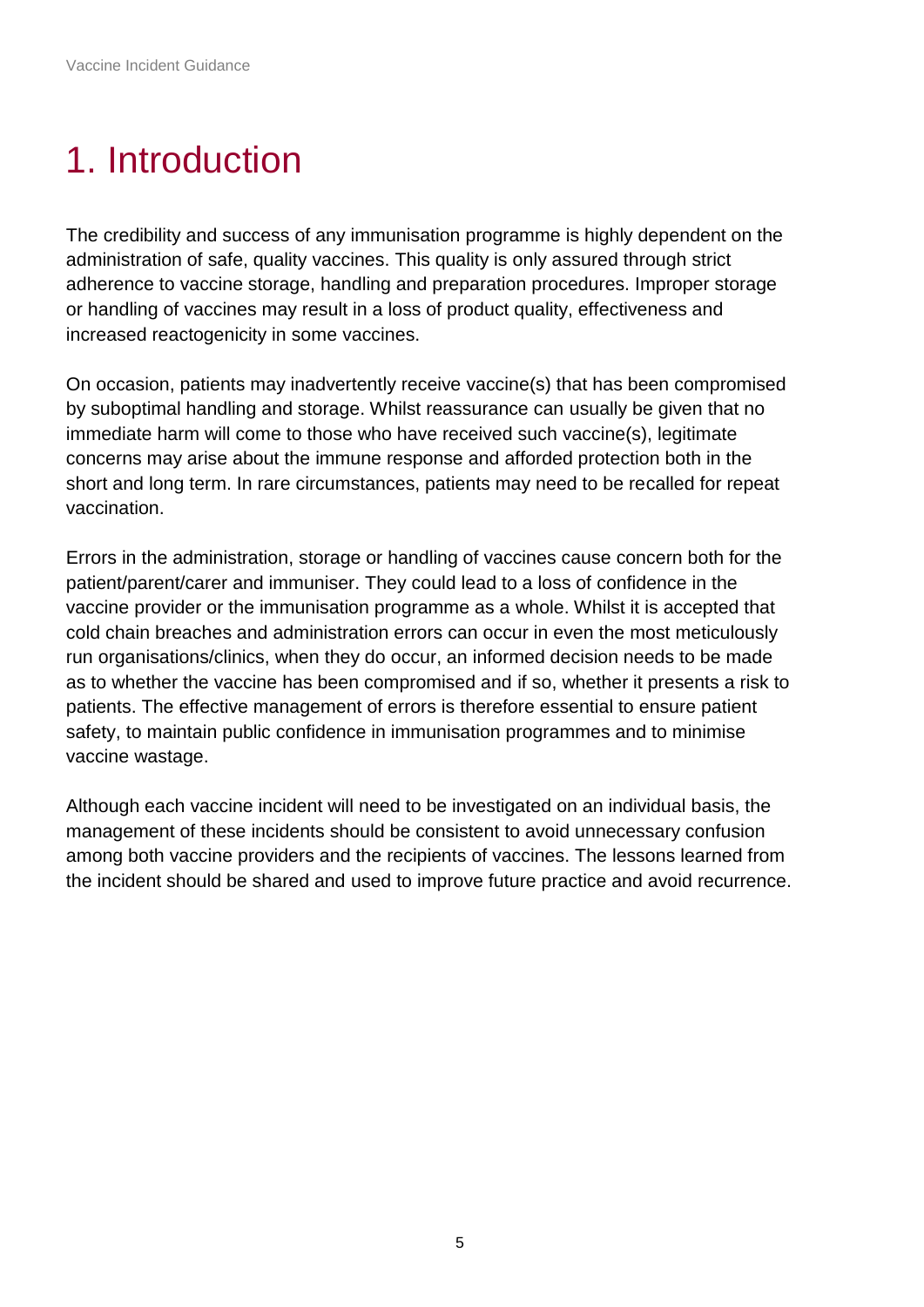# 1. Introduction

The credibility and success of any immunisation programme is highly dependent on the administration of safe, quality vaccines. This quality is only assured through strict adherence to vaccine storage, handling and preparation procedures. Improper storage or handling of vaccines may result in a loss of product quality, effectiveness and increased reactogenicity in some vaccines.

On occasion, patients may inadvertently receive vaccine(s) that has been compromised by suboptimal handling and storage. Whilst reassurance can usually be given that no immediate harm will come to those who have received such vaccine(s), legitimate concerns may arise about the immune response and afforded protection both in the short and long term. In rare circumstances, patients may need to be recalled for repeat vaccination.

Errors in the administration, storage or handling of vaccines cause concern both for the patient/parent/carer and immuniser. They could lead to a loss of confidence in the vaccine provider or the immunisation programme as a whole. Whilst it is accepted that cold chain breaches and administration errors can occur in even the most meticulously run organisations/clinics, when they do occur, an informed decision needs to be made as to whether the vaccine has been compromised and if so, whether it presents a risk to patients. The effective management of errors is therefore essential to ensure patient safety, to maintain public confidence in immunisation programmes and to minimise vaccine wastage.

Although each vaccine incident will need to be investigated on an individual basis, the management of these incidents should be consistent to avoid unnecessary confusion among both vaccine providers and the recipients of vaccines. The lessons learned from the incident should be shared and used to improve future practice and avoid recurrence.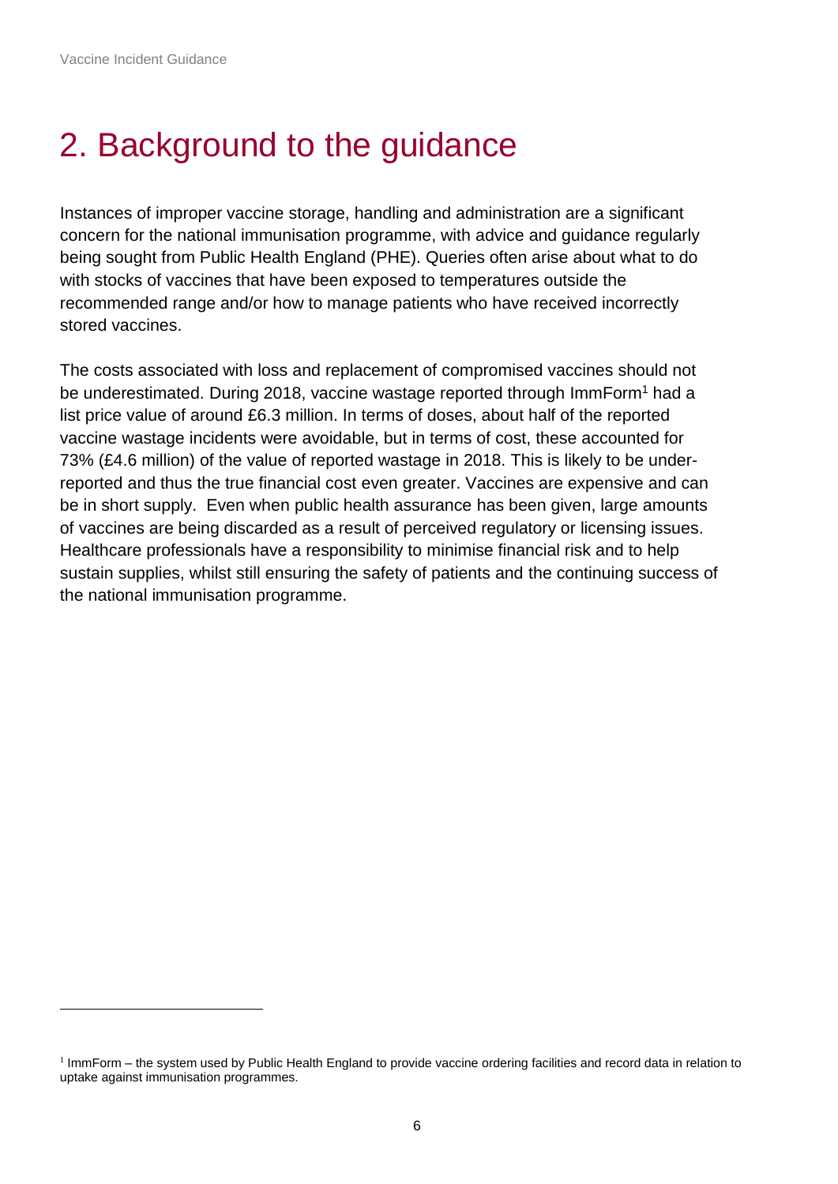# 2. Background to the guidance

Instances of improper vaccine storage, handling and administration are a significant concern for the national immunisation programme, with advice and guidance regularly being sought from Public Health England (PHE). Queries often arise about what to do with stocks of vaccines that have been exposed to temperatures outside the recommended range and/or how to manage patients who have received incorrectly stored vaccines.

The costs associated with loss and replacement of compromised vaccines should not be underestimated. During 2018, vaccine wastage reported through ImmForm[1] had a list price value of around £6.3 million. In terms of doses, about half of the reported vaccine wastage incidents were avoidable, but in terms of cost, these accounted for 73% (£4.6 million) of the value of reported wastage in 2018. This is likely to be under-reported and thus the true financial cost even greater. Vaccines are expensive and can be in short supply. Even when public health assurance has been given, large amounts of vaccines are being discarded as a result of perceived regulatory or licensing issues. Healthcare professionals have a responsibility to minimise financial risk and to help sustain supplies, whilst still ensuring the safety of patients and the continuing success of the national immunisation programme.

[1] ImmForm – the system used by Public Health England to provide vaccine ordering facilities and record data in relation to uptake against immunisation programmes.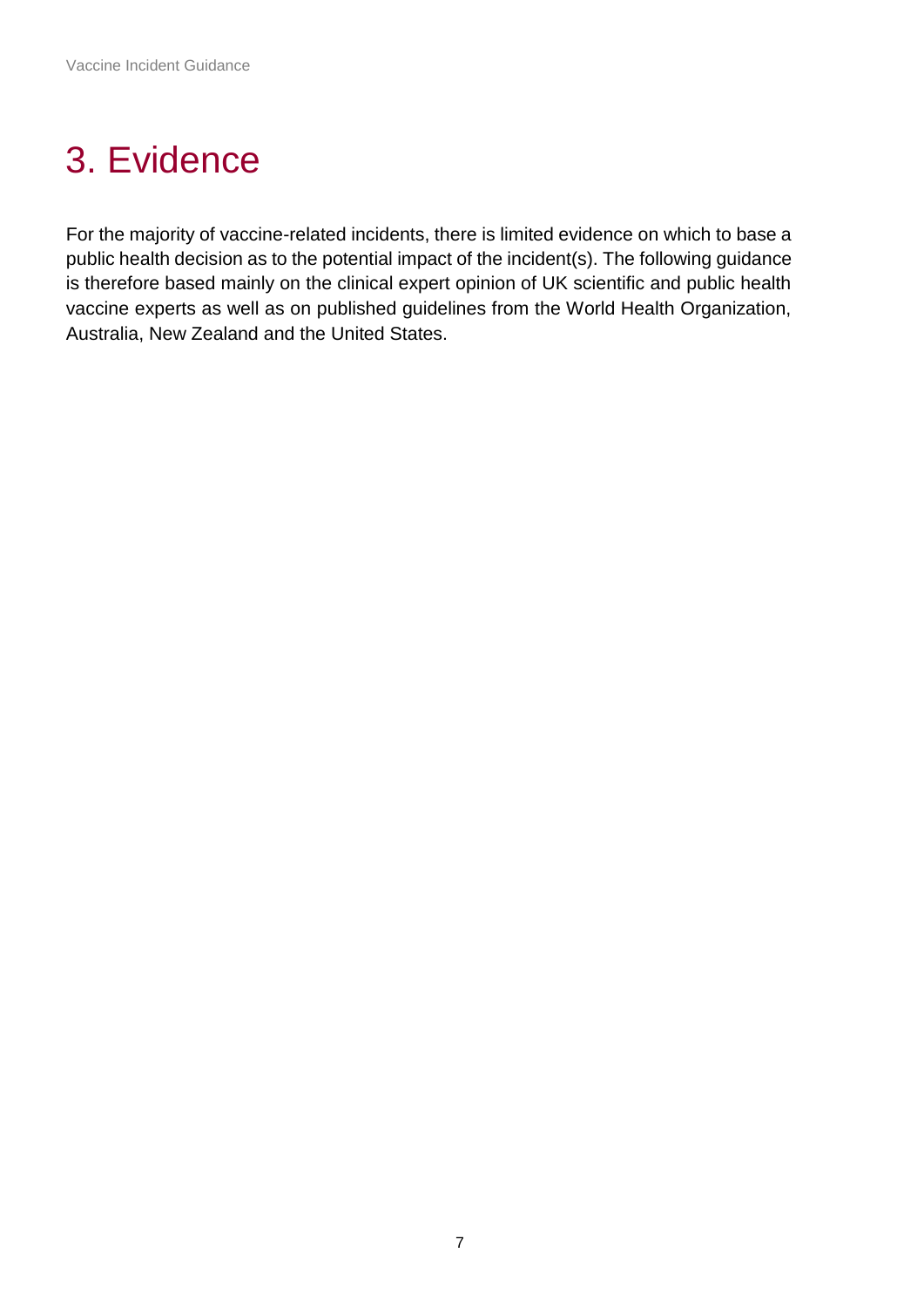# 3. Evidence

For the majority of vaccine-related incidents, there is limited evidence on which to base a public health decision as to the potential impact of the incident(s). The following guidance is therefore based mainly on the clinical expert opinion of UK scientific and public health vaccine experts as well as on published guidelines from the World Health Organization, Australia, New Zealand and the United States.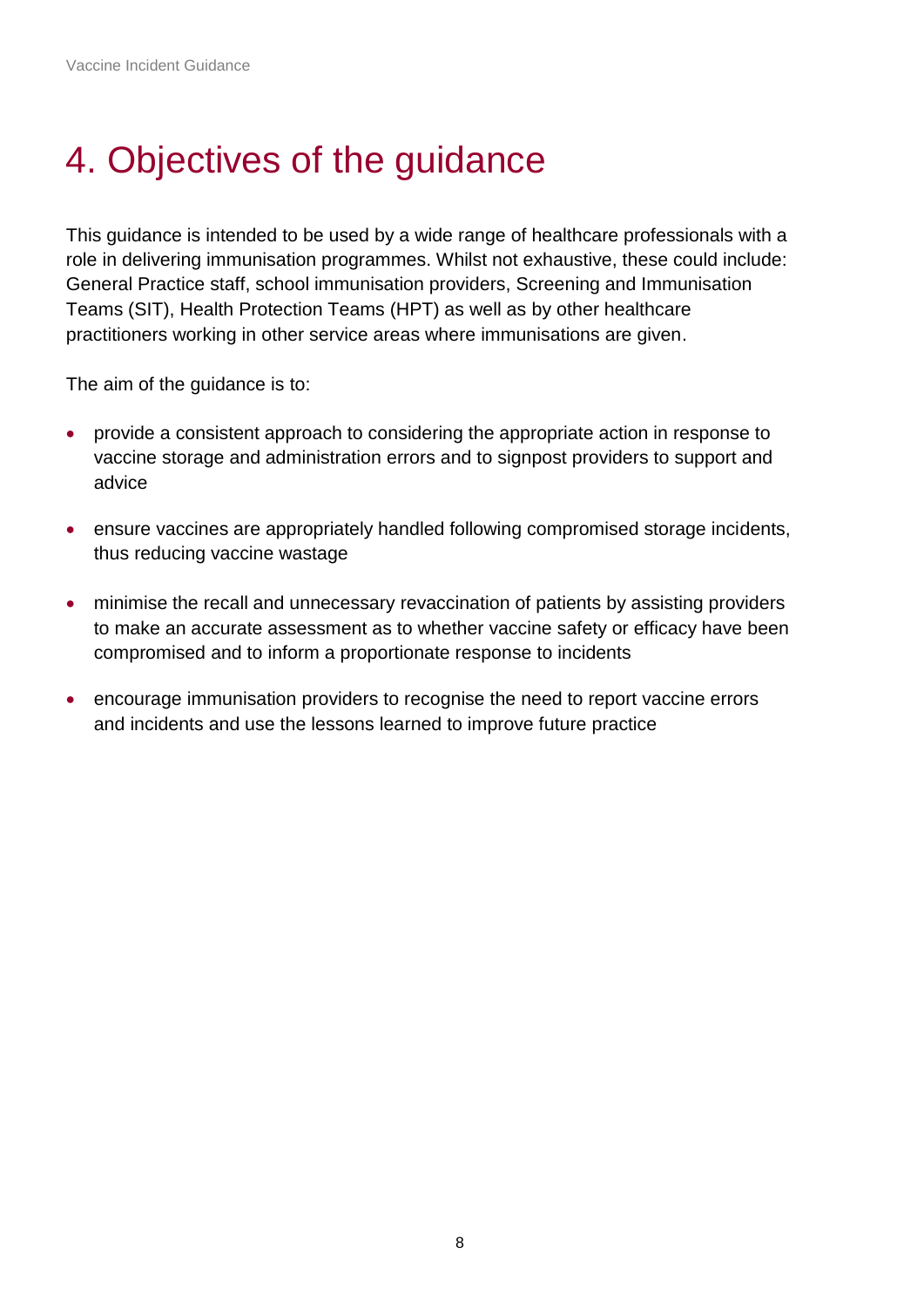# 4. Objectives of the guidance

This guidance is intended to be used by a wide range of healthcare professionals with a role in delivering immunisation programmes. Whilst not exhaustive, these could include: General Practice staff, school immunisation providers, Screening and Immunisation Teams (SIT), Health Protection Teams (HPT) as well as by other healthcare practitioners working in other service areas where immunisations are given.

The aim of the guidance is to:

- provide a consistent approach to considering the appropriate action in response to vaccine storage and administration errors and to signpost providers to support and advice
- ensure vaccines are appropriately handled following compromised storage incidents, thus reducing vaccine wastage
- minimise the recall and unnecessary revaccination of patients by assisting providers to make an accurate assessment as to whether vaccine safety or efficacy have been compromised and to inform a proportionate response to incidents
- encourage immunisation providers to recognise the need to report vaccine errors and incidents and use the lessons learned to improve future practice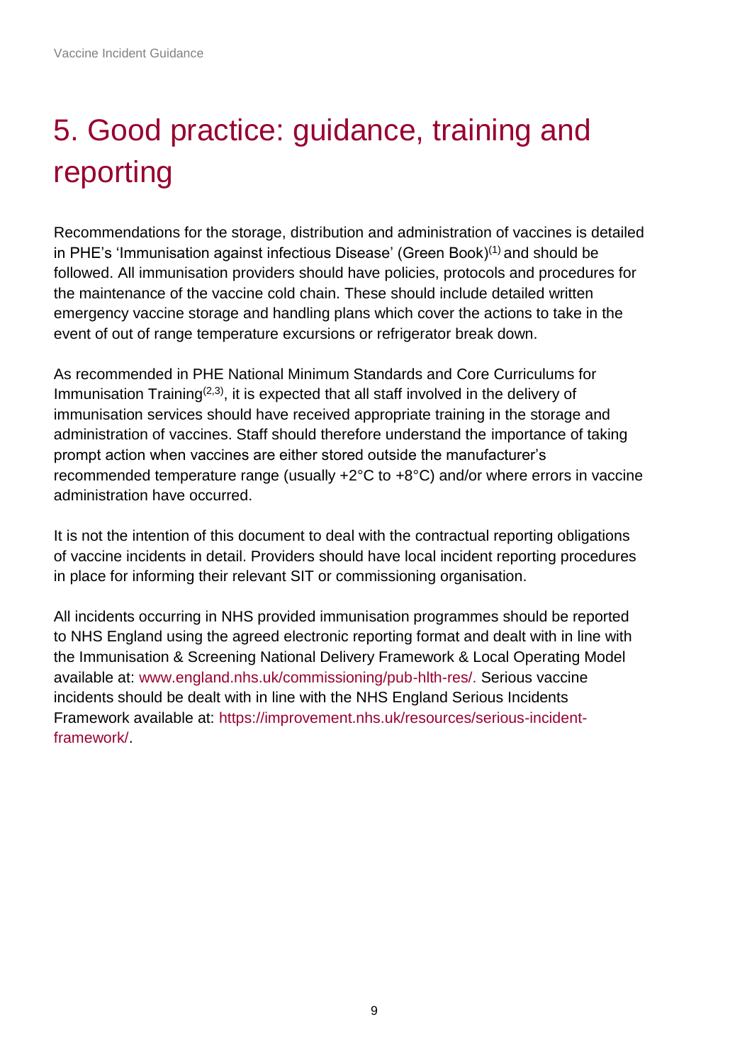# 5. Good practice: guidance, training and reporting

Recommendations for the storage, distribution and administration of vaccines is detailed in PHE's 'Immunisation against infectious Disease' (Green Book)[1] and should be followed. All immunisation providers should have policies, protocols and procedures for the maintenance of the vaccine cold chain. These should include detailed written emergency vaccine storage and handling plans which cover the actions to take in the event of out of range temperature excursions or refrigerator break down.

As recommended in PHE National Minimum Standards and Core Curriculums for Immunisation Training[2,3], it is expected that all staff involved in the delivery of immunisation services should have received appropriate training in the storage and administration of vaccines. Staff should therefore understand the importance of taking prompt action when vaccines are either stored outside the manufacturer's recommended temperature range (usually +2°C to +8°C) and/or where errors in vaccine administration have occurred.

It is not the intention of this document to deal with the contractual reporting obligations of vaccine incidents in detail. Providers should have local incident reporting procedures in place for informing their relevant SIT or commissioning organisation.

All incidents occurring in NHS provided immunisation programmes should be reported to NHS England using the agreed electronic reporting format and dealt with in line with the Immunisation & Screening National Delivery Framework & Local Operating Model available at: www.england.nhs.uk/commissioning/pub-hlth-res/. Serious vaccine incidents should be dealt with in line with the NHS England Serious Incidents Framework available at: https://improvement.nhs.uk/resources/serious-incident-framework/.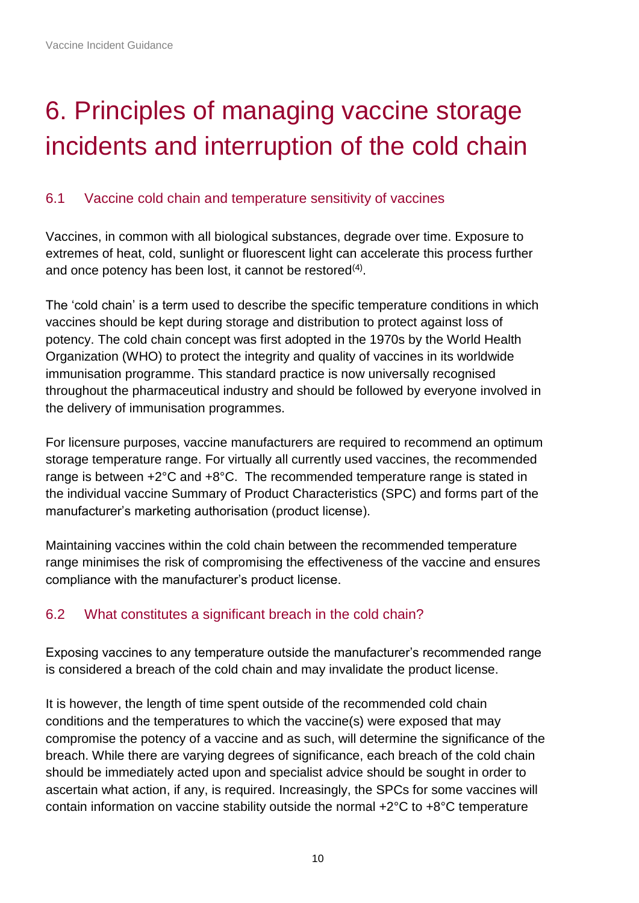# 6. Principles of managing vaccine storage incidents and interruption of the cold chain

## 6.1 Vaccine cold chain and temperature sensitivity of vaccines

Vaccines, in common with all biological substances, degrade over time. Exposure to extremes of heat, cold, sunlight or fluorescent light can accelerate this process further and once potency has been lost, it cannot be restored[4].

The 'cold chain' is a term used to describe the specific temperature conditions in which vaccines should be kept during storage and distribution to protect against loss of potency. The cold chain concept was first adopted in the 1970s by the World Health Organization (WHO) to protect the integrity and quality of vaccines in its worldwide immunisation programme. This standard practice is now universally recognised throughout the pharmaceutical industry and should be followed by everyone involved in the delivery of immunisation programmes.

For licensure purposes, vaccine manufacturers are required to recommend an optimum storage temperature range. For virtually all currently used vaccines, the recommended range is between +2°C and +8°C. The recommended temperature range is stated in the individual vaccine Summary of Product Characteristics (SPC) and forms part of the manufacturer's marketing authorisation (product license).

Maintaining vaccines within the cold chain between the recommended temperature range minimises the risk of compromising the effectiveness of the vaccine and ensures compliance with the manufacturer's product license.

## 6.2 What constitutes a significant breach in the cold chain?

Exposing vaccines to any temperature outside the manufacturer's recommended range is considered a breach of the cold chain and may invalidate the product license.

It is however, the length of time spent outside of the recommended cold chain conditions and the temperatures to which the vaccine(s) were exposed that may compromise the potency of a vaccine and as such, will determine the significance of the breach. While there are varying degrees of significance, each breach of the cold chain should be immediately acted upon and specialist advice should be sought in order to ascertain what action, if any, is required. Increasingly, the SPCs for some vaccines will contain information on vaccine stability outside the normal +2°C to +8°C temperature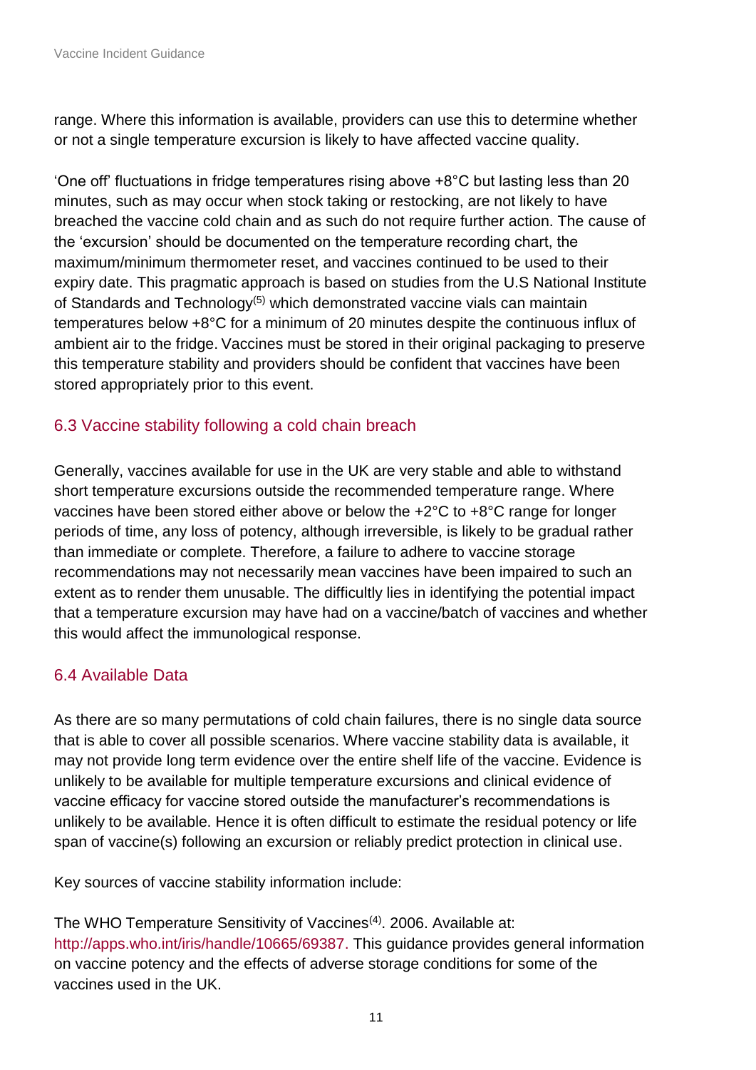range. Where this information is available, providers can use this to determine whether or not a single temperature excursion is likely to have affected vaccine quality.

'One off' fluctuations in fridge temperatures rising above +8°C but lasting less than 20 minutes, such as may occur when stock taking or restocking, are not likely to have breached the vaccine cold chain and as such do not require further action. The cause of the 'excursion' should be documented on the temperature recording chart, the maximum/minimum thermometer reset, and vaccines continued to be used to their expiry date. This pragmatic approach is based on studies from the U.S National Institute of Standards and Technology(5) which demonstrated vaccine vials can maintain temperatures below +8°C for a minimum of 20 minutes despite the continuous influx of ambient air to the fridge. Vaccines must be stored in their original packaging to preserve this temperature stability and providers should be confident that vaccines have been stored appropriately prior to this event.

## 6.3 Vaccine stability following a cold chain breach

Generally, vaccines available for use in the UK are very stable and able to withstand short temperature excursions outside the recommended temperature range. Where vaccines have been stored either above or below the +2°C to +8°C range for longer periods of time, any loss of potency, although irreversible, is likely to be gradual rather than immediate or complete. Therefore, a failure to adhere to vaccine storage recommendations may not necessarily mean vaccines have been impaired to such an extent as to render them unusable. The difficultly lies in identifying the potential impact that a temperature excursion may have had on a vaccine/batch of vaccines and whether this would affect the immunological response.

## 6.4 Available Data

As there are so many permutations of cold chain failures, there is no single data source that is able to cover all possible scenarios. Where vaccine stability data is available, it may not provide long term evidence over the entire shelf life of the vaccine. Evidence is unlikely to be available for multiple temperature excursions and clinical evidence of vaccine efficacy for vaccine stored outside the manufacturer's recommendations is unlikely to be available. Hence it is often difficult to estimate the residual potency or life span of vaccine(s) following an excursion or reliably predict protection in clinical use.

Key sources of vaccine stability information include:

The WHO Temperature Sensitivity of Vaccines(4). 2006. Available at: http://apps.who.int/iris/handle/10665/69387. This guidance provides general information on vaccine potency and the effects of adverse storage conditions for some of the vaccines used in the UK.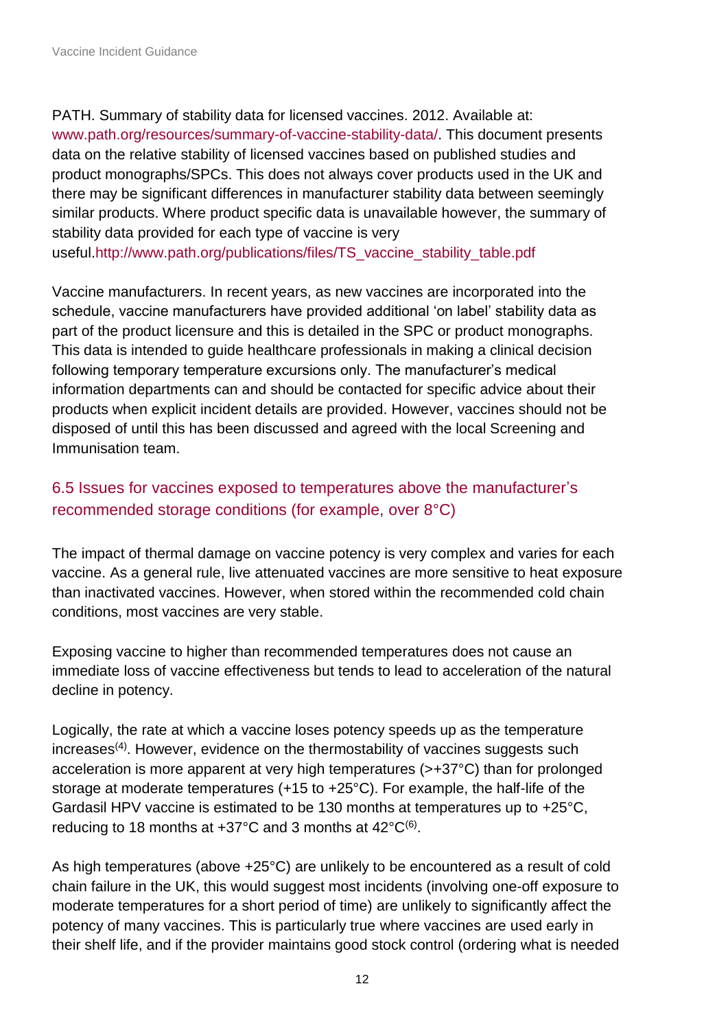PATH. Summary of stability data for licensed vaccines. 2012. Available at: www.path.org/resources/summary-of-vaccine-stability-data/. This document presents data on the relative stability of licensed vaccines based on published studies and product monographs/SPCs. This does not always cover products used in the UK and there may be significant differences in manufacturer stability data between seemingly similar products. Where product specific data is unavailable however, the summary of stability data provided for each type of vaccine is very useful.http://www.path.org/publications/files/TS_vaccine_stability_table.pdf

Vaccine manufacturers. In recent years, as new vaccines are incorporated into the schedule, vaccine manufacturers have provided additional 'on label' stability data as part of the product licensure and this is detailed in the SPC or product monographs. This data is intended to guide healthcare professionals in making a clinical decision following temporary temperature excursions only. The manufacturer's medical information departments can and should be contacted for specific advice about their products when explicit incident details are provided. However, vaccines should not be disposed of until this has been discussed and agreed with the local Screening and Immunisation team.

## 6.5 Issues for vaccines exposed to temperatures above the manufacturer's recommended storage conditions (for example, over 8°C)

The impact of thermal damage on vaccine potency is very complex and varies for each vaccine. As a general rule, live attenuated vaccines are more sensitive to heat exposure than inactivated vaccines. However, when stored within the recommended cold chain conditions, most vaccines are very stable.

Exposing vaccine to higher than recommended temperatures does not cause an immediate loss of vaccine effectiveness but tends to lead to acceleration of the natural decline in potency.

Logically, the rate at which a vaccine loses potency speeds up as the temperature increases[4]. However, evidence on the thermostability of vaccines suggests such acceleration is more apparent at very high temperatures (>+37°C) than for prolonged storage at moderate temperatures (+15 to +25°C). For example, the half-life of the Gardasil HPV vaccine is estimated to be 130 months at temperatures up to +25°C, reducing to 18 months at +37°C and 3 months at 42°C[6].

As high temperatures (above +25°C) are unlikely to be encountered as a result of cold chain failure in the UK, this would suggest most incidents (involving one-off exposure to moderate temperatures for a short period of time) are unlikely to significantly affect the potency of many vaccines. This is particularly true where vaccines are used early in their shelf life, and if the provider maintains good stock control (ordering what is needed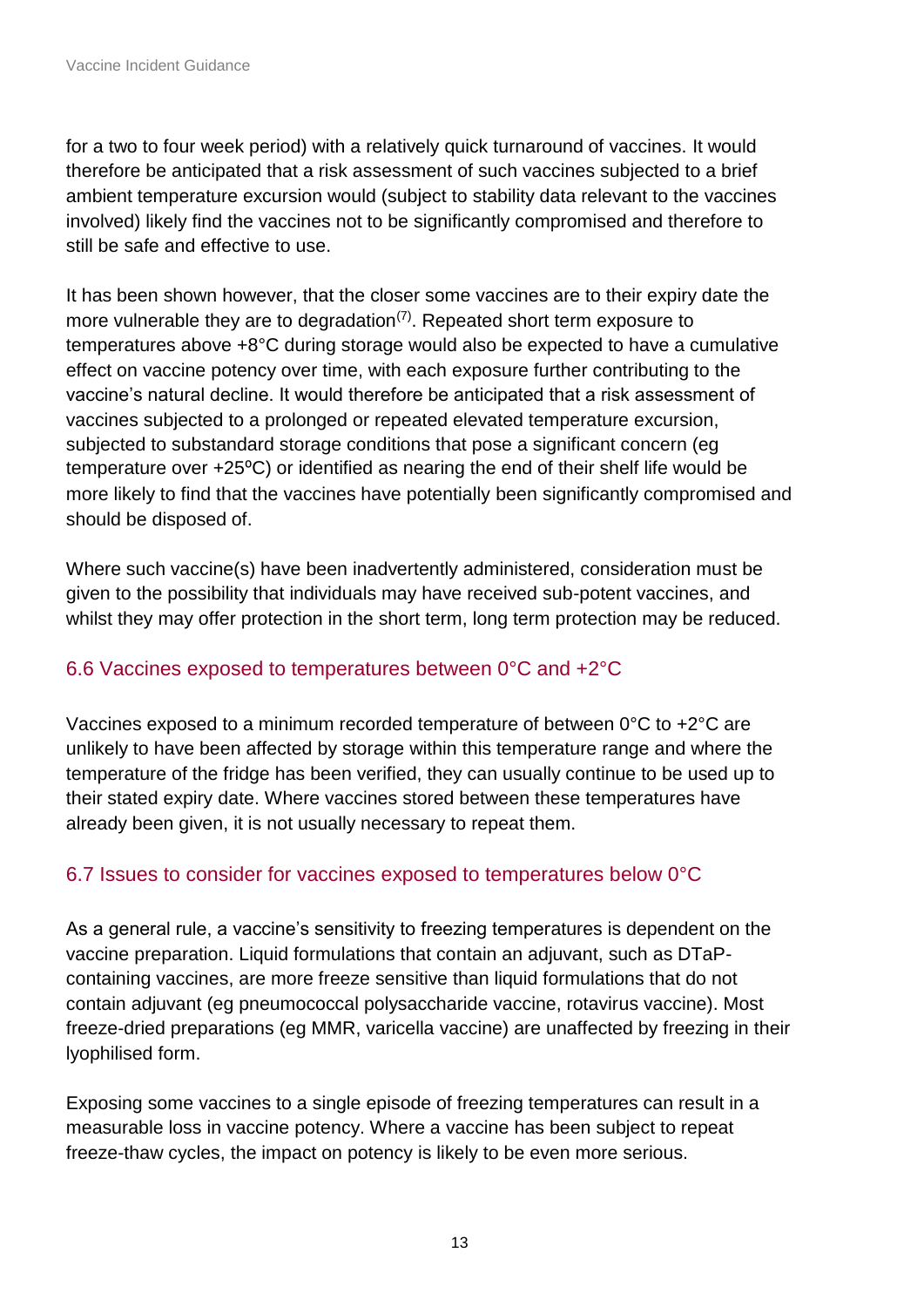for a two to four week period) with a relatively quick turnaround of vaccines. It would therefore be anticipated that a risk assessment of such vaccines subjected to a brief ambient temperature excursion would (subject to stability data relevant to the vaccines involved) likely find the vaccines not to be significantly compromised and therefore to still be safe and effective to use.

It has been shown however, that the closer some vaccines are to their expiry date the more vulnerable they are to degradation[7]. Repeated short term exposure to temperatures above +8°C during storage would also be expected to have a cumulative effect on vaccine potency over time, with each exposure further contributing to the vaccine's natural decline. It would therefore be anticipated that a risk assessment of vaccines subjected to a prolonged or repeated elevated temperature excursion, subjected to substandard storage conditions that pose a significant concern (eg temperature over +25ºC) or identified as nearing the end of their shelf life would be more likely to find that the vaccines have potentially been significantly compromised and should be disposed of.

Where such vaccine(s) have been inadvertently administered, consideration must be given to the possibility that individuals may have received sub-potent vaccines, and whilst they may offer protection in the short term, long term protection may be reduced.

## 6.6 Vaccines exposed to temperatures between 0°C and +2°C

Vaccines exposed to a minimum recorded temperature of between 0°C to +2°C are unlikely to have been affected by storage within this temperature range and where the temperature of the fridge has been verified, they can usually continue to be used up to their stated expiry date. Where vaccines stored between these temperatures have already been given, it is not usually necessary to repeat them.

## 6.7 Issues to consider for vaccines exposed to temperatures below 0°C

As a general rule, a vaccine's sensitivity to freezing temperatures is dependent on the vaccine preparation. Liquid formulations that contain an adjuvant, such as DTaP-containing vaccines, are more freeze sensitive than liquid formulations that do not contain adjuvant (eg pneumococcal polysaccharide vaccine, rotavirus vaccine). Most freeze-dried preparations (eg MMR, varicella vaccine) are unaffected by freezing in their lyophilised form.

Exposing some vaccines to a single episode of freezing temperatures can result in a measurable loss in vaccine potency. Where a vaccine has been subject to repeat freeze-thaw cycles, the impact on potency is likely to be even more serious.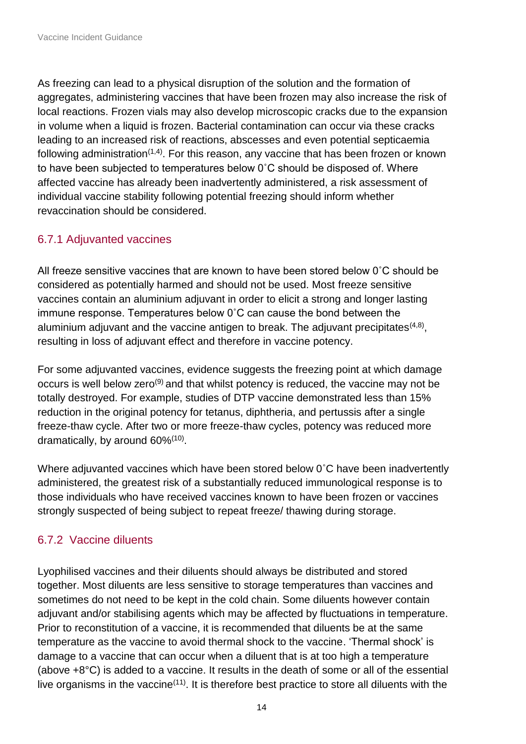As freezing can lead to a physical disruption of the solution and the formation of aggregates, administering vaccines that have been frozen may also increase the risk of local reactions. Frozen vials may also develop microscopic cracks due to the expansion in volume when a liquid is frozen. Bacterial contamination can occur via these cracks leading to an increased risk of reactions, abscesses and even potential septicaemia following administration[1,4]. For this reason, any vaccine that has been frozen or known to have been subjected to temperatures below 0˚C should be disposed of. Where affected vaccine has already been inadvertently administered, a risk assessment of individual vaccine stability following potential freezing should inform whether revaccination should be considered.

### 6.7.1 Adjuvanted vaccines

All freeze sensitive vaccines that are known to have been stored below 0˚C should be considered as potentially harmed and should not be used. Most freeze sensitive vaccines contain an aluminium adjuvant in order to elicit a strong and longer lasting immune response. Temperatures below 0˚C can cause the bond between the aluminium adjuvant and the vaccine antigen to break. The adjuvant precipitates[4,8], resulting in loss of adjuvant effect and therefore in vaccine potency.

For some adjuvanted vaccines, evidence suggests the freezing point at which damage occurs is well below zero[9] and that whilst potency is reduced, the vaccine may not be totally destroyed. For example, studies of DTP vaccine demonstrated less than 15% reduction in the original potency for tetanus, diphtheria, and pertussis after a single freeze-thaw cycle. After two or more freeze-thaw cycles, potency was reduced more dramatically, by around 60%[10].

Where adjuvanted vaccines which have been stored below 0˚C have been inadvertently administered, the greatest risk of a substantially reduced immunological response is to those individuals who have received vaccines known to have been frozen or vaccines strongly suspected of being subject to repeat freeze/ thawing during storage.

### 6.7.2 Vaccine diluents

Lyophilised vaccines and their diluents should always be distributed and stored together. Most diluents are less sensitive to storage temperatures than vaccines and sometimes do not need to be kept in the cold chain. Some diluents however contain adjuvant and/or stabilising agents which may be affected by fluctuations in temperature. Prior to reconstitution of a vaccine, it is recommended that diluents be at the same temperature as the vaccine to avoid thermal shock to the vaccine. 'Thermal shock' is damage to a vaccine that can occur when a diluent that is at too high a temperature (above +8°C) is added to a vaccine. It results in the death of some or all of the essential live organisms in the vaccine[11]. It is therefore best practice to store all diluents with the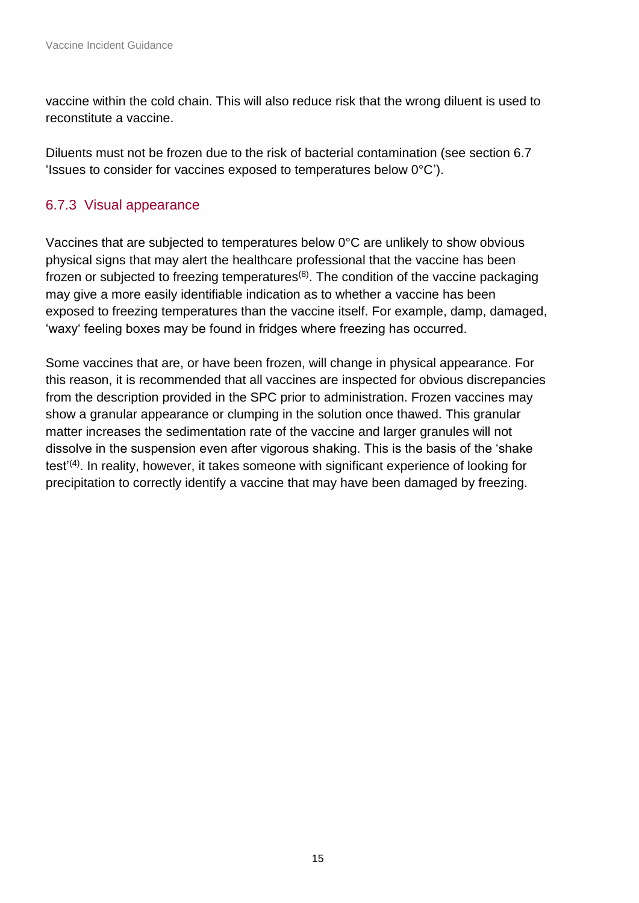vaccine within the cold chain. This will also reduce risk that the wrong diluent is used to reconstitute a vaccine.

Diluents must not be frozen due to the risk of bacterial contamination (see section 6.7 'Issues to consider for vaccines exposed to temperatures below 0°C').

### 6.7.3 Visual appearance

Vaccines that are subjected to temperatures below 0°C are unlikely to show obvious physical signs that may alert the healthcare professional that the vaccine has been frozen or subjected to freezing temperatures[8]. The condition of the vaccine packaging may give a more easily identifiable indication as to whether a vaccine has been exposed to freezing temperatures than the vaccine itself. For example, damp, damaged, 'waxy' feeling boxes may be found in fridges where freezing has occurred.

Some vaccines that are, or have been frozen, will change in physical appearance. For this reason, it is recommended that all vaccines are inspected for obvious discrepancies from the description provided in the SPC prior to administration. Frozen vaccines may show a granular appearance or clumping in the solution once thawed. This granular matter increases the sedimentation rate of the vaccine and larger granules will not dissolve in the suspension even after vigorous shaking. This is the basis of the 'shake test'[4]. In reality, however, it takes someone with significant experience of looking for precipitation to correctly identify a vaccine that may have been damaged by freezing.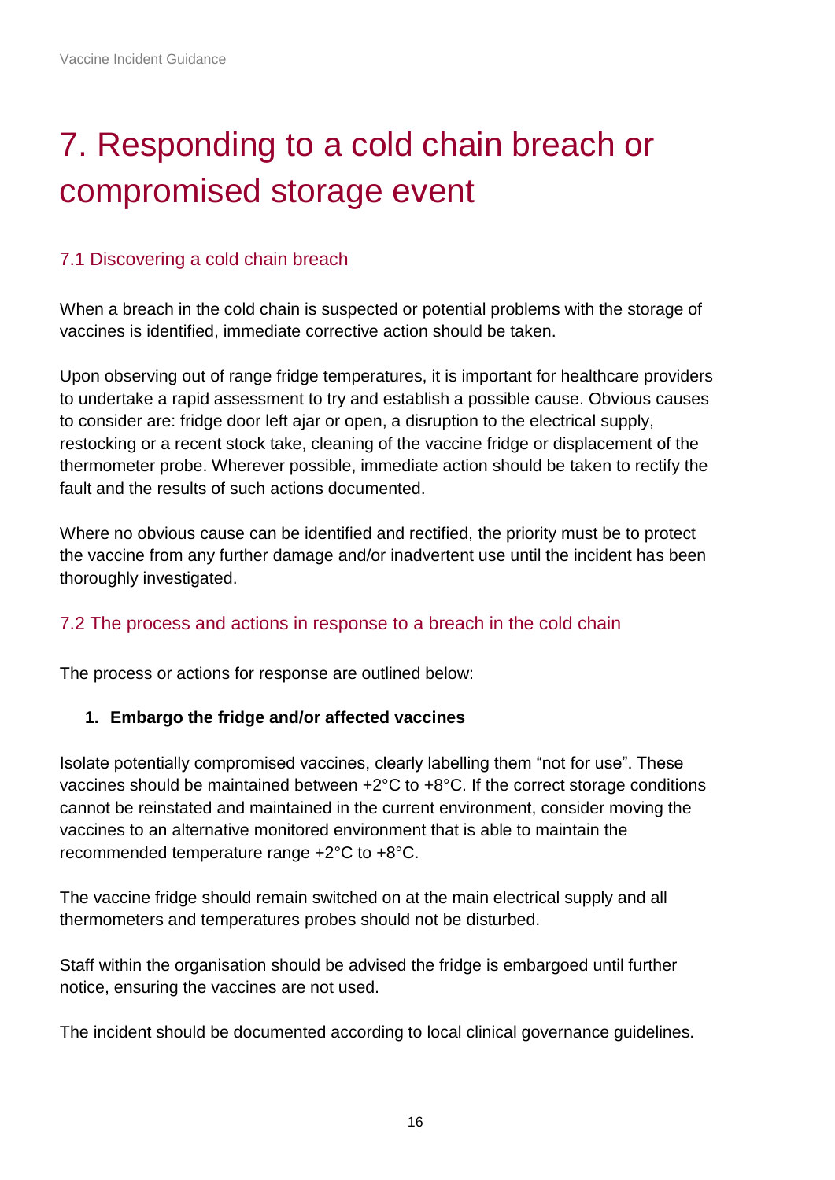# 7. Responding to a cold chain breach or compromised storage event

## 7.1 Discovering a cold chain breach

When a breach in the cold chain is suspected or potential problems with the storage of vaccines is identified, immediate corrective action should be taken.

Upon observing out of range fridge temperatures, it is important for healthcare providers to undertake a rapid assessment to try and establish a possible cause. Obvious causes to consider are: fridge door left ajar or open, a disruption to the electrical supply, restocking or a recent stock take, cleaning of the vaccine fridge or displacement of the thermometer probe. Wherever possible, immediate action should be taken to rectify the fault and the results of such actions documented.

Where no obvious cause can be identified and rectified, the priority must be to protect the vaccine from any further damage and/or inadvertent use until the incident has been thoroughly investigated.

## 7.2 The process and actions in response to a breach in the cold chain

The process or actions for response are outlined below:

1. **Embargo the fridge and/or affected vaccines**

Isolate potentially compromised vaccines, clearly labelling them "not for use". These vaccines should be maintained between +2°C to +8°C. If the correct storage conditions cannot be reinstated and maintained in the current environment, consider moving the vaccines to an alternative monitored environment that is able to maintain the recommended temperature range +2°C to +8°C.

The vaccine fridge should remain switched on at the main electrical supply and all thermometers and temperatures probes should not be disturbed.

Staff within the organisation should be advised the fridge is embargoed until further notice, ensuring the vaccines are not used.

The incident should be documented according to local clinical governance guidelines.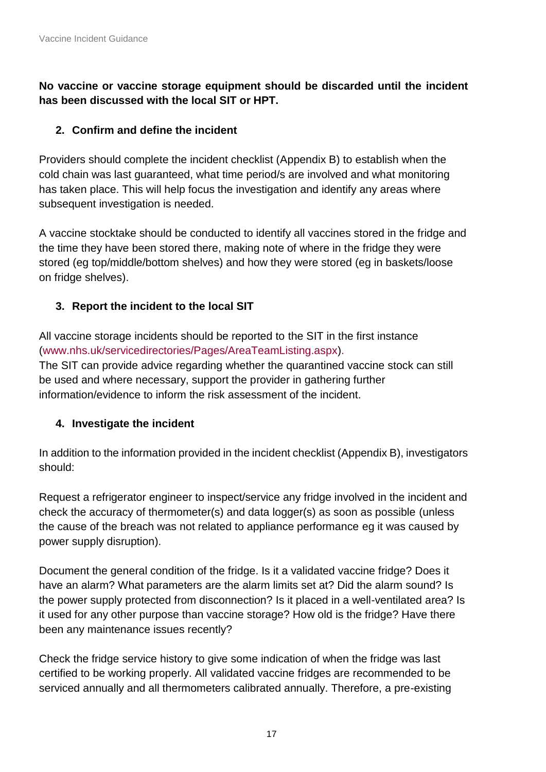**No vaccine or vaccine storage equipment should be discarded until the incident has been discussed with the local SIT or HPT.**

### 2. Confirm and define the incident

Providers should complete the incident checklist (Appendix B) to establish when the cold chain was last guaranteed, what time period/s are involved and what monitoring has taken place. This will help focus the investigation and identify any areas where subsequent investigation is needed.

A vaccine stocktake should be conducted to identify all vaccines stored in the fridge and the time they have been stored there, making note of where in the fridge they were stored (eg top/middle/bottom shelves) and how they were stored (eg in baskets/loose on fridge shelves).

### 3. Report the incident to the local SIT

All vaccine storage incidents should be reported to the SIT in the first instance (www.nhs.uk/servicedirectories/Pages/AreaTeamListing.aspx).
The SIT can provide advice regarding whether the quarantined vaccine stock can still be used and where necessary, support the provider in gathering further information/evidence to inform the risk assessment of the incident.

### 4. Investigate the incident

In addition to the information provided in the incident checklist (Appendix B), investigators should:

Request a refrigerator engineer to inspect/service any fridge involved in the incident and check the accuracy of thermometer(s) and data logger(s) as soon as possible (unless the cause of the breach was not related to appliance performance eg it was caused by power supply disruption).

Document the general condition of the fridge. Is it a validated vaccine fridge? Does it have an alarm? What parameters are the alarm limits set at? Did the alarm sound? Is the power supply protected from disconnection? Is it placed in a well-ventilated area? Is it used for any other purpose than vaccine storage? How old is the fridge? Have there been any maintenance issues recently?

Check the fridge service history to give some indication of when the fridge was last certified to be working properly. All validated vaccine fridges are recommended to be serviced annually and all thermometers calibrated annually. Therefore, a pre-existing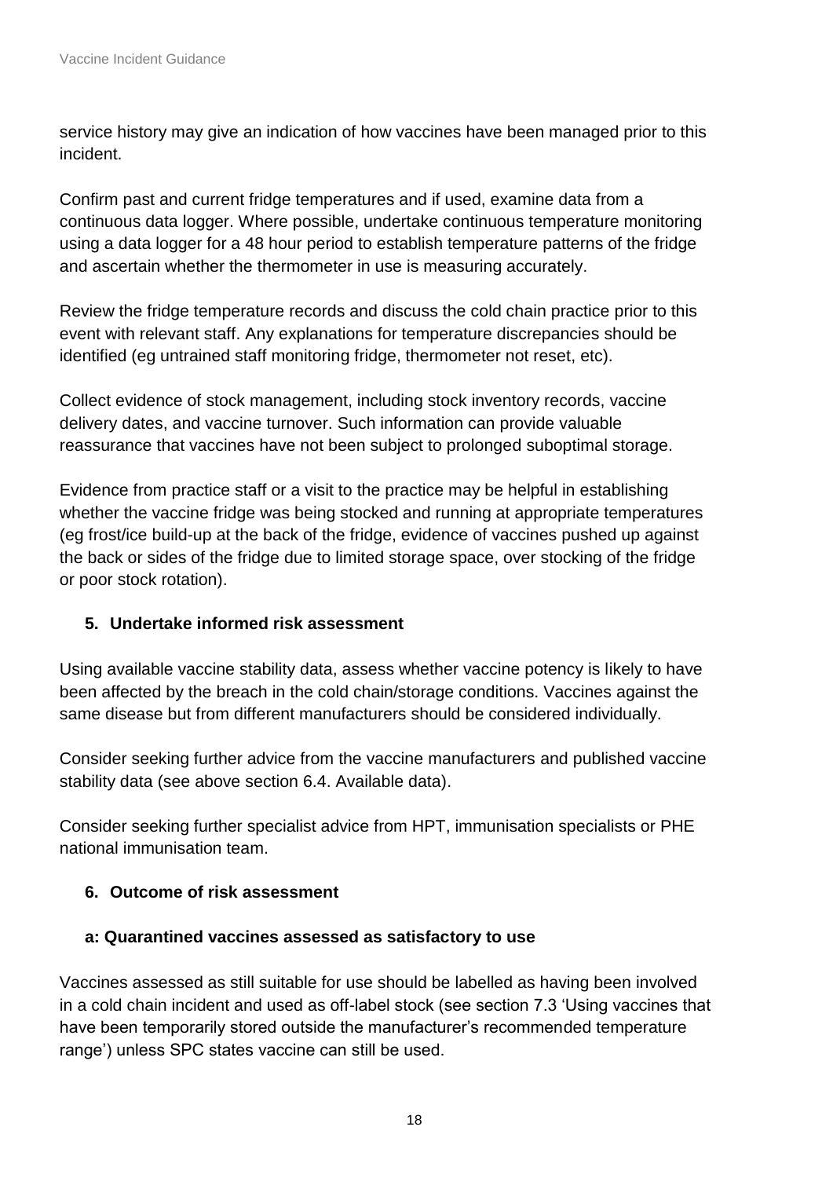service history may give an indication of how vaccines have been managed prior to this incident.

Confirm past and current fridge temperatures and if used, examine data from a continuous data logger. Where possible, undertake continuous temperature monitoring using a data logger for a 48 hour period to establish temperature patterns of the fridge and ascertain whether the thermometer in use is measuring accurately.

Review the fridge temperature records and discuss the cold chain practice prior to this event with relevant staff. Any explanations for temperature discrepancies should be identified (eg untrained staff monitoring fridge, thermometer not reset, etc).

Collect evidence of stock management, including stock inventory records, vaccine delivery dates, and vaccine turnover. Such information can provide valuable reassurance that vaccines have not been subject to prolonged suboptimal storage.

Evidence from practice staff or a visit to the practice may be helpful in establishing whether the vaccine fridge was being stocked and running at appropriate temperatures (eg frost/ice build-up at the back of the fridge, evidence of vaccines pushed up against the back or sides of the fridge due to limited storage space, over stocking of the fridge or poor stock rotation).

#### 5. Undertake informed risk assessment

Using available vaccine stability data, assess whether vaccine potency is likely to have been affected by the breach in the cold chain/storage conditions. Vaccines against the same disease but from different manufacturers should be considered individually.

Consider seeking further advice from the vaccine manufacturers and published vaccine stability data (see above section 6.4. Available data).

Consider seeking further specialist advice from HPT, immunisation specialists or PHE national immunisation team.

#### 6. Outcome of risk assessment

##### a: Quarantined vaccines assessed as satisfactory to use

Vaccines assessed as still suitable for use should be labelled as having been involved in a cold chain incident and used as off-label stock (see section 7.3 'Using vaccines that have been temporarily stored outside the manufacturer's recommended temperature range') unless SPC states vaccine can still be used.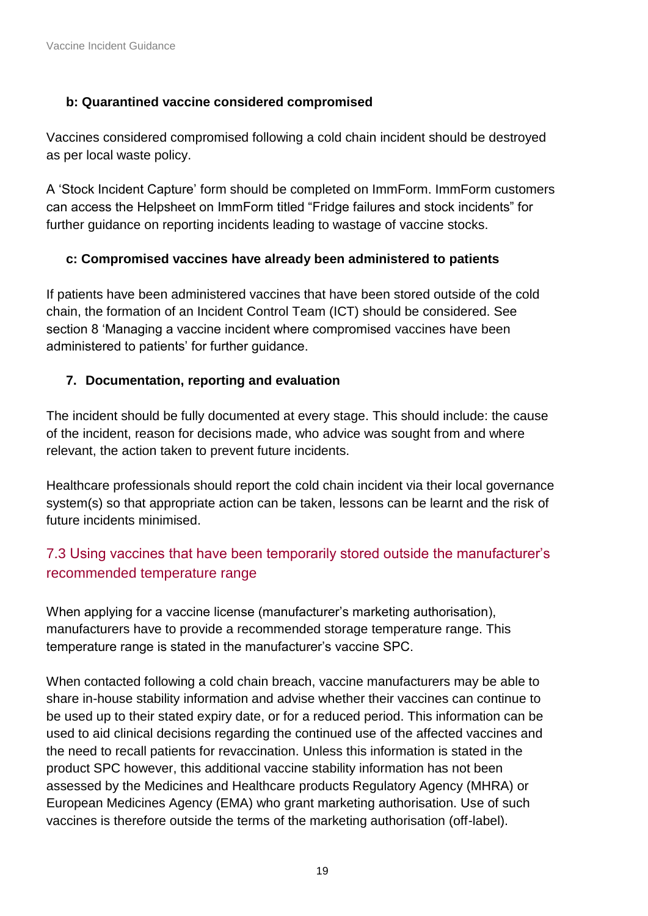**b: Quarantined vaccine considered compromised**

Vaccines considered compromised following a cold chain incident should be destroyed as per local waste policy.

A 'Stock Incident Capture' form should be completed on ImmForm. ImmForm customers can access the Helpsheet on ImmForm titled "Fridge failures and stock incidents" for further guidance on reporting incidents leading to wastage of vaccine stocks.

**c: Compromised vaccines have already been administered to patients**

If patients have been administered vaccines that have been stored outside of the cold chain, the formation of an Incident Control Team (ICT) should be considered. See section 8 'Managing a vaccine incident where compromised vaccines have been administered to patients' for further guidance.

**7. Documentation, reporting and evaluation**

The incident should be fully documented at every stage. This should include: the cause of the incident, reason for decisions made, who advice was sought from and where relevant, the action taken to prevent future incidents.

Healthcare professionals should report the cold chain incident via their local governance system(s) so that appropriate action can be taken, lessons can be learnt and the risk of future incidents minimised.

## 7.3 Using vaccines that have been temporarily stored outside the manufacturer's recommended temperature range

When applying for a vaccine license (manufacturer's marketing authorisation), manufacturers have to provide a recommended storage temperature range. This temperature range is stated in the manufacturer's vaccine SPC.

When contacted following a cold chain breach, vaccine manufacturers may be able to share in-house stability information and advise whether their vaccines can continue to be used up to their stated expiry date, or for a reduced period. This information can be used to aid clinical decisions regarding the continued use of the affected vaccines and the need to recall patients for revaccination. Unless this information is stated in the product SPC however, this additional vaccine stability information has not been assessed by the Medicines and Healthcare products Regulatory Agency (MHRA) or European Medicines Agency (EMA) who grant marketing authorisation. Use of such vaccines is therefore outside the terms of the marketing authorisation (off-label).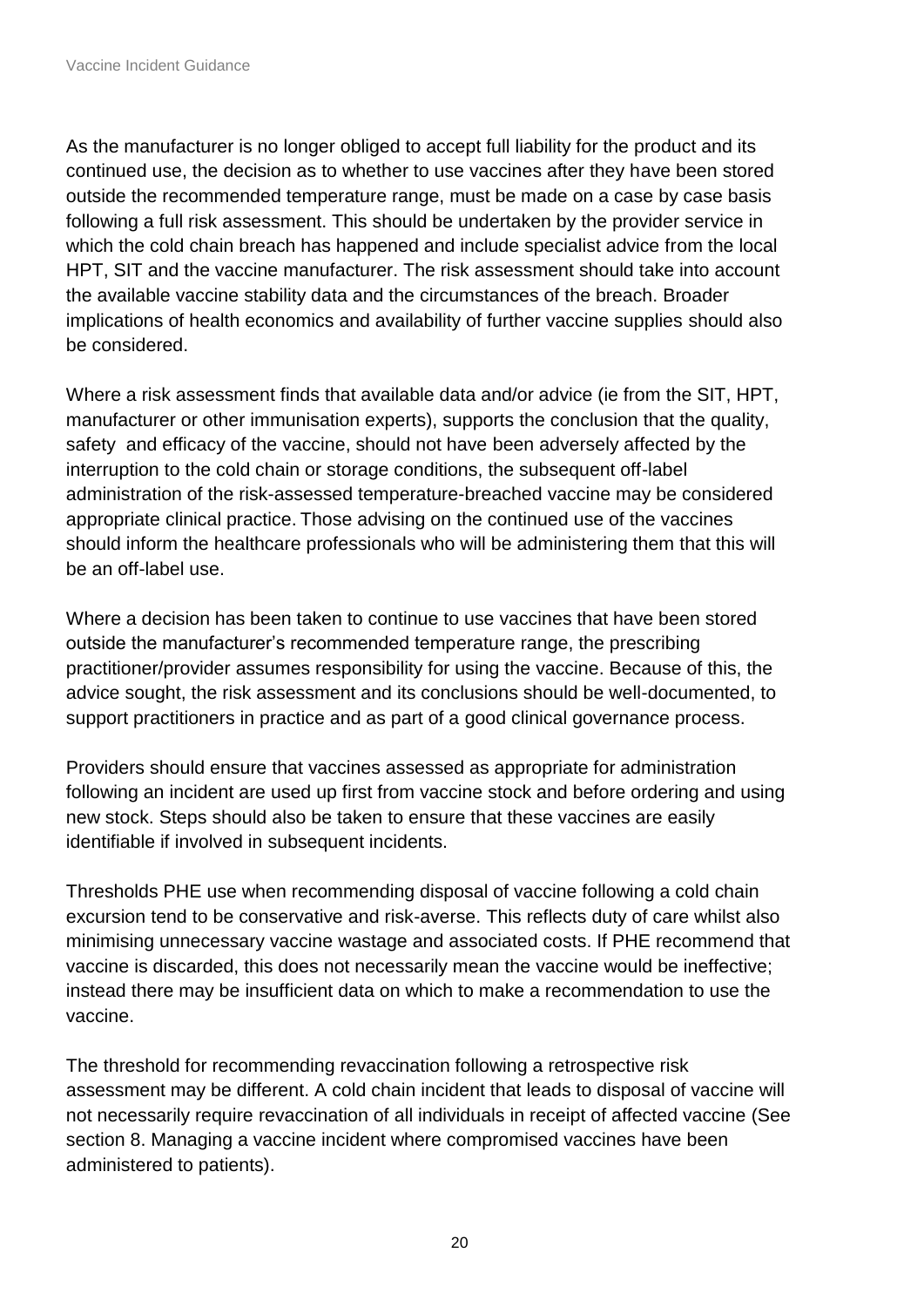As the manufacturer is no longer obliged to accept full liability for the product and its continued use, the decision as to whether to use vaccines after they have been stored outside the recommended temperature range, must be made on a case by case basis following a full risk assessment. This should be undertaken by the provider service in which the cold chain breach has happened and include specialist advice from the local HPT, SIT and the vaccine manufacturer. The risk assessment should take into account the available vaccine stability data and the circumstances of the breach. Broader implications of health economics and availability of further vaccine supplies should also be considered.

Where a risk assessment finds that available data and/or advice (ie from the SIT, HPT, manufacturer or other immunisation experts), supports the conclusion that the quality, safety and efficacy of the vaccine, should not have been adversely affected by the interruption to the cold chain or storage conditions, the subsequent off-label administration of the risk-assessed temperature-breached vaccine may be considered appropriate clinical practice. Those advising on the continued use of the vaccines should inform the healthcare professionals who will be administering them that this will be an off-label use.

Where a decision has been taken to continue to use vaccines that have been stored outside the manufacturer's recommended temperature range, the prescribing practitioner/provider assumes responsibility for using the vaccine. Because of this, the advice sought, the risk assessment and its conclusions should be well-documented, to support practitioners in practice and as part of a good clinical governance process.

Providers should ensure that vaccines assessed as appropriate for administration following an incident are used up first from vaccine stock and before ordering and using new stock. Steps should also be taken to ensure that these vaccines are easily identifiable if involved in subsequent incidents.

Thresholds PHE use when recommending disposal of vaccine following a cold chain excursion tend to be conservative and risk-averse. This reflects duty of care whilst also minimising unnecessary vaccine wastage and associated costs. If PHE recommend that vaccine is discarded, this does not necessarily mean the vaccine would be ineffective; instead there may be insufficient data on which to make a recommendation to use the vaccine.

The threshold for recommending revaccination following a retrospective risk assessment may be different. A cold chain incident that leads to disposal of vaccine will not necessarily require revaccination of all individuals in receipt of affected vaccine (See section 8. Managing a vaccine incident where compromised vaccines have been administered to patients).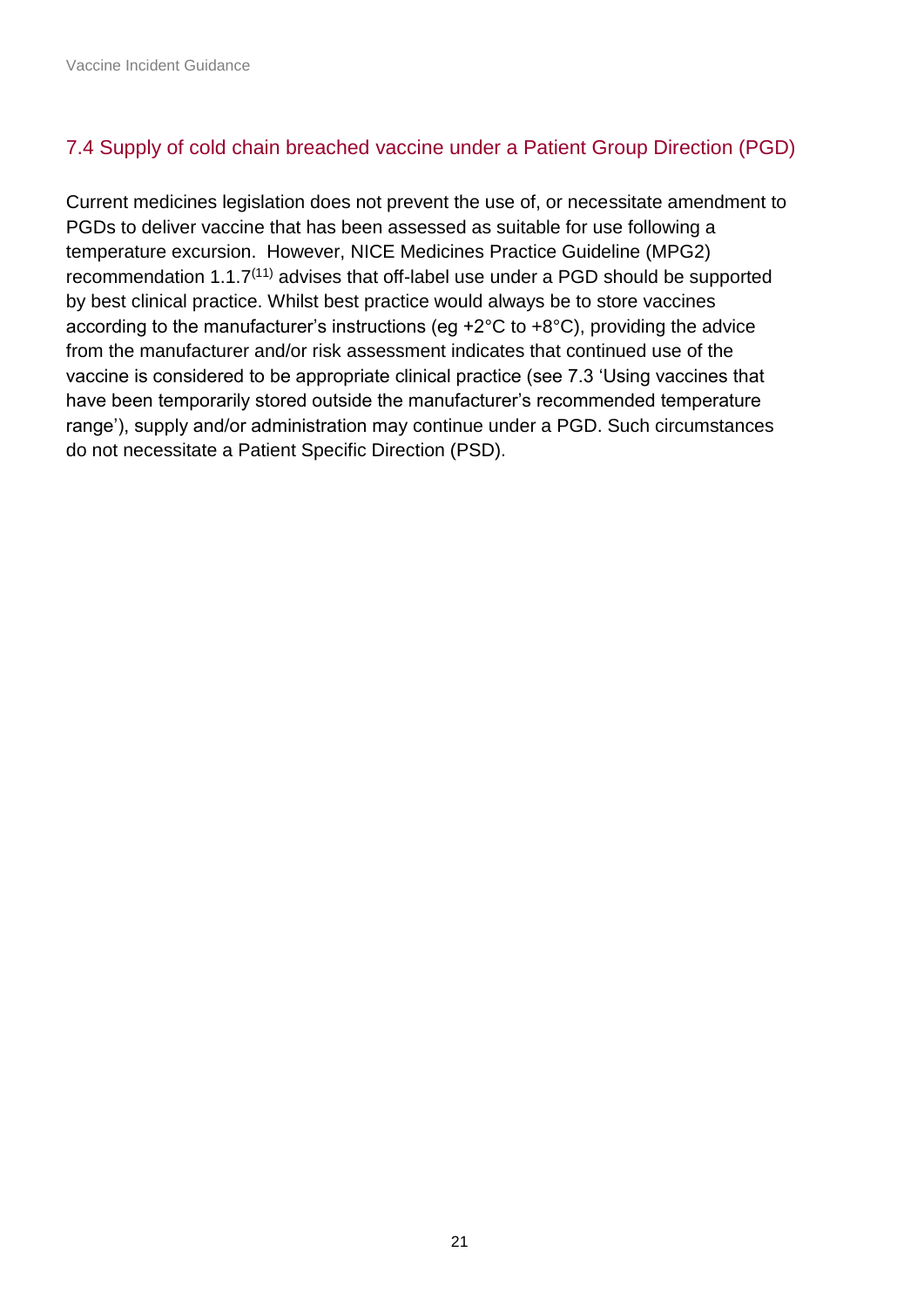## 7.4 Supply of cold chain breached vaccine under a Patient Group Direction (PGD)

Current medicines legislation does not prevent the use of, or necessitate amendment to PGDs to deliver vaccine that has been assessed as suitable for use following a temperature excursion. However, NICE Medicines Practice Guideline (MPG2) recommendation 1.1.7[11] advises that off-label use under a PGD should be supported by best clinical practice. Whilst best practice would always be to store vaccines according to the manufacturer's instructions (eg +2°C to +8°C), providing the advice from the manufacturer and/or risk assessment indicates that continued use of the vaccine is considered to be appropriate clinical practice (see 7.3 'Using vaccines that have been temporarily stored outside the manufacturer's recommended temperature range'), supply and/or administration may continue under a PGD. Such circumstances do not necessitate a Patient Specific Direction (PSD).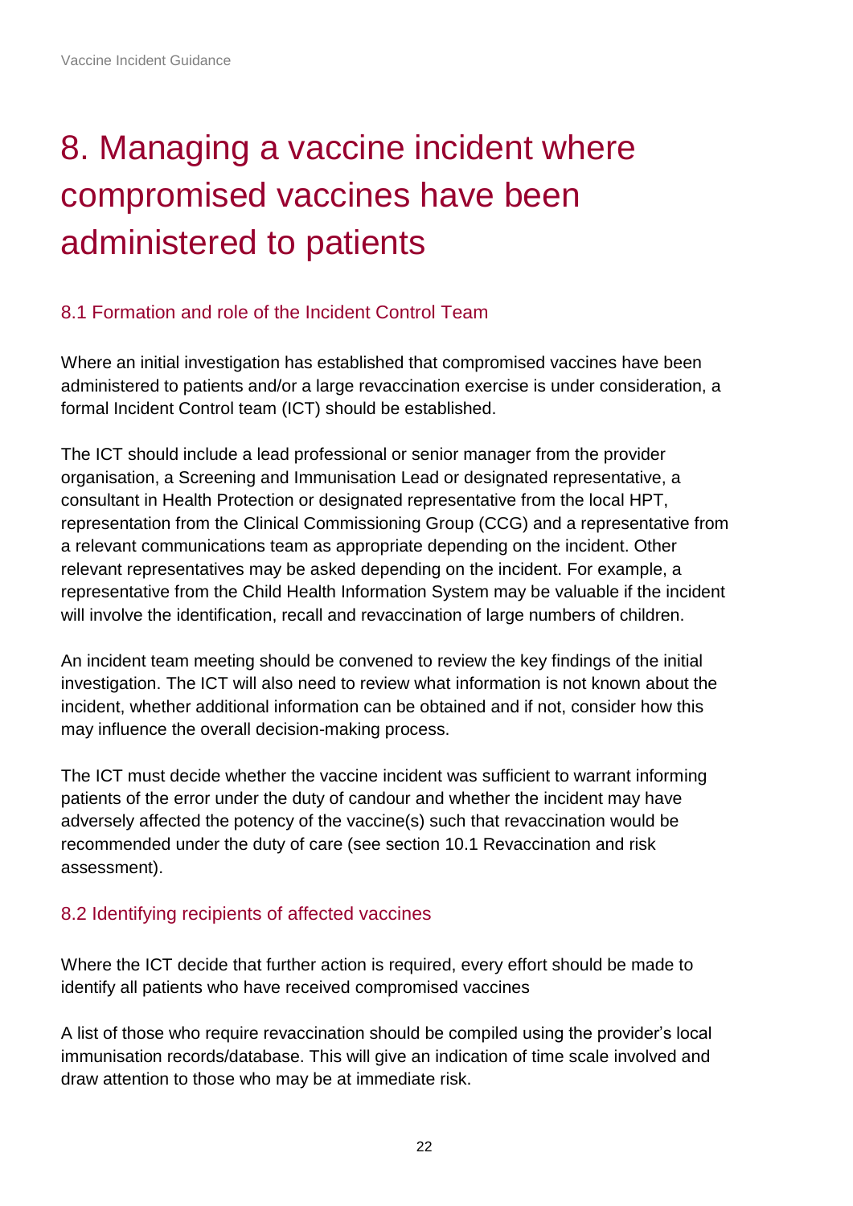# 8. Managing a vaccine incident where compromised vaccines have been administered to patients

## 8.1 Formation and role of the Incident Control Team

Where an initial investigation has established that compromised vaccines have been administered to patients and/or a large revaccination exercise is under consideration, a formal Incident Control team (ICT) should be established.

The ICT should include a lead professional or senior manager from the provider organisation, a Screening and Immunisation Lead or designated representative, a consultant in Health Protection or designated representative from the local HPT, representation from the Clinical Commissioning Group (CCG) and a representative from a relevant communications team as appropriate depending on the incident. Other relevant representatives may be asked depending on the incident. For example, a representative from the Child Health Information System may be valuable if the incident will involve the identification, recall and revaccination of large numbers of children.

An incident team meeting should be convened to review the key findings of the initial investigation. The ICT will also need to review what information is not known about the incident, whether additional information can be obtained and if not, consider how this may influence the overall decision-making process.

The ICT must decide whether the vaccine incident was sufficient to warrant informing patients of the error under the duty of candour and whether the incident may have adversely affected the potency of the vaccine(s) such that revaccination would be recommended under the duty of care (see section 10.1 Revaccination and risk assessment).

## 8.2 Identifying recipients of affected vaccines

Where the ICT decide that further action is required, every effort should be made to identify all patients who have received compromised vaccines

A list of those who require revaccination should be compiled using the provider's local immunisation records/database. This will give an indication of time scale involved and draw attention to those who may be at immediate risk.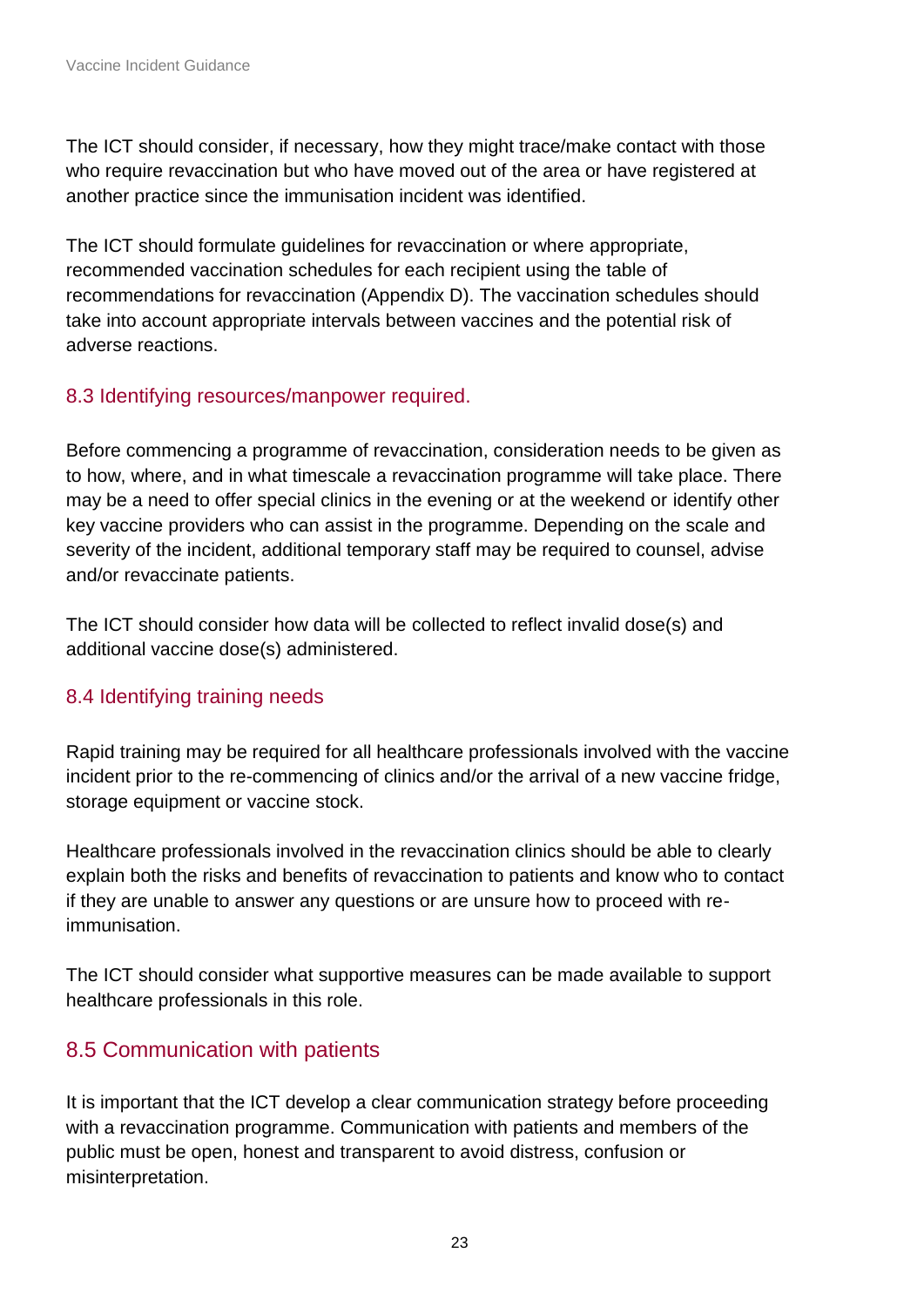The ICT should consider, if necessary, how they might trace/make contact with those who require revaccination but who have moved out of the area or have registered at another practice since the immunisation incident was identified.

The ICT should formulate guidelines for revaccination or where appropriate, recommended vaccination schedules for each recipient using the table of recommendations for revaccination (Appendix D). The vaccination schedules should take into account appropriate intervals between vaccines and the potential risk of adverse reactions.

### 8.3 Identifying resources/manpower required.

Before commencing a programme of revaccination, consideration needs to be given as to how, where, and in what timescale a revaccination programme will take place. There may be a need to offer special clinics in the evening or at the weekend or identify other key vaccine providers who can assist in the programme. Depending on the scale and severity of the incident, additional temporary staff may be required to counsel, advise and/or revaccinate patients.

The ICT should consider how data will be collected to reflect invalid dose(s) and additional vaccine dose(s) administered.

### 8.4 Identifying training needs

Rapid training may be required for all healthcare professionals involved with the vaccine incident prior to the re-commencing of clinics and/or the arrival of a new vaccine fridge, storage equipment or vaccine stock.

Healthcare professionals involved in the revaccination clinics should be able to clearly explain both the risks and benefits of revaccination to patients and know who to contact if they are unable to answer any questions or are unsure how to proceed with re-immunisation.

The ICT should consider what supportive measures can be made available to support healthcare professionals in this role.

## 8.5 Communication with patients

It is important that the ICT develop a clear communication strategy before proceeding with a revaccination programme. Communication with patients and members of the public must be open, honest and transparent to avoid distress, confusion or misinterpretation.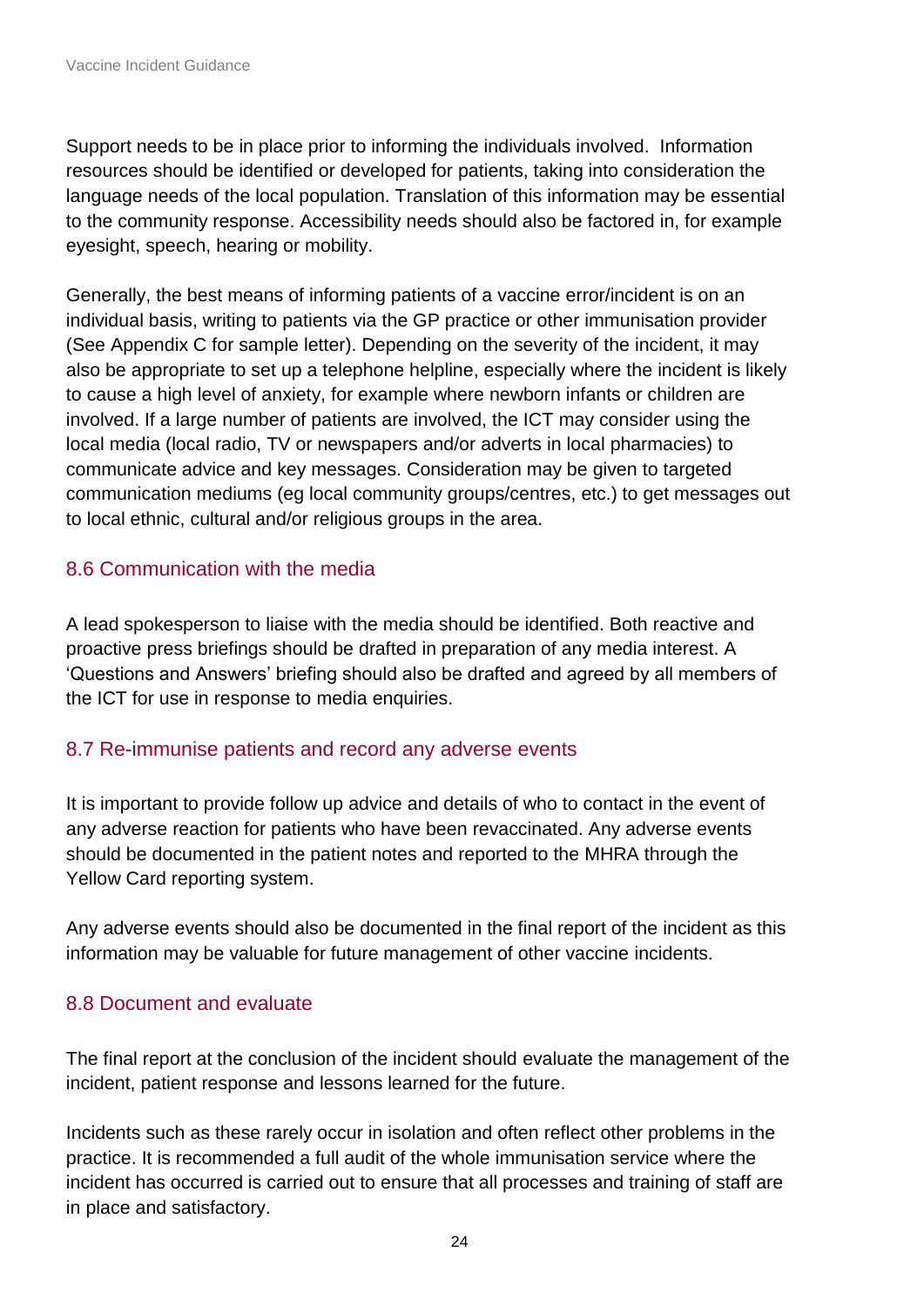Support needs to be in place prior to informing the individuals involved. Information resources should be identified or developed for patients, taking into consideration the language needs of the local population. Translation of this information may be essential to the community response. Accessibility needs should also be factored in, for example eyesight, speech, hearing or mobility.

Generally, the best means of informing patients of a vaccine error/incident is on an individual basis, writing to patients via the GP practice or other immunisation provider (See Appendix C for sample letter). Depending on the severity of the incident, it may also be appropriate to set up a telephone helpline, especially where the incident is likely to cause a high level of anxiety, for example where newborn infants or children are involved. If a large number of patients are involved, the ICT may consider using the local media (local radio, TV or newspapers and/or adverts in local pharmacies) to communicate advice and key messages. Consideration may be given to targeted communication mediums (eg local community groups/centres, etc.) to get messages out to local ethnic, cultural and/or religious groups in the area.

## 8.6 Communication with the media

A lead spokesperson to liaise with the media should be identified. Both reactive and proactive press briefings should be drafted in preparation of any media interest. A 'Questions and Answers' briefing should also be drafted and agreed by all members of the ICT for use in response to media enquiries.

## 8.7 Re-immunise patients and record any adverse events

It is important to provide follow up advice and details of who to contact in the event of any adverse reaction for patients who have been revaccinated. Any adverse events should be documented in the patient notes and reported to the MHRA through the Yellow Card reporting system.

Any adverse events should also be documented in the final report of the incident as this information may be valuable for future management of other vaccine incidents.

## 8.8 Document and evaluate

The final report at the conclusion of the incident should evaluate the management of the incident, patient response and lessons learned for the future.

Incidents such as these rarely occur in isolation and often reflect other problems in the practice. It is recommended a full audit of the whole immunisation service where the incident has occurred is carried out to ensure that all processes and training of staff are in place and satisfactory.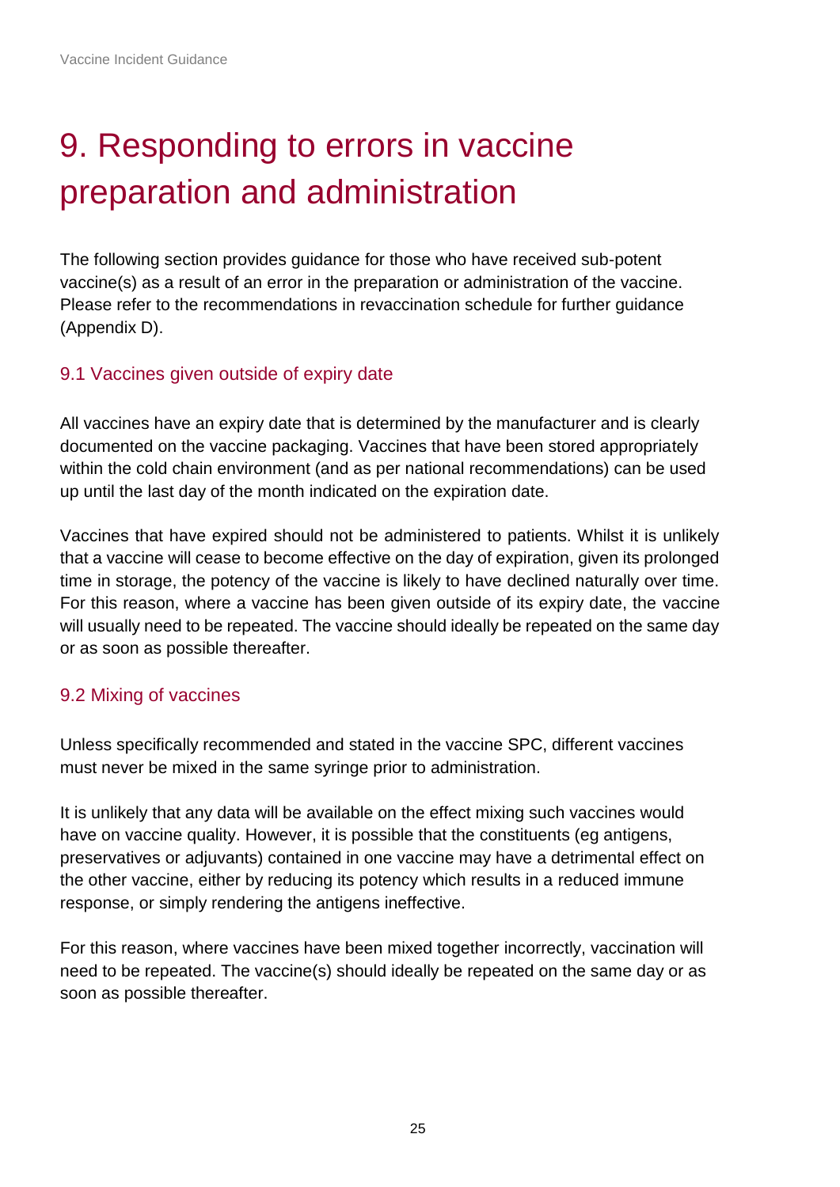# 9. Responding to errors in vaccine preparation and administration

The following section provides guidance for those who have received sub-potent vaccine(s) as a result of an error in the preparation or administration of the vaccine. Please refer to the recommendations in revaccination schedule for further guidance (Appendix D).

## 9.1 Vaccines given outside of expiry date

All vaccines have an expiry date that is determined by the manufacturer and is clearly documented on the vaccine packaging. Vaccines that have been stored appropriately within the cold chain environment (and as per national recommendations) can be used up until the last day of the month indicated on the expiration date.

Vaccines that have expired should not be administered to patients. Whilst it is unlikely that a vaccine will cease to become effective on the day of expiration, given its prolonged time in storage, the potency of the vaccine is likely to have declined naturally over time. For this reason, where a vaccine has been given outside of its expiry date, the vaccine will usually need to be repeated. The vaccine should ideally be repeated on the same day or as soon as possible thereafter.

## 9.2 Mixing of vaccines

Unless specifically recommended and stated in the vaccine SPC, different vaccines must never be mixed in the same syringe prior to administration.

It is unlikely that any data will be available on the effect mixing such vaccines would have on vaccine quality. However, it is possible that the constituents (eg antigens, preservatives or adjuvants) contained in one vaccine may have a detrimental effect on the other vaccine, either by reducing its potency which results in a reduced immune response, or simply rendering the antigens ineffective.

For this reason, where vaccines have been mixed together incorrectly, vaccination will need to be repeated. The vaccine(s) should ideally be repeated on the same day or as soon as possible thereafter.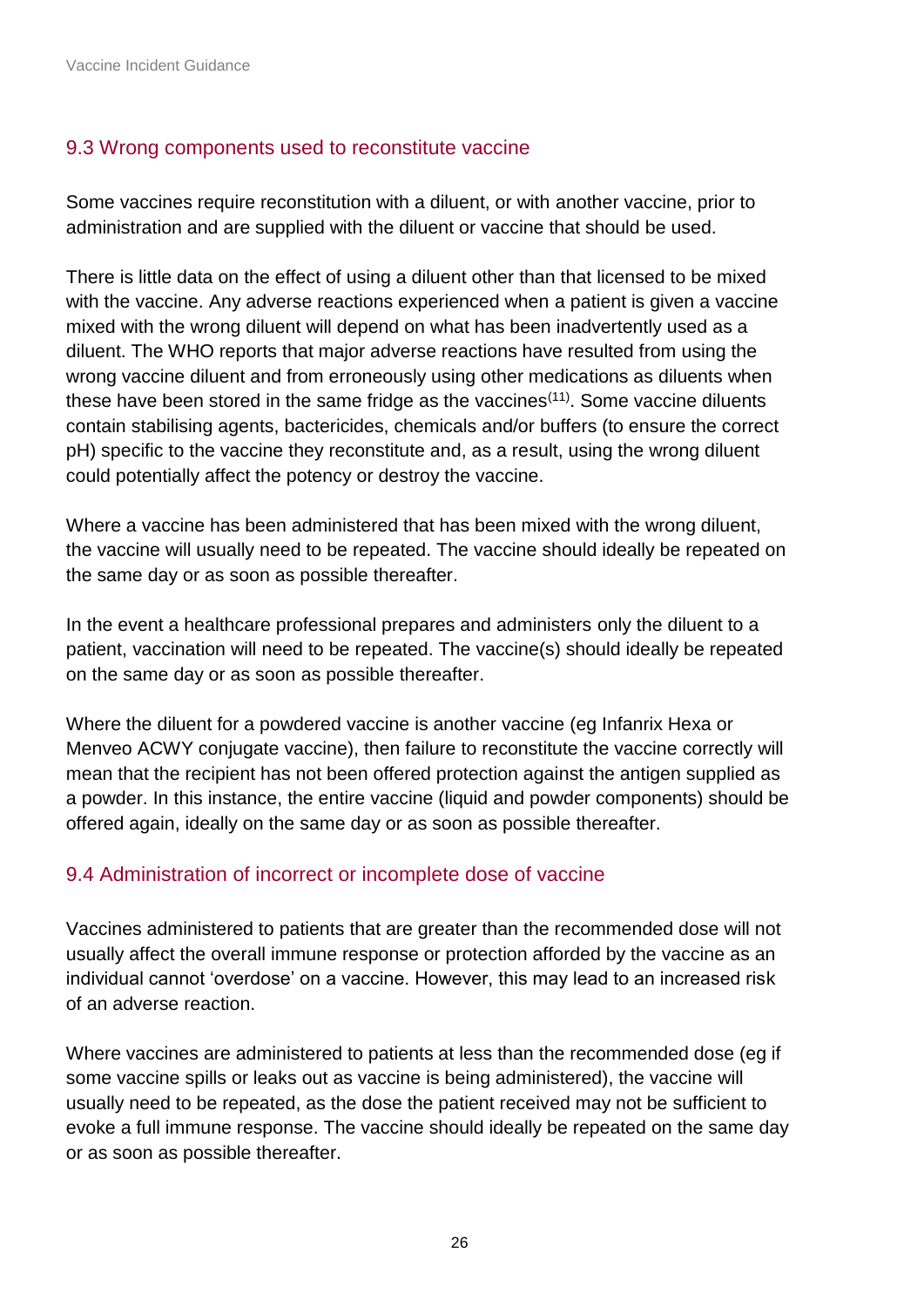## 9.3 Wrong components used to reconstitute vaccine

Some vaccines require reconstitution with a diluent, or with another vaccine, prior to administration and are supplied with the diluent or vaccine that should be used.

There is little data on the effect of using a diluent other than that licensed to be mixed with the vaccine. Any adverse reactions experienced when a patient is given a vaccine mixed with the wrong diluent will depend on what has been inadvertently used as a diluent. The WHO reports that major adverse reactions have resulted from using the wrong vaccine diluent and from erroneously using other medications as diluents when these have been stored in the same fridge as the vaccines[11]. Some vaccine diluents contain stabilising agents, bactericides, chemicals and/or buffers (to ensure the correct pH) specific to the vaccine they reconstitute and, as a result, using the wrong diluent could potentially affect the potency or destroy the vaccine.

Where a vaccine has been administered that has been mixed with the wrong diluent, the vaccine will usually need to be repeated. The vaccine should ideally be repeated on the same day or as soon as possible thereafter.

In the event a healthcare professional prepares and administers only the diluent to a patient, vaccination will need to be repeated. The vaccine(s) should ideally be repeated on the same day or as soon as possible thereafter.

Where the diluent for a powdered vaccine is another vaccine (eg Infanrix Hexa or Menveo ACWY conjugate vaccine), then failure to reconstitute the vaccine correctly will mean that the recipient has not been offered protection against the antigen supplied as a powder. In this instance, the entire vaccine (liquid and powder components) should be offered again, ideally on the same day or as soon as possible thereafter.

## 9.4 Administration of incorrect or incomplete dose of vaccine

Vaccines administered to patients that are greater than the recommended dose will not usually affect the overall immune response or protection afforded by the vaccine as an individual cannot 'overdose' on a vaccine. However, this may lead to an increased risk of an adverse reaction.

Where vaccines are administered to patients at less than the recommended dose (eg if some vaccine spills or leaks out as vaccine is being administered), the vaccine will usually need to be repeated, as the dose the patient received may not be sufficient to evoke a full immune response. The vaccine should ideally be repeated on the same day or as soon as possible thereafter.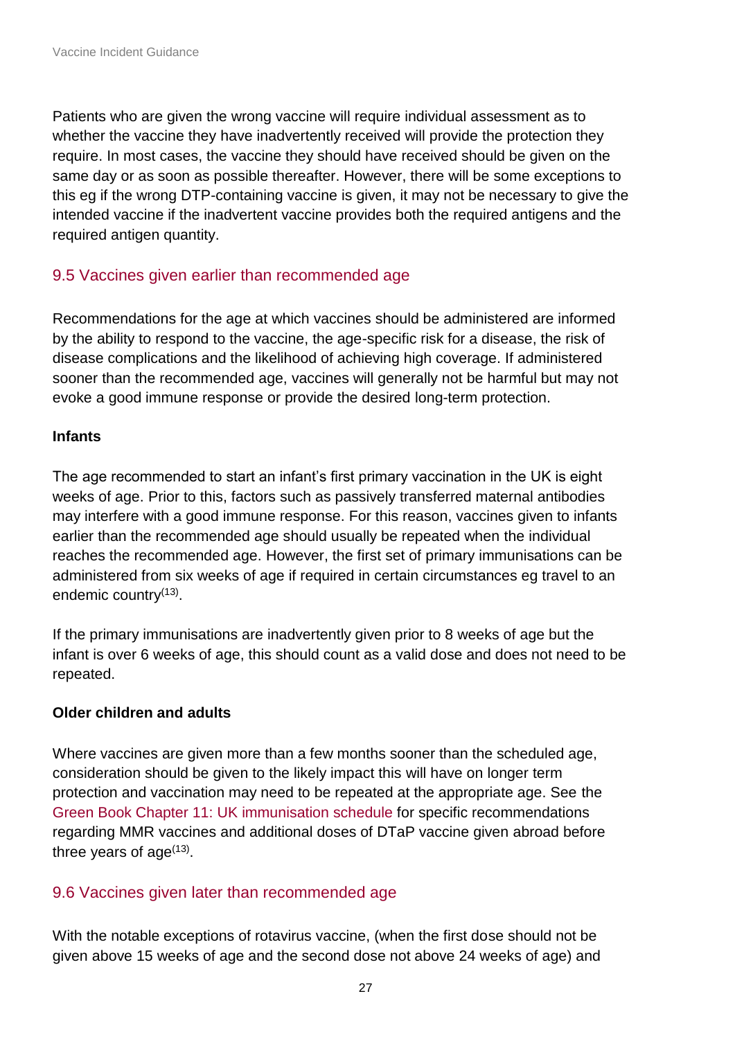Patients who are given the wrong vaccine will require individual assessment as to whether the vaccine they have inadvertently received will provide the protection they require. In most cases, the vaccine they should have received should be given on the same day or as soon as possible thereafter. However, there will be some exceptions to this eg if the wrong DTP-containing vaccine is given, it may not be necessary to give the intended vaccine if the inadvertent vaccine provides both the required antigens and the required antigen quantity.

## 9.5 Vaccines given earlier than recommended age

Recommendations for the age at which vaccines should be administered are informed by the ability to respond to the vaccine, the age-specific risk for a disease, the risk of disease complications and the likelihood of achieving high coverage. If administered sooner than the recommended age, vaccines will generally not be harmful but may not evoke a good immune response or provide the desired long-term protection.

**Infants**

The age recommended to start an infant's first primary vaccination in the UK is eight weeks of age. Prior to this, factors such as passively transferred maternal antibodies may interfere with a good immune response. For this reason, vaccines given to infants earlier than the recommended age should usually be repeated when the individual reaches the recommended age. However, the first set of primary immunisations can be administered from six weeks of age if required in certain circumstances eg travel to an endemic country[13].

If the primary immunisations are inadvertently given prior to 8 weeks of age but the infant is over 6 weeks of age, this should count as a valid dose and does not need to be repeated.

**Older children and adults**

Where vaccines are given more than a few months sooner than the scheduled age, consideration should be given to the likely impact this will have on longer term protection and vaccination may need to be repeated at the appropriate age. See the Green Book Chapter 11: UK immunisation schedule for specific recommendations regarding MMR vaccines and additional doses of DTaP vaccine given abroad before three years of age[13].

## 9.6 Vaccines given later than recommended age

With the notable exceptions of rotavirus vaccine, (when the first dose should not be given above 15 weeks of age and the second dose not above 24 weeks of age) and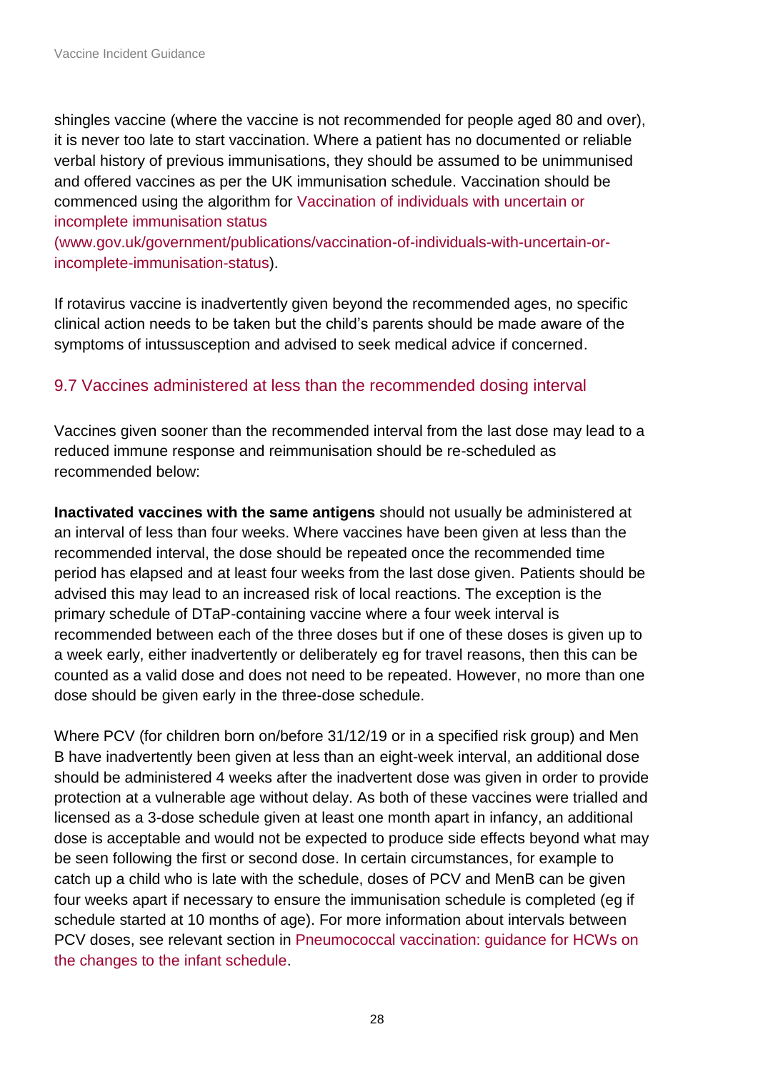shingles vaccine (where the vaccine is not recommended for people aged 80 and over), it is never too late to start vaccination. Where a patient has no documented or reliable verbal history of previous immunisations, they should be assumed to be unimmunised and offered vaccines as per the UK immunisation schedule. Vaccination should be commenced using the algorithm for Vaccination of individuals with uncertain or incomplete immunisation status (www.gov.uk/government/publications/vaccination-of-individuals-with-uncertain-or-incomplete-immunisation-status).

If rotavirus vaccine is inadvertently given beyond the recommended ages, no specific clinical action needs to be taken but the child's parents should be made aware of the symptoms of intussusception and advised to seek medical advice if concerned.

### 9.7 Vaccines administered at less than the recommended dosing interval

Vaccines given sooner than the recommended interval from the last dose may lead to a reduced immune response and reimmunisation should be re-scheduled as recommended below:

**Inactivated vaccines with the same antigens** should not usually be administered at an interval of less than four weeks. Where vaccines have been given at less than the recommended interval, the dose should be repeated once the recommended time period has elapsed and at least four weeks from the last dose given. Patients should be advised this may lead to an increased risk of local reactions. The exception is the primary schedule of DTaP-containing vaccine where a four week interval is recommended between each of the three doses but if one of these doses is given up to a week early, either inadvertently or deliberately eg for travel reasons, then this can be counted as a valid dose and does not need to be repeated. However, no more than one dose should be given early in the three-dose schedule.

Where PCV (for children born on/before 31/12/19 or in a specified risk group) and Men B have inadvertently been given at less than an eight-week interval, an additional dose should be administered 4 weeks after the inadvertent dose was given in order to provide protection at a vulnerable age without delay. As both of these vaccines were trialled and licensed as a 3-dose schedule given at least one month apart in infancy, an additional dose is acceptable and would not be expected to produce side effects beyond what may be seen following the first or second dose. In certain circumstances, for example to catch up a child who is late with the schedule, doses of PCV and MenB can be given four weeks apart if necessary to ensure the immunisation schedule is completed (eg if schedule started at 10 months of age). For more information about intervals between PCV doses, see relevant section in Pneumococcal vaccination: guidance for HCWs on the changes to the infant schedule.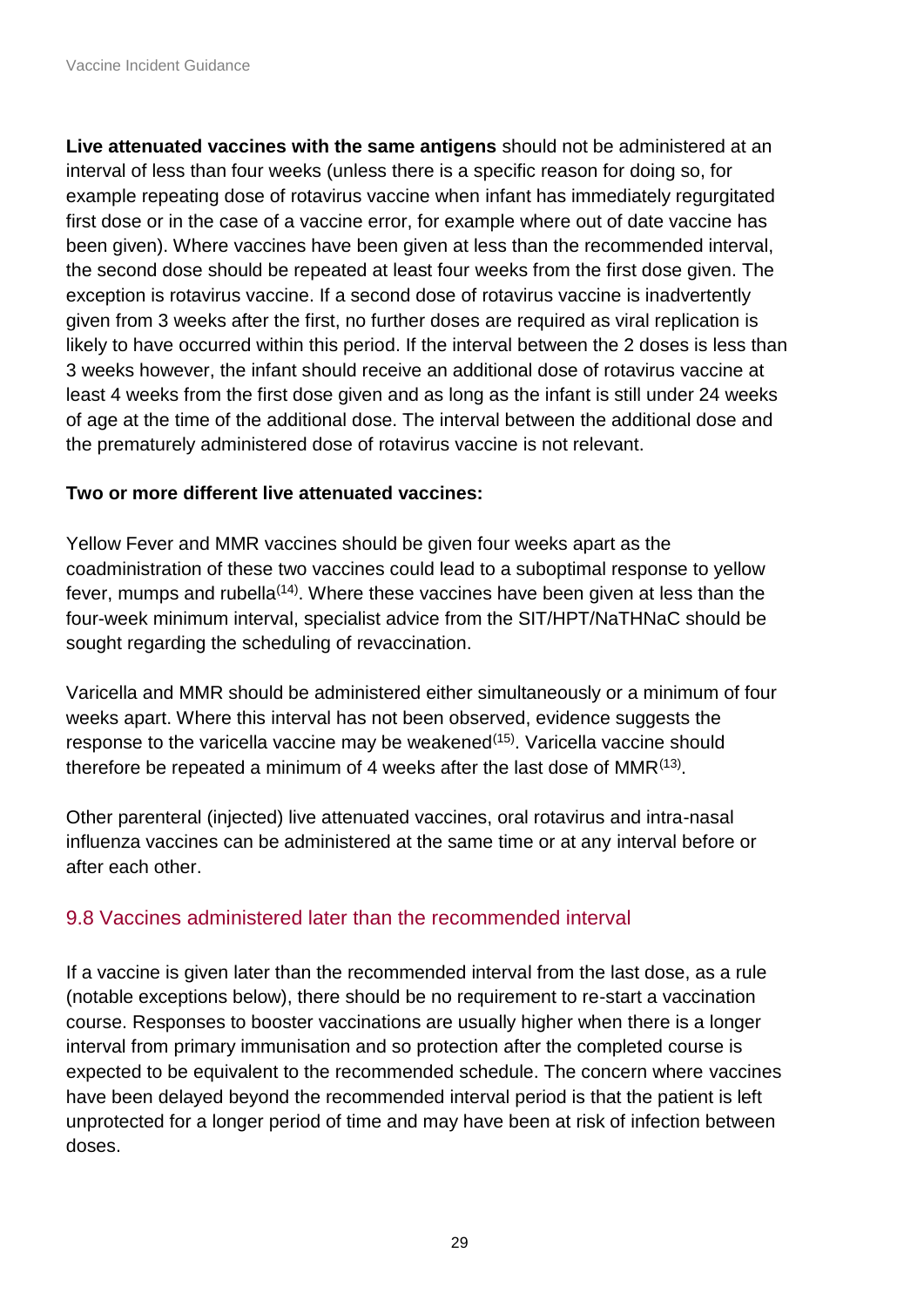**Live attenuated vaccines with the same antigens** should not be administered at an interval of less than four weeks (unless there is a specific reason for doing so, for example repeating dose of rotavirus vaccine when infant has immediately regurgitated first dose or in the case of a vaccine error, for example where out of date vaccine has been given). Where vaccines have been given at less than the recommended interval, the second dose should be repeated at least four weeks from the first dose given. The exception is rotavirus vaccine. If a second dose of rotavirus vaccine is inadvertently given from 3 weeks after the first, no further doses are required as viral replication is likely to have occurred within this period. If the interval between the 2 doses is less than 3 weeks however, the infant should receive an additional dose of rotavirus vaccine at least 4 weeks from the first dose given and as long as the infant is still under 24 weeks of age at the time of the additional dose. The interval between the additional dose and the prematurely administered dose of rotavirus vaccine is not relevant.

**Two or more different live attenuated vaccines:**

Yellow Fever and MMR vaccines should be given four weeks apart as the coadministration of these two vaccines could lead to a suboptimal response to yellow fever, mumps and rubella[14]. Where these vaccines have been given at less than the four-week minimum interval, specialist advice from the SIT/HPT/NaTHNaC should be sought regarding the scheduling of revaccination.

Varicella and MMR should be administered either simultaneously or a minimum of four weeks apart. Where this interval has not been observed, evidence suggests the response to the varicella vaccine may be weakened[15]. Varicella vaccine should therefore be repeated a minimum of 4 weeks after the last dose of MMR[13].

Other parenteral (injected) live attenuated vaccines, oral rotavirus and intra-nasal influenza vaccines can be administered at the same time or at any interval before or after each other.

## 9.8 Vaccines administered later than the recommended interval

If a vaccine is given later than the recommended interval from the last dose, as a rule (notable exceptions below), there should be no requirement to re-start a vaccination course. Responses to booster vaccinations are usually higher when there is a longer interval from primary immunisation and so protection after the completed course is expected to be equivalent to the recommended schedule. The concern where vaccines have been delayed beyond the recommended interval period is that the patient is left unprotected for a longer period of time and may have been at risk of infection between doses.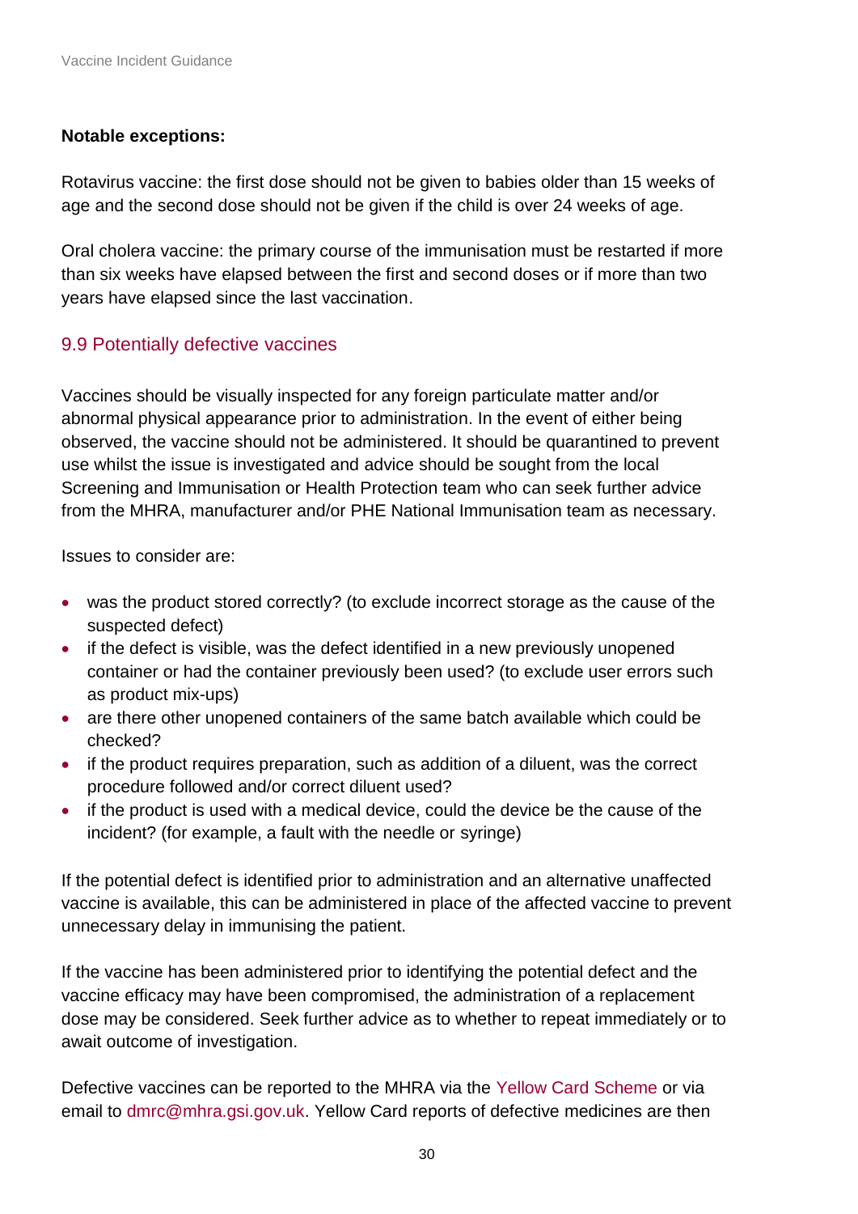**Notable exceptions:**

Rotavirus vaccine: the first dose should not be given to babies older than 15 weeks of age and the second dose should not be given if the child is over 24 weeks of age.

Oral cholera vaccine: the primary course of the immunisation must be restarted if more than six weeks have elapsed between the first and second doses or if more than two years have elapsed since the last vaccination.

## 9.9 Potentially defective vaccines

Vaccines should be visually inspected for any foreign particulate matter and/or abnormal physical appearance prior to administration. In the event of either being observed, the vaccine should not be administered. It should be quarantined to prevent use whilst the issue is investigated and advice should be sought from the local Screening and Immunisation or Health Protection team who can seek further advice from the MHRA, manufacturer and/or PHE National Immunisation team as necessary.

Issues to consider are:

- was the product stored correctly? (to exclude incorrect storage as the cause of the suspected defect)
- if the defect is visible, was the defect identified in a new previously unopened container or had the container previously been used? (to exclude user errors such as product mix-ups)
- are there other unopened containers of the same batch available which could be checked?
- if the product requires preparation, such as addition of a diluent, was the correct procedure followed and/or correct diluent used?
- if the product is used with a medical device, could the device be the cause of the incident? (for example, a fault with the needle or syringe)

If the potential defect is identified prior to administration and an alternative unaffected vaccine is available, this can be administered in place of the affected vaccine to prevent unnecessary delay in immunising the patient.

If the vaccine has been administered prior to identifying the potential defect and the vaccine efficacy may have been compromised, the administration of a replacement dose may be considered. Seek further advice as to whether to repeat immediately or to await outcome of investigation.

Defective vaccines can be reported to the MHRA via the Yellow Card Scheme or via email to dmrc@mhra.gsi.gov.uk. Yellow Card reports of defective medicines are then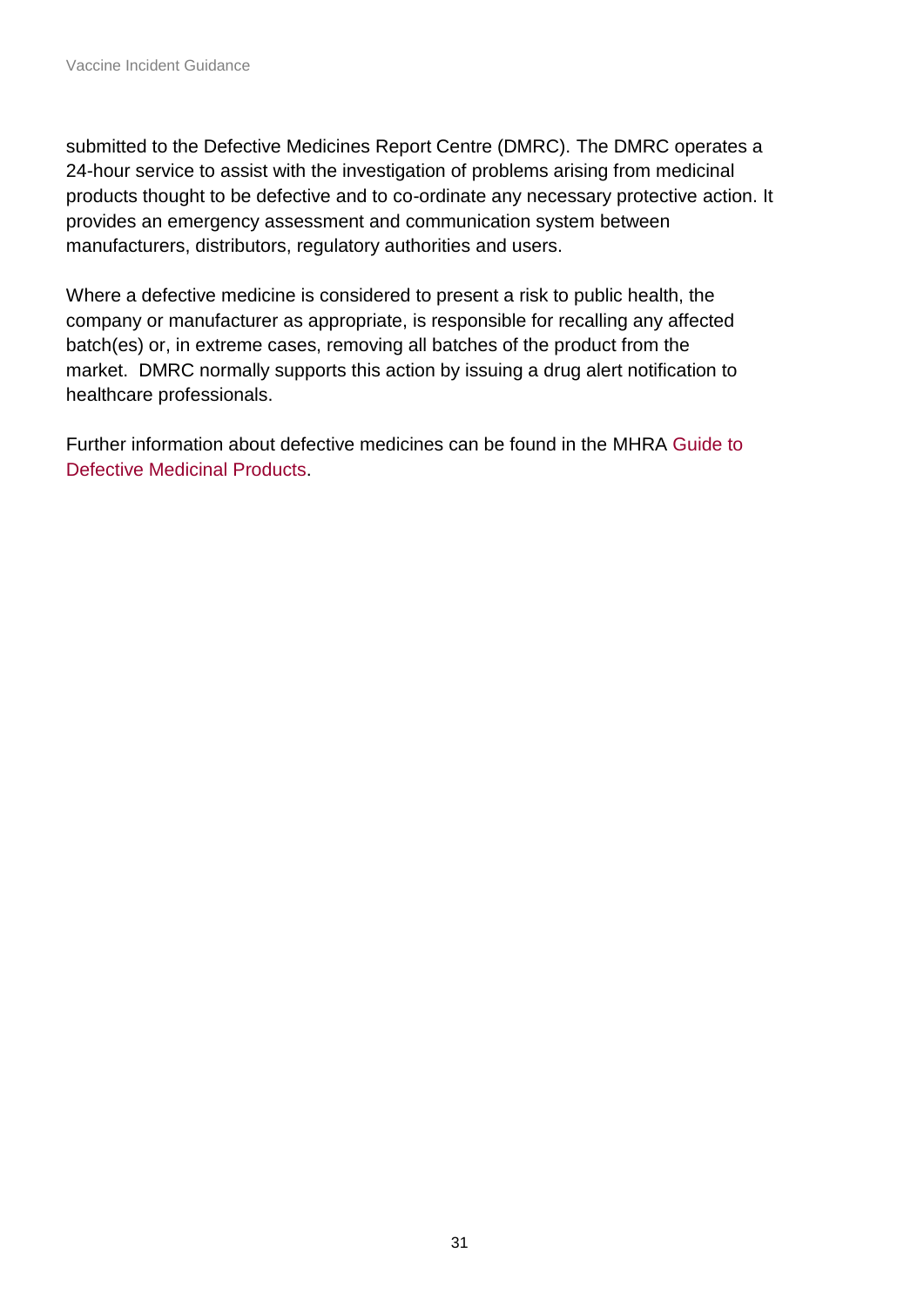submitted to the Defective Medicines Report Centre (DMRC). The DMRC operates a 24-hour service to assist with the investigation of problems arising from medicinal products thought to be defective and to co-ordinate any necessary protective action. It provides an emergency assessment and communication system between manufacturers, distributors, regulatory authorities and users.

Where a defective medicine is considered to present a risk to public health, the company or manufacturer as appropriate, is responsible for recalling any affected batch(es) or, in extreme cases, removing all batches of the product from the market. DMRC normally supports this action by issuing a drug alert notification to healthcare professionals.

Further information about defective medicines can be found in the MHRA Guide to Defective Medicinal Products.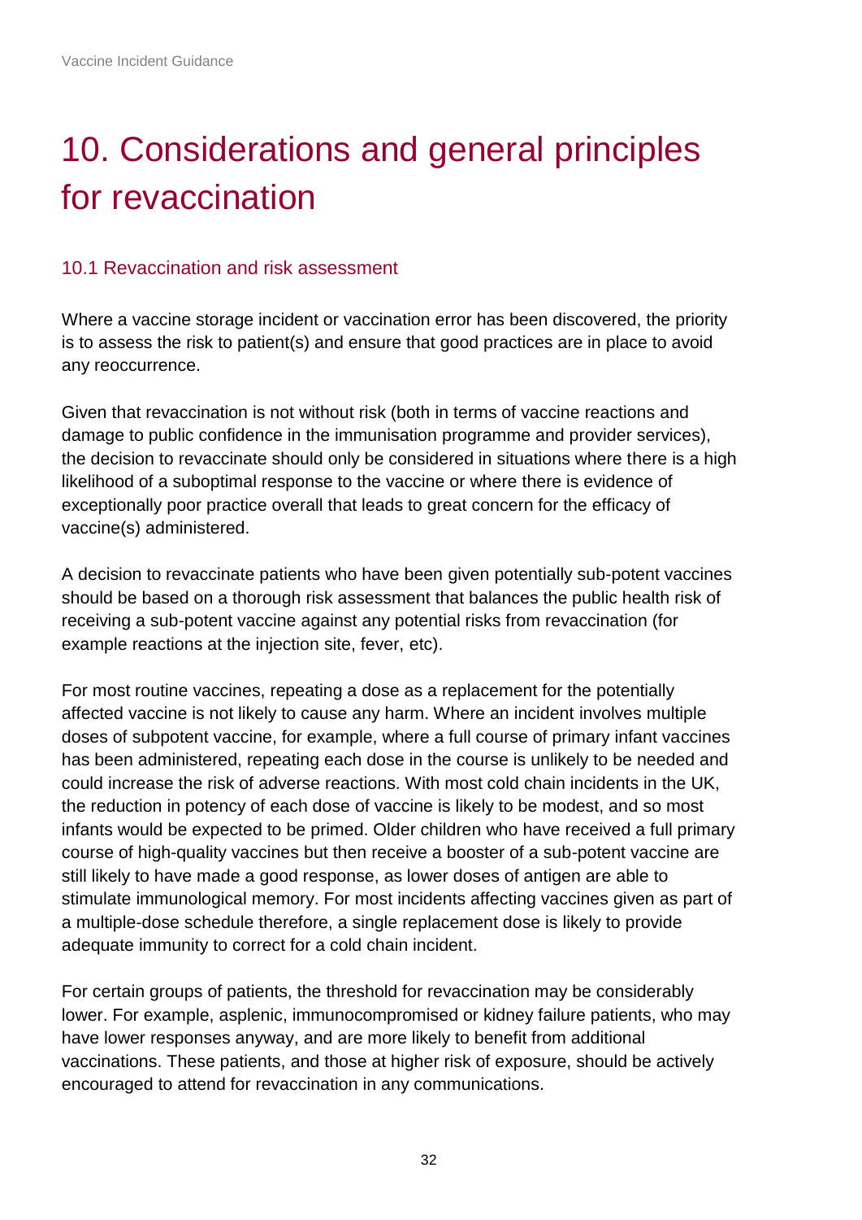# 10. Considerations and general principles for revaccination

## 10.1 Revaccination and risk assessment

Where a vaccine storage incident or vaccination error has been discovered, the priority is to assess the risk to patient(s) and ensure that good practices are in place to avoid any reoccurrence.

Given that revaccination is not without risk (both in terms of vaccine reactions and damage to public confidence in the immunisation programme and provider services), the decision to revaccinate should only be considered in situations where there is a high likelihood of a suboptimal response to the vaccine or where there is evidence of exceptionally poor practice overall that leads to great concern for the efficacy of vaccine(s) administered.

A decision to revaccinate patients who have been given potentially sub-potent vaccines should be based on a thorough risk assessment that balances the public health risk of receiving a sub-potent vaccine against any potential risks from revaccination (for example reactions at the injection site, fever, etc).

For most routine vaccines, repeating a dose as a replacement for the potentially affected vaccine is not likely to cause any harm. Where an incident involves multiple doses of subpotent vaccine, for example, where a full course of primary infant vaccines has been administered, repeating each dose in the course is unlikely to be needed and could increase the risk of adverse reactions. With most cold chain incidents in the UK, the reduction in potency of each dose of vaccine is likely to be modest, and so most infants would be expected to be primed. Older children who have received a full primary course of high-quality vaccines but then receive a booster of a sub-potent vaccine are still likely to have made a good response, as lower doses of antigen are able to stimulate immunological memory. For most incidents affecting vaccines given as part of a multiple-dose schedule therefore, a single replacement dose is likely to provide adequate immunity to correct for a cold chain incident.

For certain groups of patients, the threshold for revaccination may be considerably lower. For example, asplenic, immunocompromised or kidney failure patients, who may have lower responses anyway, and are more likely to benefit from additional vaccinations. These patients, and those at higher risk of exposure, should be actively encouraged to attend for revaccination in any communications.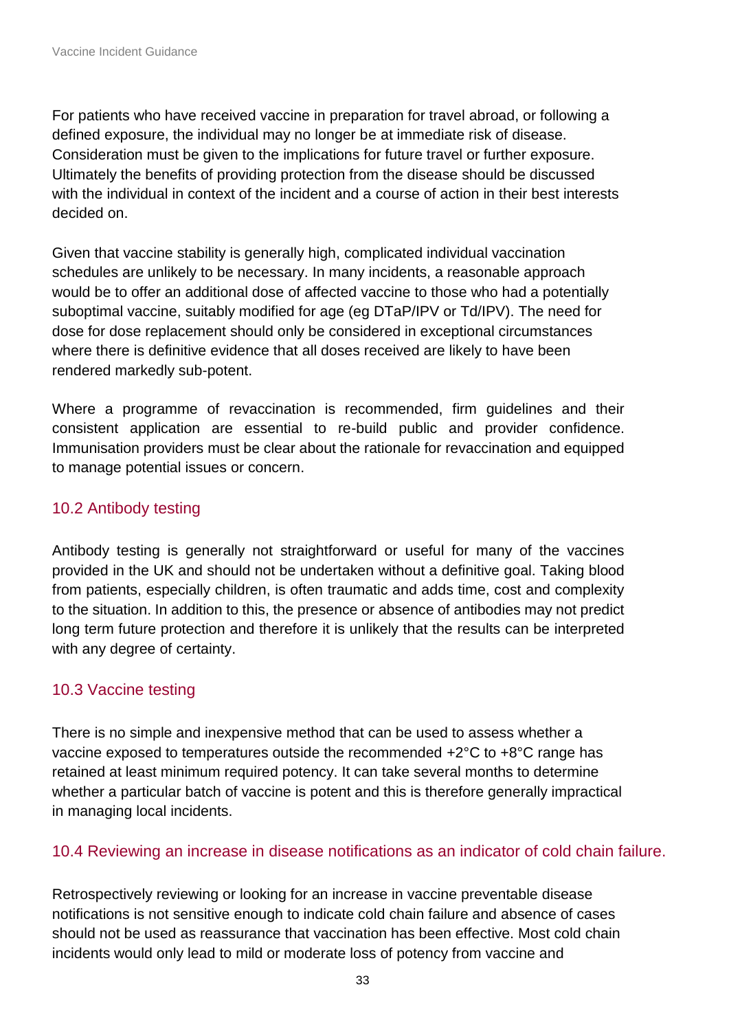For patients who have received vaccine in preparation for travel abroad, or following a defined exposure, the individual may no longer be at immediate risk of disease. Consideration must be given to the implications for future travel or further exposure. Ultimately the benefits of providing protection from the disease should be discussed with the individual in context of the incident and a course of action in their best interests decided on.

Given that vaccine stability is generally high, complicated individual vaccination schedules are unlikely to be necessary. In many incidents, a reasonable approach would be to offer an additional dose of affected vaccine to those who had a potentially suboptimal vaccine, suitably modified for age (eg DTaP/IPV or Td/IPV). The need for dose for dose replacement should only be considered in exceptional circumstances where there is definitive evidence that all doses received are likely to have been rendered markedly sub-potent.

Where a programme of revaccination is recommended, firm guidelines and their consistent application are essential to re-build public and provider confidence. Immunisation providers must be clear about the rationale for revaccination and equipped to manage potential issues or concern.

## 10.2 Antibody testing

Antibody testing is generally not straightforward or useful for many of the vaccines provided in the UK and should not be undertaken without a definitive goal. Taking blood from patients, especially children, is often traumatic and adds time, cost and complexity to the situation. In addition to this, the presence or absence of antibodies may not predict long term future protection and therefore it is unlikely that the results can be interpreted with any degree of certainty.

## 10.3 Vaccine testing

There is no simple and inexpensive method that can be used to assess whether a vaccine exposed to temperatures outside the recommended +2°C to +8°C range has retained at least minimum required potency. It can take several months to determine whether a particular batch of vaccine is potent and this is therefore generally impractical in managing local incidents.

## 10.4 Reviewing an increase in disease notifications as an indicator of cold chain failure.

Retrospectively reviewing or looking for an increase in vaccine preventable disease notifications is not sensitive enough to indicate cold chain failure and absence of cases should not be used as reassurance that vaccination has been effective. Most cold chain incidents would only lead to mild or moderate loss of potency from vaccine and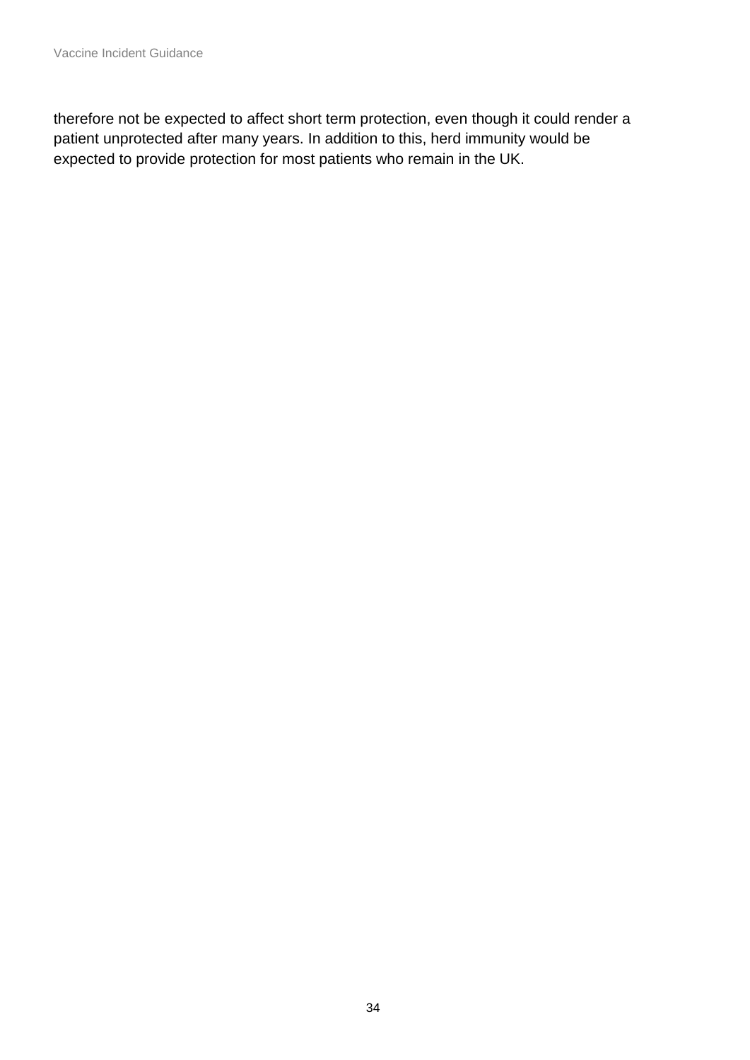therefore not be expected to affect short term protection, even though it could render a patient unprotected after many years. In addition to this, herd immunity would be expected to provide protection for most patients who remain in the UK.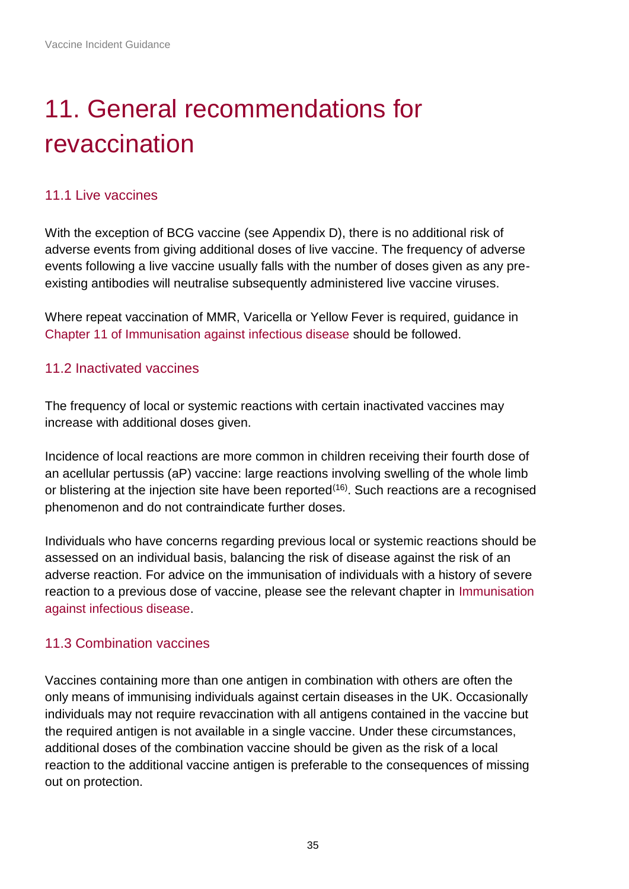# 11. General recommendations for revaccination

## 11.1 Live vaccines

With the exception of BCG vaccine (see Appendix D), there is no additional risk of adverse events from giving additional doses of live vaccine. The frequency of adverse events following a live vaccine usually falls with the number of doses given as any pre-existing antibodies will neutralise subsequently administered live vaccine viruses.

Where repeat vaccination of MMR, Varicella or Yellow Fever is required, guidance in Chapter 11 of Immunisation against infectious disease should be followed.

## 11.2 Inactivated vaccines

The frequency of local or systemic reactions with certain inactivated vaccines may increase with additional doses given.

Incidence of local reactions are more common in children receiving their fourth dose of an acellular pertussis (aP) vaccine: large reactions involving swelling of the whole limb or blistering at the injection site have been reported[16]. Such reactions are a recognised phenomenon and do not contraindicate further doses.

Individuals who have concerns regarding previous local or systemic reactions should be assessed on an individual basis, balancing the risk of disease against the risk of an adverse reaction. For advice on the immunisation of individuals with a history of severe reaction to a previous dose of vaccine, please see the relevant chapter in Immunisation against infectious disease.

## 11.3 Combination vaccines

Vaccines containing more than one antigen in combination with others are often the only means of immunising individuals against certain diseases in the UK. Occasionally individuals may not require revaccination with all antigens contained in the vaccine but the required antigen is not available in a single vaccine. Under these circumstances, additional doses of the combination vaccine should be given as the risk of a local reaction to the additional vaccine antigen is preferable to the consequences of missing out on protection.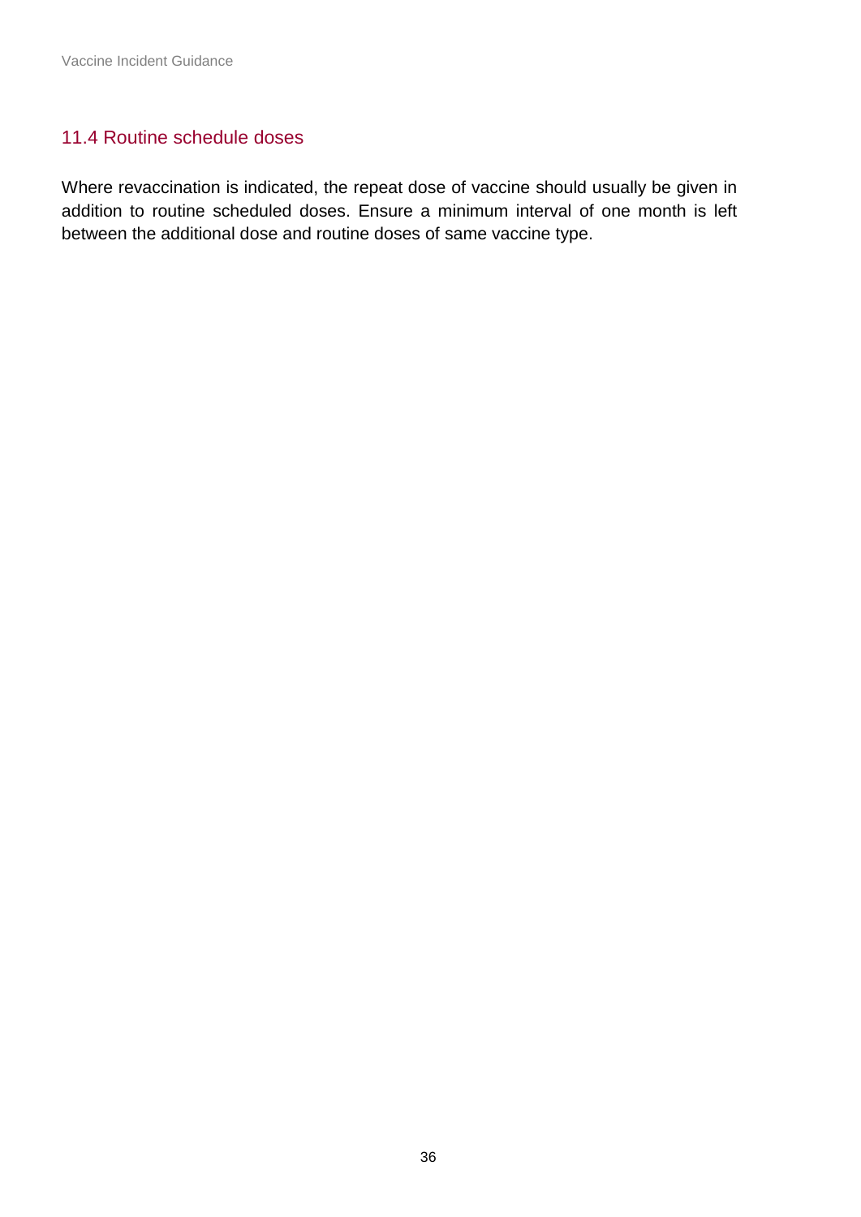## 11.4 Routine schedule doses

Where revaccination is indicated, the repeat dose of vaccine should usually be given in addition to routine scheduled doses. Ensure a minimum interval of one month is left between the additional dose and routine doses of same vaccine type.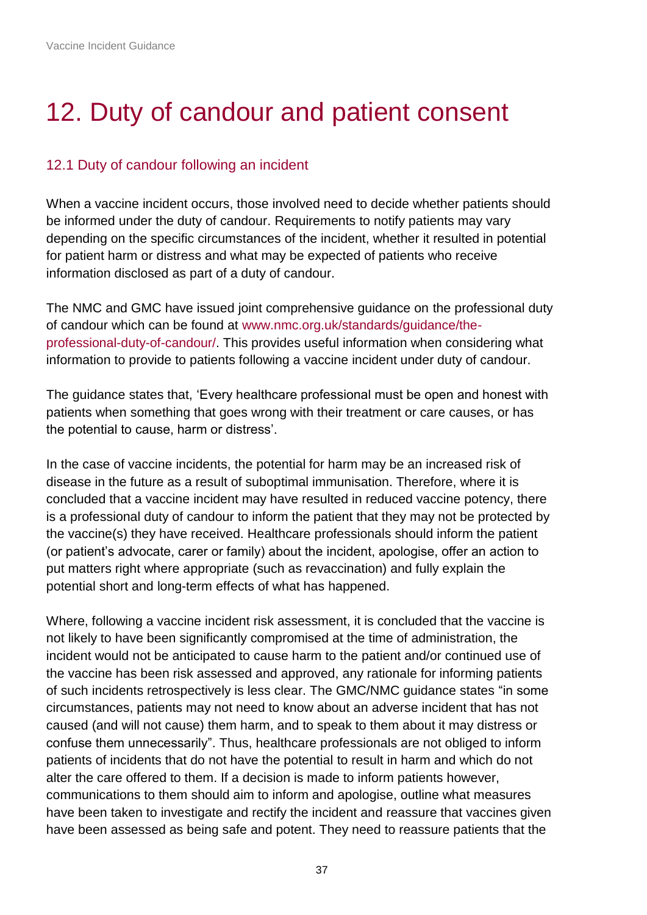# 12. Duty of candour and patient consent

## 12.1 Duty of candour following an incident

When a vaccine incident occurs, those involved need to decide whether patients should be informed under the duty of candour. Requirements to notify patients may vary depending on the specific circumstances of the incident, whether it resulted in potential for patient harm or distress and what may be expected of patients who receive information disclosed as part of a duty of candour.

The NMC and GMC have issued joint comprehensive guidance on the professional duty of candour which can be found at www.nmc.org.uk/standards/guidance/the-professional-duty-of-candour/. This provides useful information when considering what information to provide to patients following a vaccine incident under duty of candour.

The guidance states that, 'Every healthcare professional must be open and honest with patients when something that goes wrong with their treatment or care causes, or has the potential to cause, harm or distress'.

In the case of vaccine incidents, the potential for harm may be an increased risk of disease in the future as a result of suboptimal immunisation. Therefore, where it is concluded that a vaccine incident may have resulted in reduced vaccine potency, there is a professional duty of candour to inform the patient that they may not be protected by the vaccine(s) they have received. Healthcare professionals should inform the patient (or patient's advocate, carer or family) about the incident, apologise, offer an action to put matters right where appropriate (such as revaccination) and fully explain the potential short and long-term effects of what has happened.

Where, following a vaccine incident risk assessment, it is concluded that the vaccine is not likely to have been significantly compromised at the time of administration, the incident would not be anticipated to cause harm to the patient and/or continued use of the vaccine has been risk assessed and approved, any rationale for informing patients of such incidents retrospectively is less clear. The GMC/NMC guidance states "in some circumstances, patients may not need to know about an adverse incident that has not caused (and will not cause) them harm, and to speak to them about it may distress or confuse them unnecessarily". Thus, healthcare professionals are not obliged to inform patients of incidents that do not have the potential to result in harm and which do not alter the care offered to them. If a decision is made to inform patients however, communications to them should aim to inform and apologise, outline what measures have been taken to investigate and rectify the incident and reassure that vaccines given have been assessed as being safe and potent. They need to reassure patients that the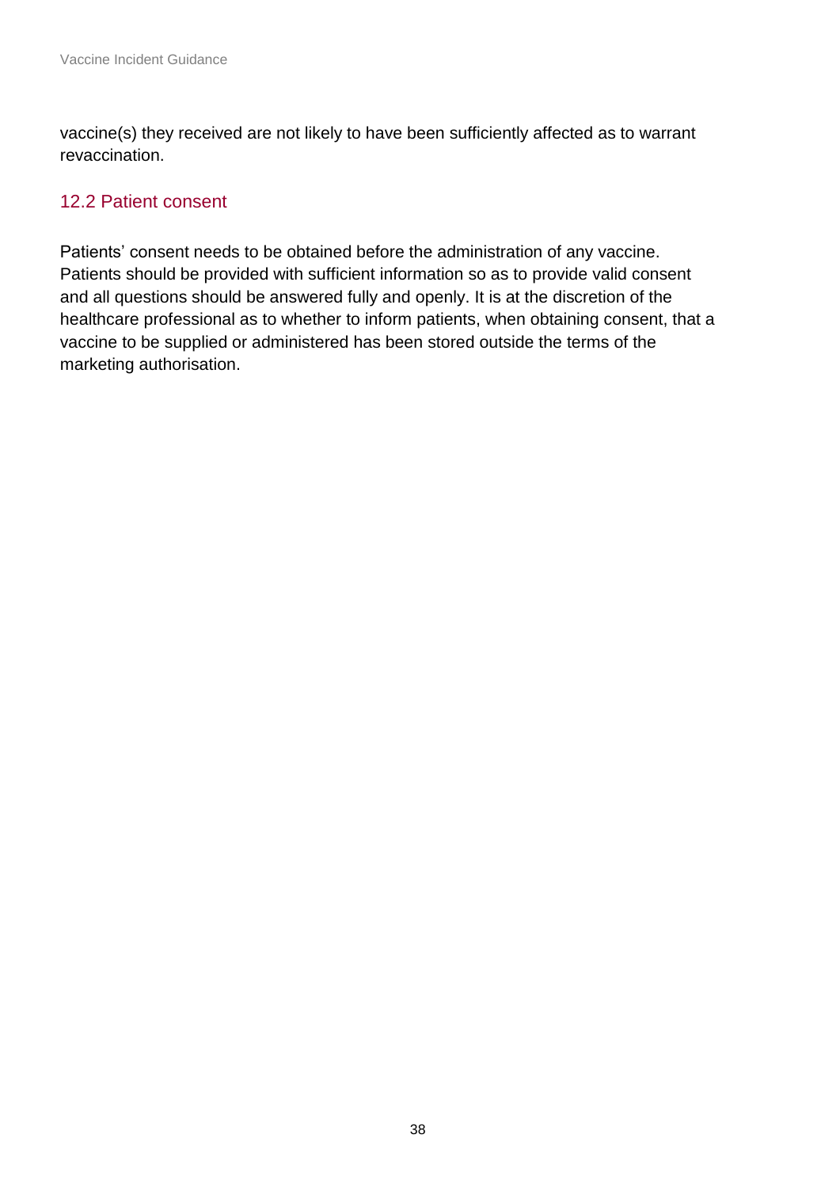vaccine(s) they received are not likely to have been sufficiently affected as to warrant revaccination.

## 12.2 Patient consent

Patients' consent needs to be obtained before the administration of any vaccine. Patients should be provided with sufficient information so as to provide valid consent and all questions should be answered fully and openly. It is at the discretion of the healthcare professional as to whether to inform patients, when obtaining consent, that a vaccine to be supplied or administered has been stored outside the terms of the marketing authorisation.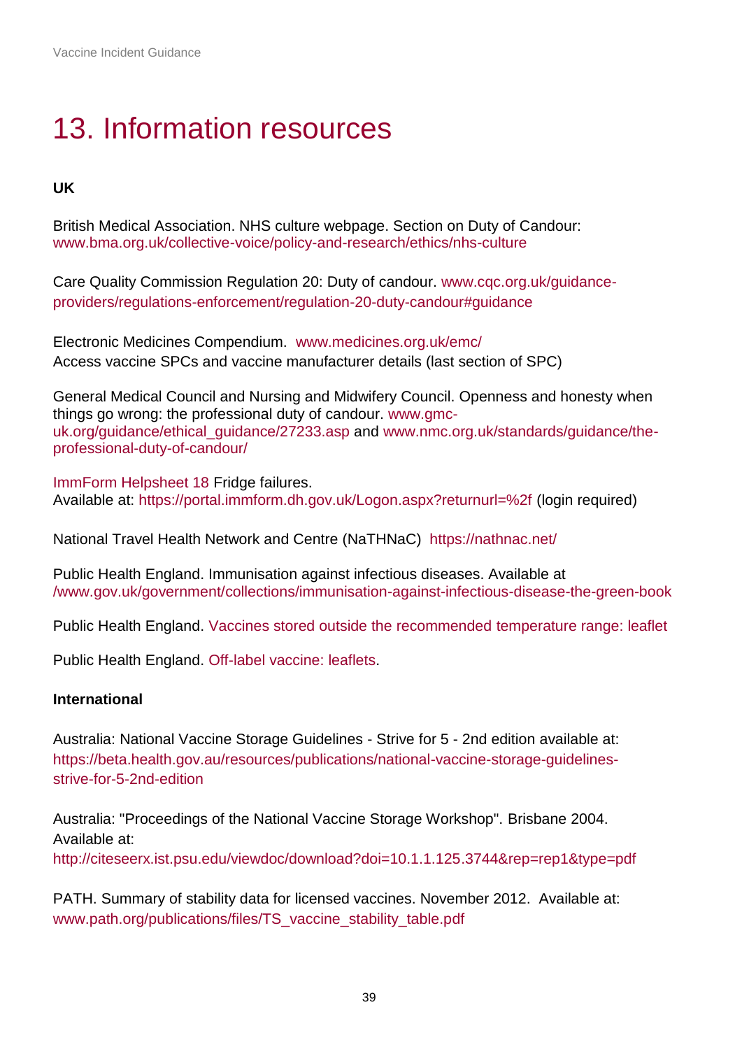# 13. Information resources

**UK**

British Medical Association. NHS culture webpage. Section on Duty of Candour: www.bma.org.uk/collective-voice/policy-and-research/ethics/nhs-culture

Care Quality Commission Regulation 20: Duty of candour. www.cqc.org.uk/guidance-providers/regulations-enforcement/regulation-20-duty-candour#guidance

Electronic Medicines Compendium. www.medicines.org.uk/emc/
Access vaccine SPCs and vaccine manufacturer details (last section of SPC)

General Medical Council and Nursing and Midwifery Council. Openness and honesty when things go wrong: the professional duty of candour. www.gmc-uk.org/guidance/ethical_guidance/27233.asp and www.nmc.org.uk/standards/guidance/the-professional-duty-of-candour/

ImmForm Helpsheet 18 Fridge failures.
Available at: https://portal.immform.dh.gov.uk/Logon.aspx?returnurl=%2f (login required)

National Travel Health Network and Centre (NaTHNaC) https://nathnac.net/

Public Health England. Immunisation against infectious diseases. Available at /www.gov.uk/government/collections/immunisation-against-infectious-disease-the-green-book

Public Health England. Vaccines stored outside the recommended temperature range: leaflet

Public Health England. Off-label vaccine: leaflets.

**International**

Australia: National Vaccine Storage Guidelines - Strive for 5 - 2nd edition available at: https://beta.health.gov.au/resources/publications/national-vaccine-storage-guidelines-strive-for-5-2nd-edition

Australia: "Proceedings of the National Vaccine Storage Workshop". Brisbane 2004. Available at:
http://citeseerx.ist.psu.edu/viewdoc/download?doi=10.1.1.125.3744&rep=rep1&type=pdf

PATH. Summary of stability data for licensed vaccines. November 2012. Available at: www.path.org/publications/files/TS_vaccine_stability_table.pdf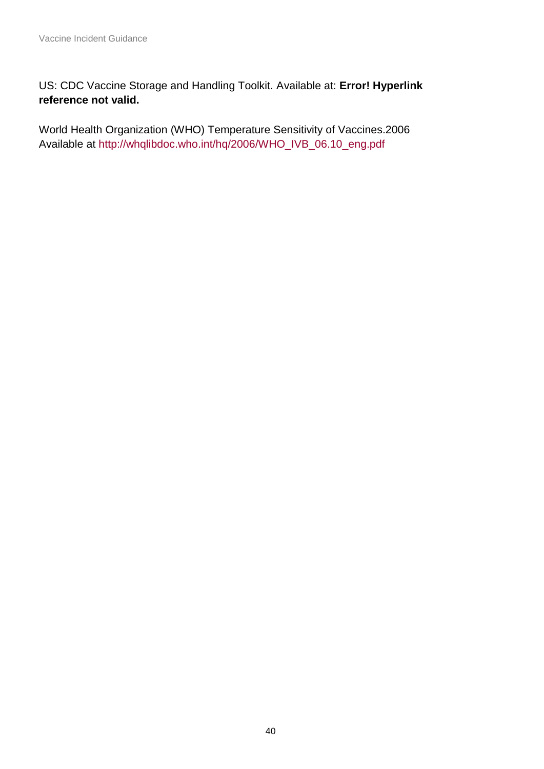US: CDC Vaccine Storage and Handling Toolkit. Available at: **Error! Hyperlink reference not valid.**

World Health Organization (WHO) Temperature Sensitivity of Vaccines.2006 Available at http://whqlibdoc.who.int/hq/2006/WHO_IVB_06.10_eng.pdf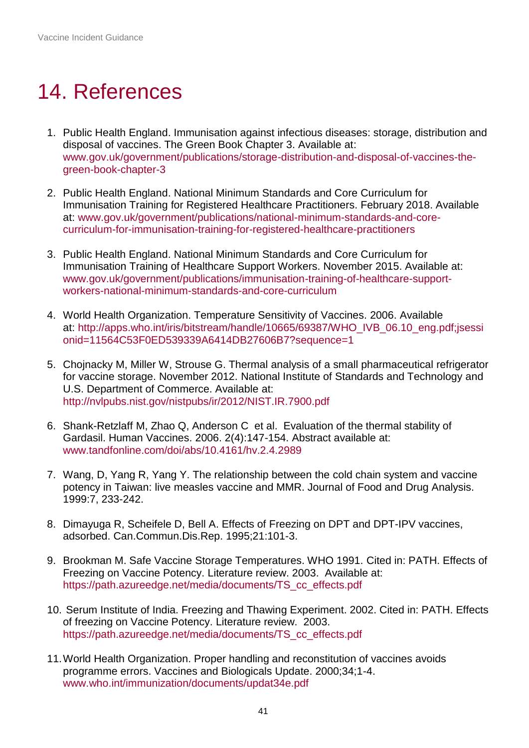# 14. References

1. Public Health England. Immunisation against infectious diseases: storage, distribution and disposal of vaccines. The Green Book Chapter 3. Available at: www.gov.uk/government/publications/storage-distribution-and-disposal-of-vaccines-the-green-book-chapter-3

2. Public Health England. National Minimum Standards and Core Curriculum for Immunisation Training for Registered Healthcare Practitioners. February 2018. Available at: www.gov.uk/government/publications/national-minimum-standards-and-core-curriculum-for-immunisation-training-for-registered-healthcare-practitioners

3. Public Health England. National Minimum Standards and Core Curriculum for Immunisation Training of Healthcare Support Workers. November 2015. Available at: www.gov.uk/government/publications/immunisation-training-of-healthcare-support-workers-national-minimum-standards-and-core-curriculum

4. World Health Organization. Temperature Sensitivity of Vaccines. 2006. Available at: http://apps.who.int/iris/bitstream/handle/10665/69387/WHO_IVB_06.10_eng.pdf;jsessionid=11564C53F0ED539339A6414DB27606B7?sequence=1

5. Chojnacky M, Miller W, Strouse G. Thermal analysis of a small pharmaceutical refrigerator for vaccine storage. November 2012. National Institute of Standards and Technology and U.S. Department of Commerce. Available at: http://nvlpubs.nist.gov/nistpubs/ir/2012/NIST.IR.7900.pdf

6. Shank-Retzlaff M, Zhao Q, Anderson C et al. Evaluation of the thermal stability of Gardasil. Human Vaccines. 2006. 2(4):147-154. Abstract available at: www.tandfonline.com/doi/abs/10.4161/hv.2.4.2989

7. Wang, D, Yang R, Yang Y. The relationship between the cold chain system and vaccine potency in Taiwan: live measles vaccine and MMR. Journal of Food and Drug Analysis. 1999:7, 233-242.

8. Dimayuga R, Scheifele D, Bell A. Effects of Freezing on DPT and DPT-IPV vaccines, adsorbed. Can.Commun.Dis.Rep. 1995;21:101-3.

9. Brookman M. Safe Vaccine Storage Temperatures. WHO 1991. Cited in: PATH. Effects of Freezing on Vaccine Potency. Literature review. 2003. Available at: https://path.azureedge.net/media/documents/TS_cc_effects.pdf

10. Serum Institute of India. Freezing and Thawing Experiment. 2002. Cited in: PATH. Effects of freezing on Vaccine Potency. Literature review. 2003. https://path.azureedge.net/media/documents/TS_cc_effects.pdf

11. World Health Organization. Proper handling and reconstitution of vaccines avoids programme errors. Vaccines and Biologicals Update. 2000;34;1-4. www.who.int/immunization/documents/updat34e.pdf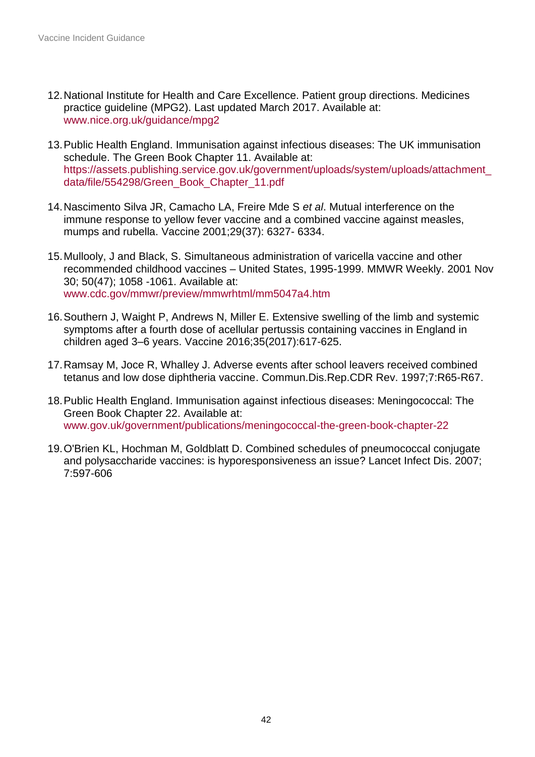12. National Institute for Health and Care Excellence. Patient group directions. Medicines practice guideline (MPG2). Last updated March 2017. Available at: www.nice.org.uk/guidance/mpg2

13. Public Health England. Immunisation against infectious diseases: The UK immunisation schedule. The Green Book Chapter 11. Available at: https://assets.publishing.service.gov.uk/government/uploads/system/uploads/attachment_data/file/554298/Green_Book_Chapter_11.pdf

14. Nascimento Silva JR, Camacho LA, Freire Mde S *et al*. Mutual interference on the immune response to yellow fever vaccine and a combined vaccine against measles, mumps and rubella. Vaccine 2001;29(37): 6327- 6334.

15. Mullooly, J and Black, S. Simultaneous administration of varicella vaccine and other recommended childhood vaccines – United States, 1995-1999. MMWR Weekly. 2001 Nov 30; 50(47); 1058 -1061. Available at: www.cdc.gov/mmwr/preview/mmwrhtml/mm5047a4.htm

16. Southern J, Waight P, Andrews N, Miller E. Extensive swelling of the limb and systemic symptoms after a fourth dose of acellular pertussis containing vaccines in England in children aged 3–6 years. Vaccine 2016;35(2017):617-625.

17. Ramsay M, Joce R, Whalley J. Adverse events after school leavers received combined tetanus and low dose diphtheria vaccine. Commun.Dis.Rep.CDR Rev. 1997;7:R65-R67.

18. Public Health England. Immunisation against infectious diseases: Meningococcal: The Green Book Chapter 22. Available at: www.gov.uk/government/publications/meningococcal-the-green-book-chapter-22

19. O'Brien KL, Hochman M, Goldblatt D. Combined schedules of pneumococcal conjugate and polysaccharide vaccines: is hyporesponsiveness an issue? Lancet Infect Dis. 2007; 7:597-606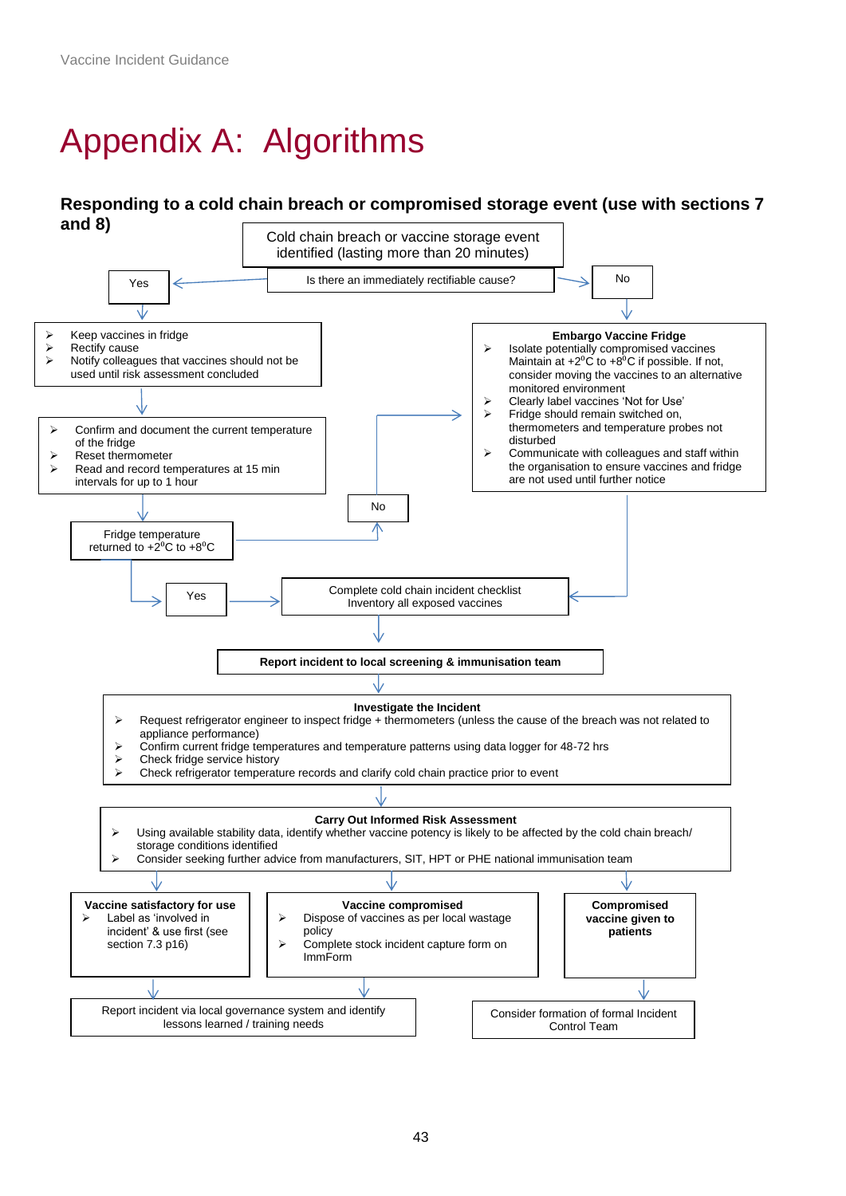# Appendix A: Algorithms

**Responding to a cold chain breach or compromised storage event (use with sections 7 and 8)**

Cold chain breach or vaccine storage event identified (lasting more than 20 minutes)

Is there an immediately rectifiable cause?

Yes

- Keep vaccines in fridge
- Rectify cause
- Notify colleagues that vaccines should not be used until risk assessment concluded

- Confirm and document the current temperature of the fridge
- Reset thermometer
- Read and record temperatures at 15 min intervals for up to 1 hour

Fridge temperature returned to $+2^{0}C$ to $+8^{0}C$

Yes

No

No

**Embargo Vaccine Fridge**

- Isolate potentially compromised vaccines Maintain at $+2^{0}C$ to $+8^{0}C$ if possible. If not, consider moving the vaccines to an alternative monitored environment
- Clearly label vaccines 'Not for Use'
- Fridge should remain switched on, thermometers and temperature probes not disturbed
- Communicate with colleagues and staff within the organisation to ensure vaccines and fridge are not used until further notice

Complete cold chain incident checklist
Inventory all exposed vaccines

**Report incident to local screening & immunisation team**

**Investigate the Incident**

- Request refrigerator engineer to inspect fridge + thermometers (unless the cause of the breach was not related to appliance performance)
- Confirm current fridge temperatures and temperature patterns using data logger for 48-72 hrs
- Check fridge service history
- Check refrigerator temperature records and clarify cold chain practice prior to event

**Carry Out Informed Risk Assessment**

- Using available stability data, identify whether vaccine potency is likely to be affected by the cold chain breach/ storage conditions identified
- Consider seeking further advice from manufacturers, SIT, HPT or PHE national immunisation team

**Vaccine satisfactory for use**

- Label as 'involved in incident' & use first (see section 7.3 p16)

**Vaccine compromised**

- Dispose of vaccines as per local wastage policy
- Complete stock incident capture form on ImmForm

**Compromised vaccine given to patients**

Report incident via local governance system and identify lessons learned / training needs

Consider formation of formal Incident Control Team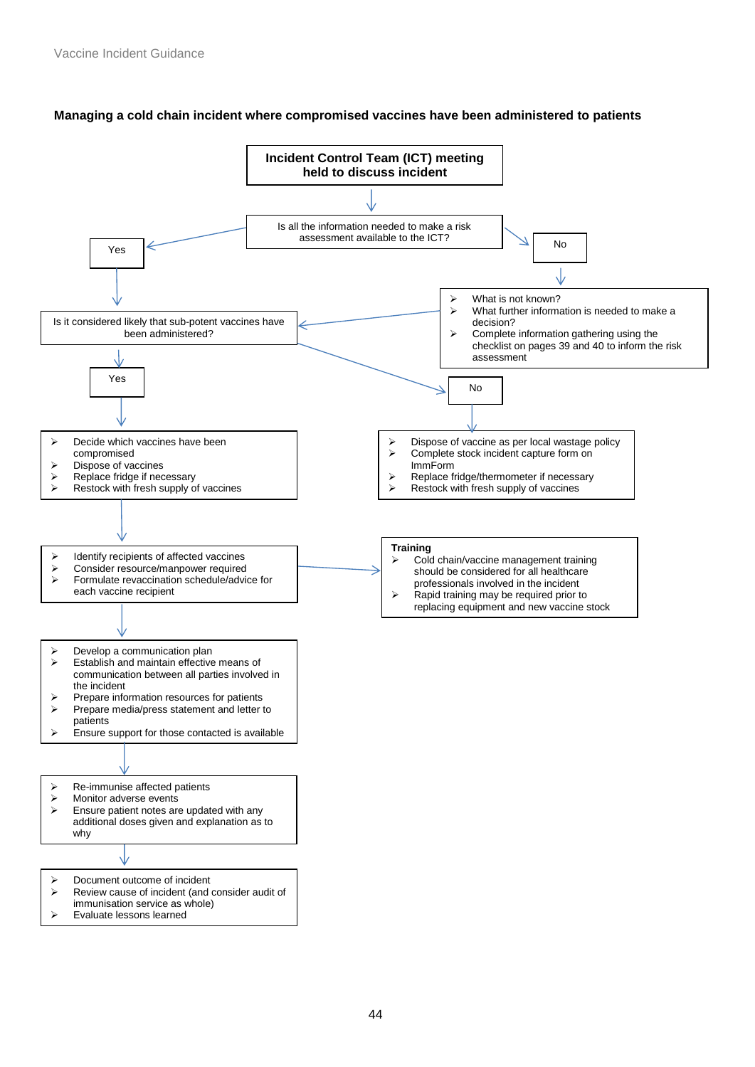**Managing a cold chain incident where compromised vaccines have been administered to patients**

**Incident Control Team (ICT) meeting held to discuss incident**

Is all the information needed to make a risk assessment available to the ICT?

Yes

No

- What is not known?
- What further information is needed to make a decision?
- Complete information gathering using the checklist on pages 39 and 40 to inform the risk assessment

Is it considered likely that sub-potent vaccines have been administered?

Yes

- Decide which vaccines have been compromised
- Dispose of vaccines
- Replace fridge if necessary
- Restock with fresh supply of vaccines

No

- Dispose of vaccine as per local wastage policy
- Complete stock incident capture form on ImmForm
- Replace fridge/thermometer if necessary
- Restock with fresh supply of vaccines

- Identify recipients of affected vaccines
- Consider resource/manpower required
- Formulate revaccination schedule/advice for each vaccine recipient

**Training**

- Cold chain/vaccine management training should be considered for all healthcare professionals involved in the incident
- Rapid training may be required prior to replacing equipment and new vaccine stock

- Develop a communication plan
- Establish and maintain effective means of communication between all parties involved in the incident
- Prepare information resources for patients
- Prepare media/press statement and letter to patients
- Ensure support for those contacted is available

- Re-immunise affected patients
- Monitor adverse events
- Ensure patient notes are updated with any additional doses given and explanation as to why

- Document outcome of incident
- Review cause of incident (and consider audit of immunisation service as whole)
- Evaluate lessons learned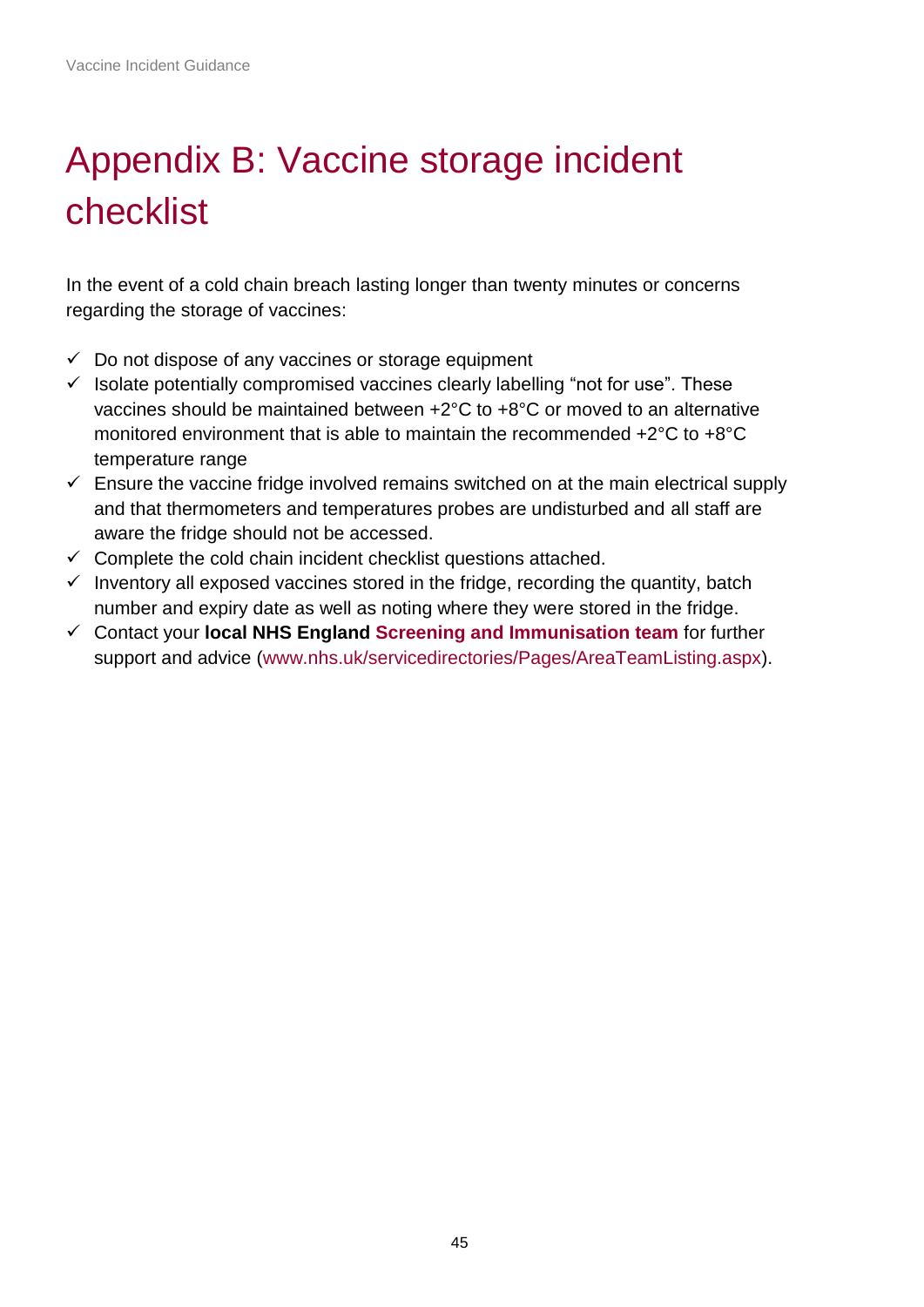# Appendix B: Vaccine storage incident checklist

In the event of a cold chain breach lasting longer than twenty minutes or concerns regarding the storage of vaccines:

- ✓ Do not dispose of any vaccines or storage equipment
- ✓ Isolate potentially compromised vaccines clearly labelling "not for use". These vaccines should be maintained between +2°C to +8°C or moved to an alternative monitored environment that is able to maintain the recommended +2°C to +8°C temperature range
- ✓ Ensure the vaccine fridge involved remains switched on at the main electrical supply and that thermometers and temperatures probes are undisturbed and all staff are aware the fridge should not be accessed.
- ✓ Complete the cold chain incident checklist questions attached.
- ✓ Inventory all exposed vaccines stored in the fridge, recording the quantity, batch number and expiry date as well as noting where they were stored in the fridge.
- ✓ Contact your **local NHS England Screening and Immunisation team** for further support and advice (www.nhs.uk/servicedirectories/Pages/AreaTeamListing.aspx).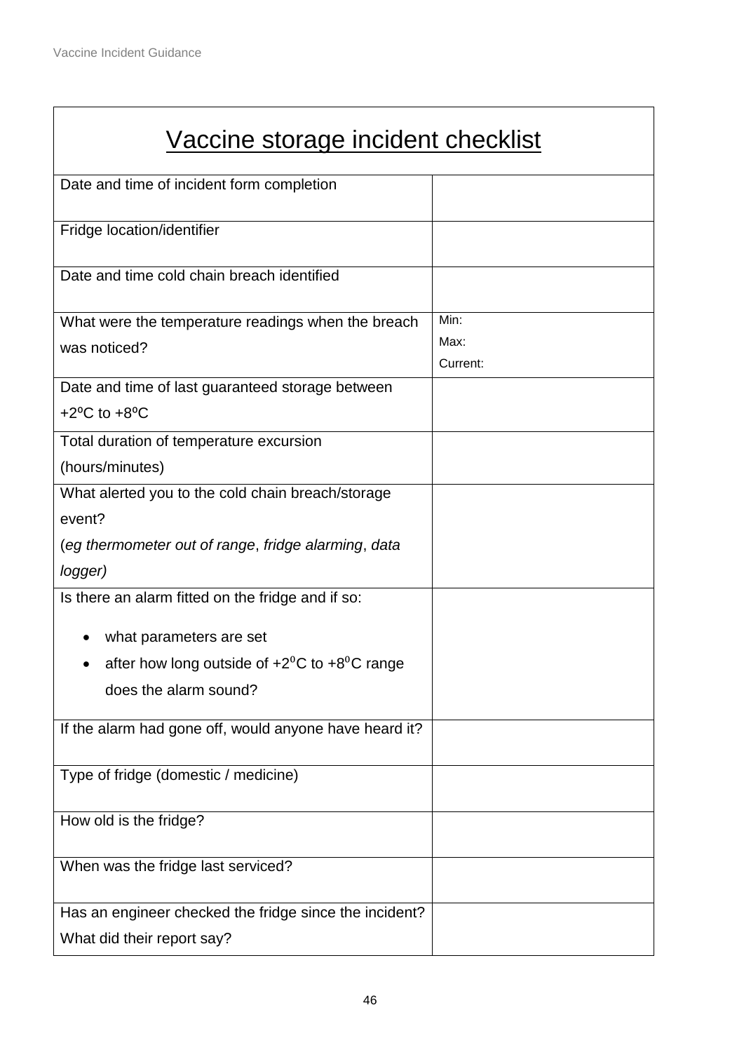# Vaccine storage incident checklist

| | |
|---|---|
| Date and time of incident form completion | |
| Fridge location/identifier | |
| Date and time cold chain breach identified | |
| What were the temperature readings when the breach was noticed? | Min:<br>Max:<br>Current: |
| Date and time of last guaranteed storage between +2ºC to +8ºC | |
| Total duration of temperature excursion (hours/minutes) | |
| What alerted you to the cold chain breach/storage event?<br>(*eg thermometer out of range*, *fridge alarming*, *data logger)* | |
| Is there an alarm fitted on the fridge and if so:<br>• what parameters are set<br>• after how long outside of +2⁰C to +8⁰C range does the alarm sound? | |
| If the alarm had gone off, would anyone have heard it? | |
| Type of fridge (domestic / medicine) | |
| How old is the fridge? | |
| When was the fridge last serviced? | |
| Has an engineer checked the fridge since the incident? What did their report say? | |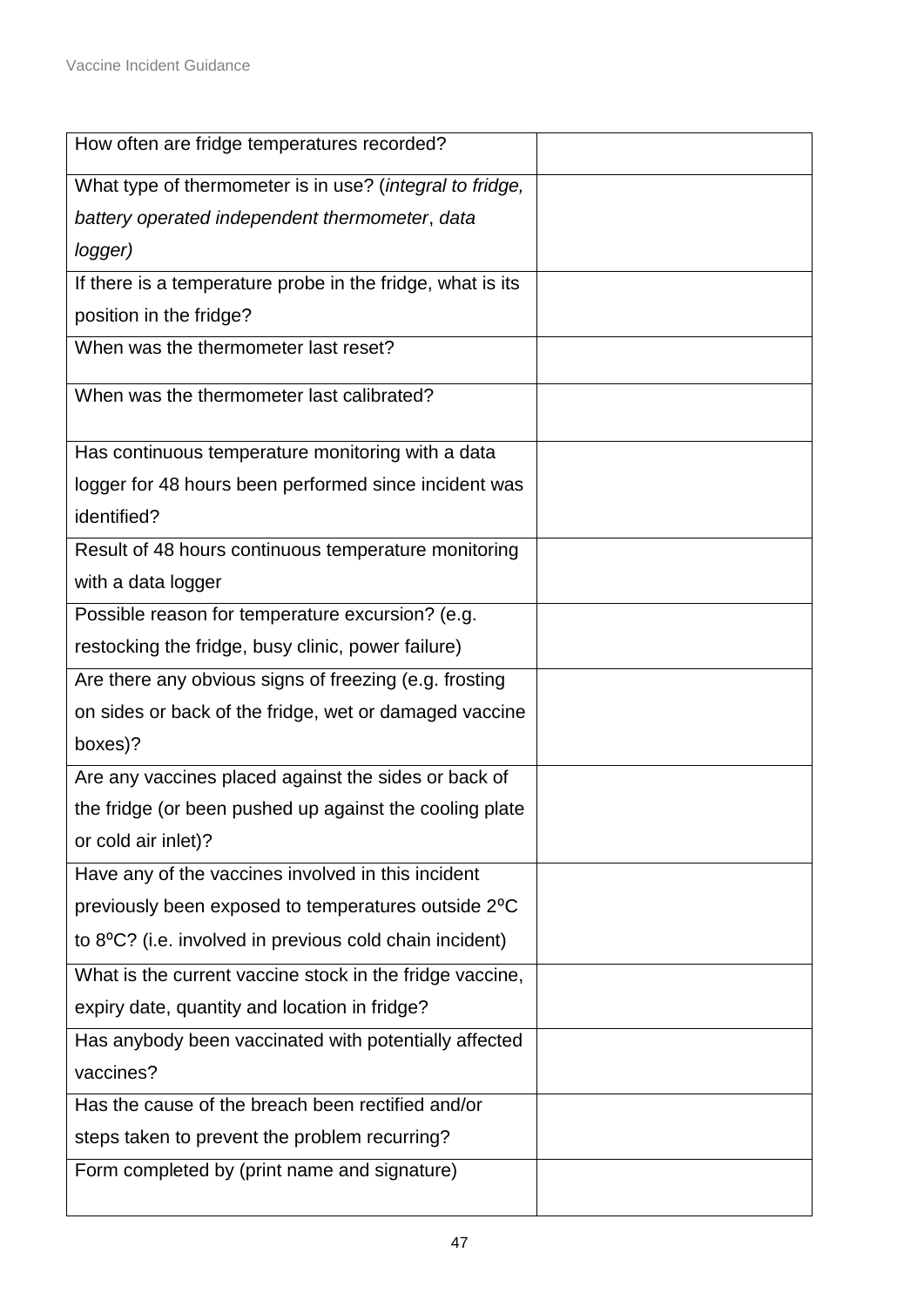| | |
|---|---|
| How often are fridge temperatures recorded? | |
| What type of thermometer is in use? (*integral to fridge, battery operated independent thermometer*, *data logger)* | |
| If there is a temperature probe in the fridge, what is its position in the fridge? | |
| When was the thermometer last reset? | |
| When was the thermometer last calibrated? | |
| Has continuous temperature monitoring with a data logger for 48 hours been performed since incident was identified? | |
| Result of 48 hours continuous temperature monitoring with a data logger | |
| Possible reason for temperature excursion? (e.g. restocking the fridge, busy clinic, power failure) | |
| Are there any obvious signs of freezing (e.g. frosting on sides or back of the fridge, wet or damaged vaccine boxes)? | |
| Are any vaccines placed against the sides or back of the fridge (or been pushed up against the cooling plate or cold air inlet)? | |
| Have any of the vaccines involved in this incident previously been exposed to temperatures outside 2ºC to 8ºC? (i.e. involved in previous cold chain incident) | |
| What is the current vaccine stock in the fridge vaccine, expiry date, quantity and location in fridge? | |
| Has anybody been vaccinated with potentially affected vaccines? | |
| Has the cause of the breach been rectified and/or steps taken to prevent the problem recurring? | |
| Form completed by (print name and signature) | |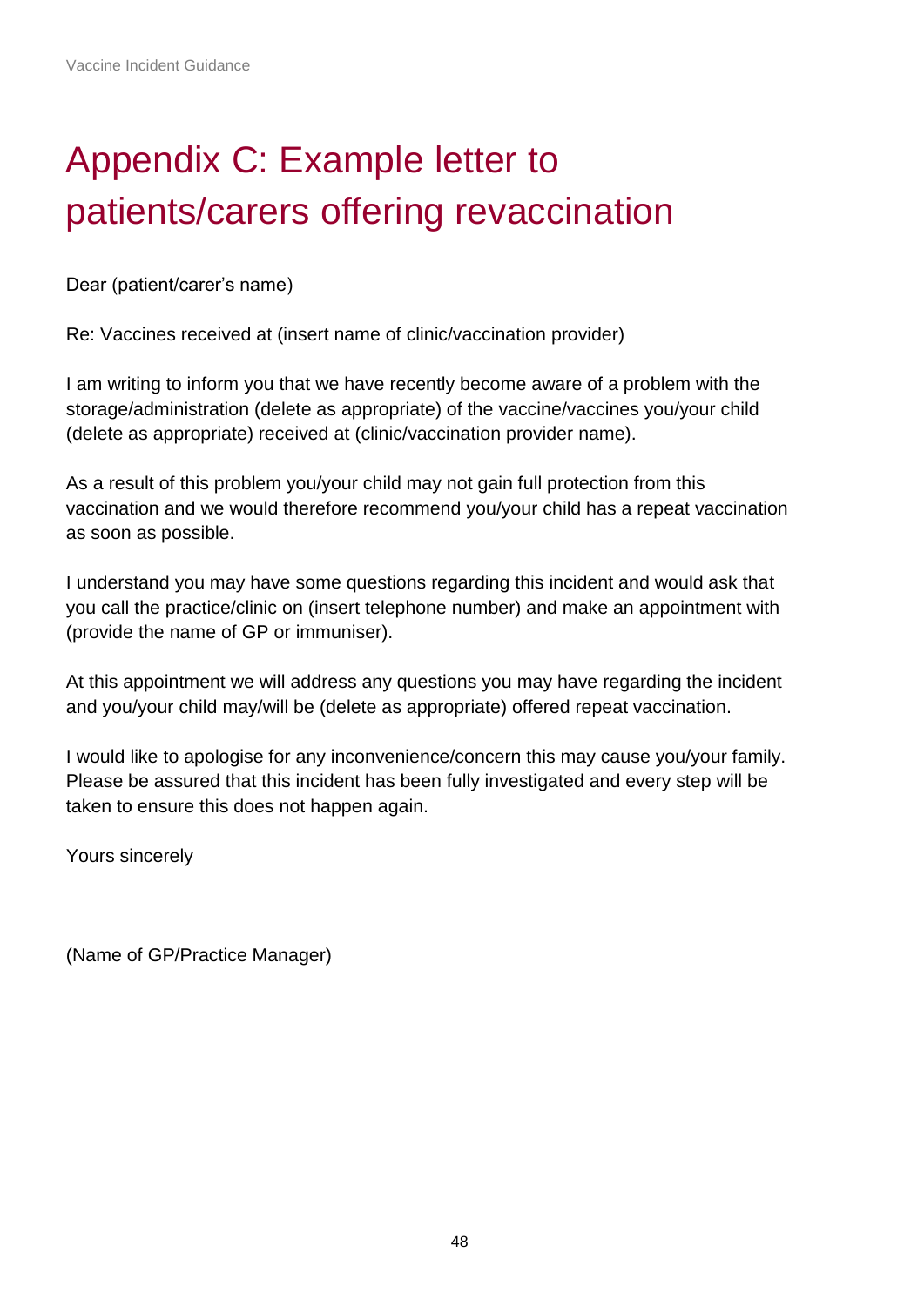# Appendix C: Example letter to patients/carers offering revaccination

Dear (patient/carer's name)

Re: Vaccines received at (insert name of clinic/vaccination provider)

I am writing to inform you that we have recently become aware of a problem with the storage/administration (delete as appropriate) of the vaccine/vaccines you/your child (delete as appropriate) received at (clinic/vaccination provider name).

As a result of this problem you/your child may not gain full protection from this vaccination and we would therefore recommend you/your child has a repeat vaccination as soon as possible.

I understand you may have some questions regarding this incident and would ask that you call the practice/clinic on (insert telephone number) and make an appointment with (provide the name of GP or immuniser).

At this appointment we will address any questions you may have regarding the incident and you/your child may/will be (delete as appropriate) offered repeat vaccination.

I would like to apologise for any inconvenience/concern this may cause you/your family. Please be assured that this incident has been fully investigated and every step will be taken to ensure this does not happen again.

Yours sincerely

(Name of GP/Practice Manager)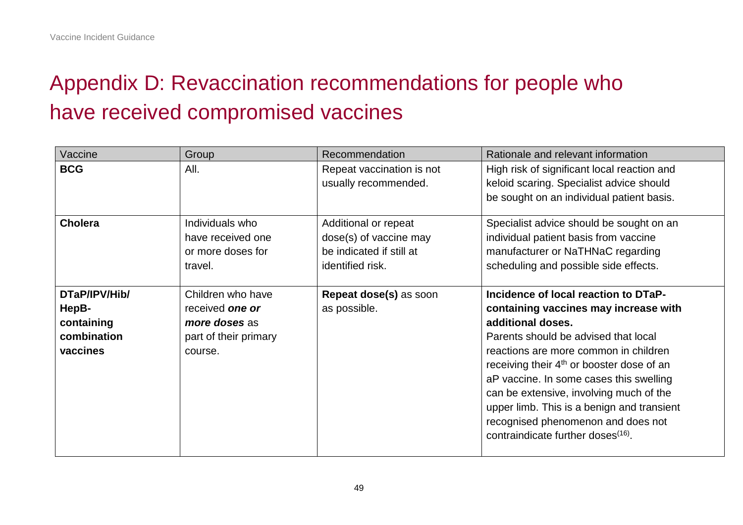# Appendix D: Revaccination recommendations for people who have received compromised vaccines

| Vaccine | Group | Recommendation | Rationale and relevant information |
|---|---|---|---|
| **BCG** | All. | Repeat vaccination is not usually recommended. | High risk of significant local reaction and keloid scaring. Specialist advice should be sought on an individual patient basis. |
| **Cholera** | Individuals who have received one or more doses for travel. | Additional or repeat dose(s) of vaccine may be indicated if still at identified risk. | Specialist advice should be sought on an individual patient basis from vaccine manufacturer or NaTHNaC regarding scheduling and possible side effects. |
| **DTaP/IPV/Hib/ HepB-containing combination vaccines** | Children who have received ***one or more doses*** as part of their primary course. | **Repeat dose(s)** as soon as possible. | **Incidence of local reaction to DTaP-containing vaccines may increase with additional doses.** Parents should be advised that local reactions are more common in children receiving their 4th or booster dose of an aP vaccine. In some cases this swelling can be extensive, involving much of the upper limb. This is a benign and transient recognised phenomenon and does not contraindicate further doses[16]. |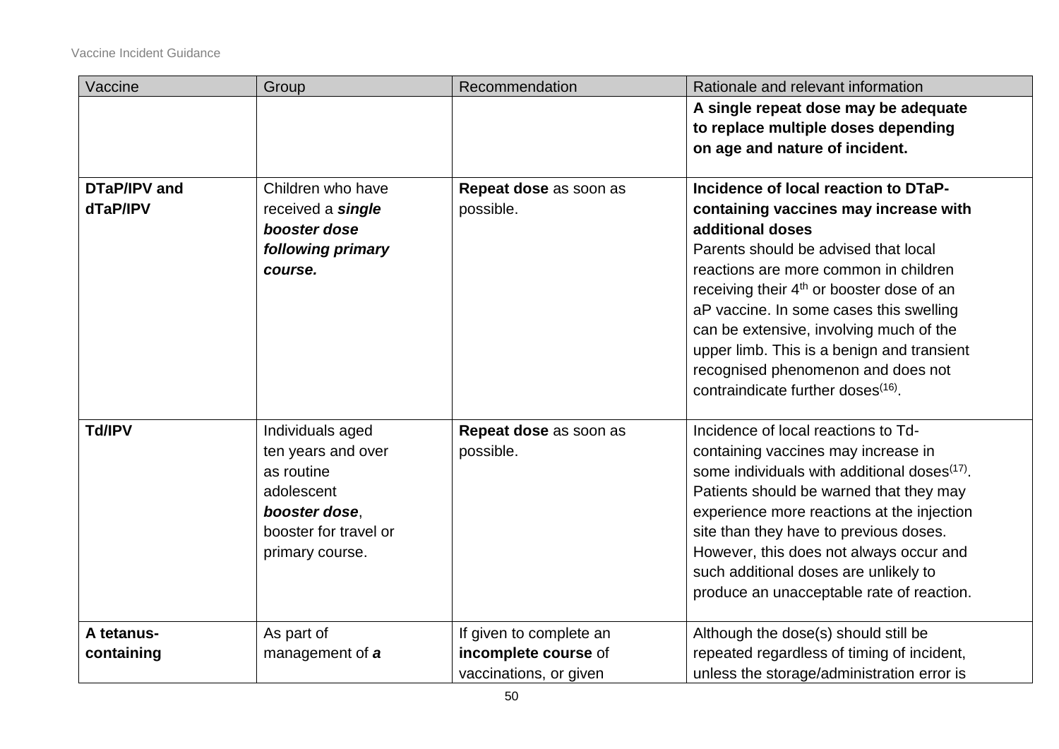| Vaccine | Group | Recommendation | Rationale and relevant information |
|---|---|---|---|
| | | | **A single repeat dose may be adequate to replace multiple doses depending on age and nature of incident.** |
| **DTaP/IPV and dTaP/IPV** | Children who have received a ***single booster dose following primary course.*** | **Repeat dose** as soon as possible. | **Incidence of local reaction to DTaP-containing vaccines may increase with additional doses** Parents should be advised that local reactions are more common in children receiving their 4th or booster dose of an aP vaccine. In some cases this swelling can be extensive, involving much of the upper limb. This is a benign and transient recognised phenomenon and does not contraindicate further doses[16]. |
| **Td/IPV** | Individuals aged ten years and over as routine adolescent ***booster dose***, booster for travel or primary course. | **Repeat dose** as soon as possible. | Incidence of local reactions to Td-containing vaccines may increase in some individuals with additional doses[17]. Patients should be warned that they may experience more reactions at the injection site than they have to previous doses. However, this does not always occur and such additional doses are unlikely to produce an unacceptable rate of reaction. |
| **A tetanus-containing** | As part of management of ***a*** | If given to complete an **incomplete course** of vaccinations, or given | Although the dose(s) should still be repeated regardless of timing of incident, unless the storage/administration error is |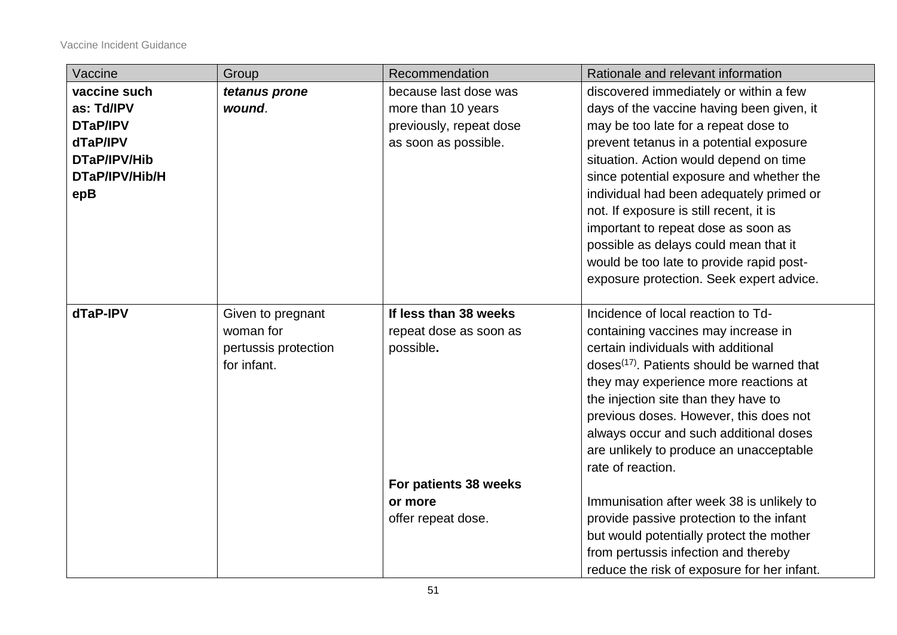| Vaccine | Group | Recommendation | Rationale and relevant information |
|---|---|---|---|
| **vaccine such as: Td/IPV DTaP/IPV dTaP/IPV DTaP/IPV/Hib DTaP/IPV/Hib/HepB** | ***tetanus prone wound***. | because last dose was more than 10 years previously, repeat dose as soon as possible. | discovered immediately or within a few days of the vaccine having been given, it may be too late for a repeat dose to prevent tetanus in a potential exposure situation. Action would depend on time since potential exposure and whether the individual had been adequately primed or not. If exposure is still recent, it is important to repeat dose as soon as possible as delays could mean that it would be too late to provide rapid post-exposure protection. Seek expert advice. |
| **dTaP-IPV** | Given to pregnant woman for pertussis protection for infant. | **If less than 38 weeks** repeat dose as soon as possible**.** | Incidence of local reaction to Td-containing vaccines may increase in certain individuals with additional doses[17]. Patients should be warned that they may experience more reactions at the injection site than they have to previous doses. However, this does not always occur and such additional doses are unlikely to produce an unacceptable rate of reaction. |
| | | **For patients 38 weeks or more** offer repeat dose. | Immunisation after week 38 is unlikely to provide passive protection to the infant but would potentially protect the mother from pertussis infection and thereby reduce the risk of exposure for her infant. |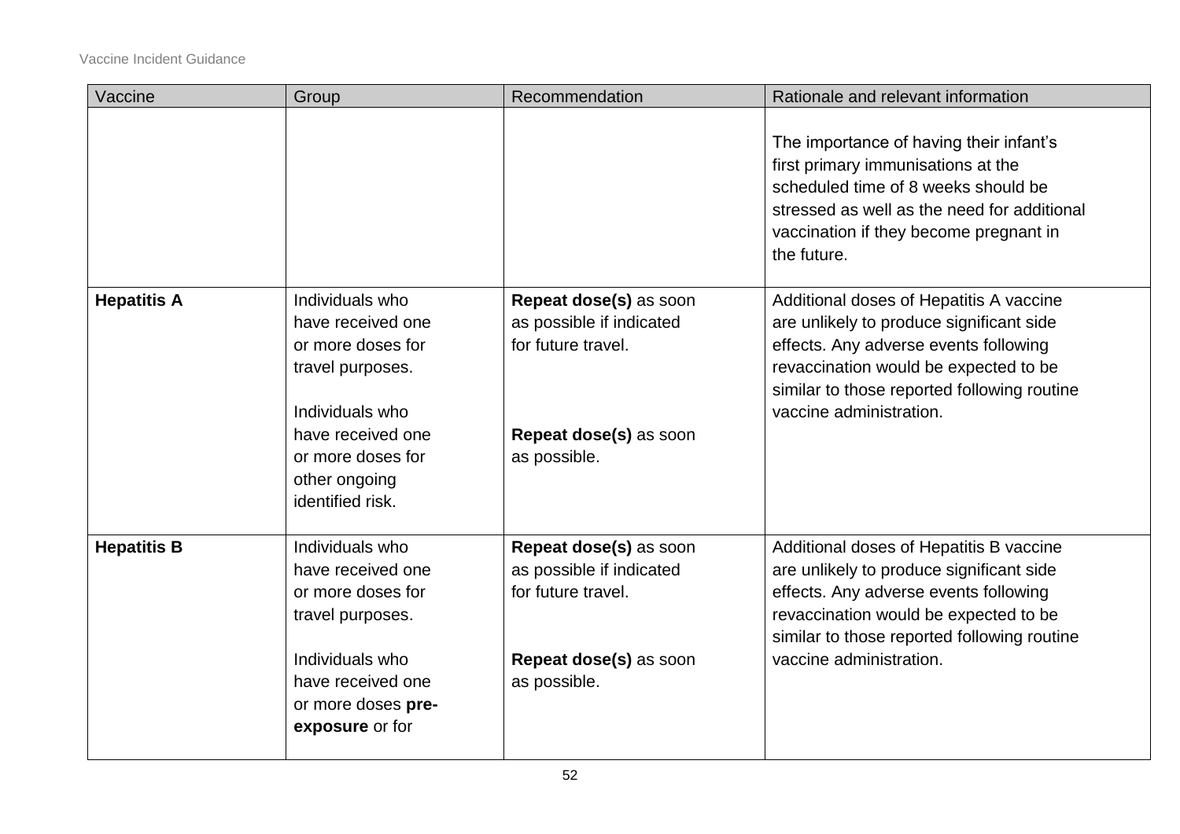| Vaccine | Group | Recommendation | Rationale and relevant information |
| --- | --- | --- | --- |
| | | | The importance of having their infant's first primary immunisations at the scheduled time of 8 weeks should be stressed as well as the need for additional vaccination if they become pregnant in the future. |
| **Hepatitis A** | Individuals who have received one or more doses for travel purposes.<br><br>Individuals who have received one or more doses for other ongoing identified risk. | **Repeat dose(s)** as soon as possible if indicated for future travel.<br><br>**Repeat dose(s)** as soon as possible. | Additional doses of Hepatitis A vaccine are unlikely to produce significant side effects. Any adverse events following revaccination would be expected to be similar to those reported following routine vaccine administration. |
| **Hepatitis B** | Individuals who have received one or more doses for travel purposes.<br><br>Individuals who have received one or more doses **pre-exposure** or for | **Repeat dose(s)** as soon as possible if indicated for future travel.<br><br>**Repeat dose(s)** as soon as possible. | Additional doses of Hepatitis B vaccine are unlikely to produce significant side effects. Any adverse events following revaccination would be expected to be similar to those reported following routine vaccine administration. |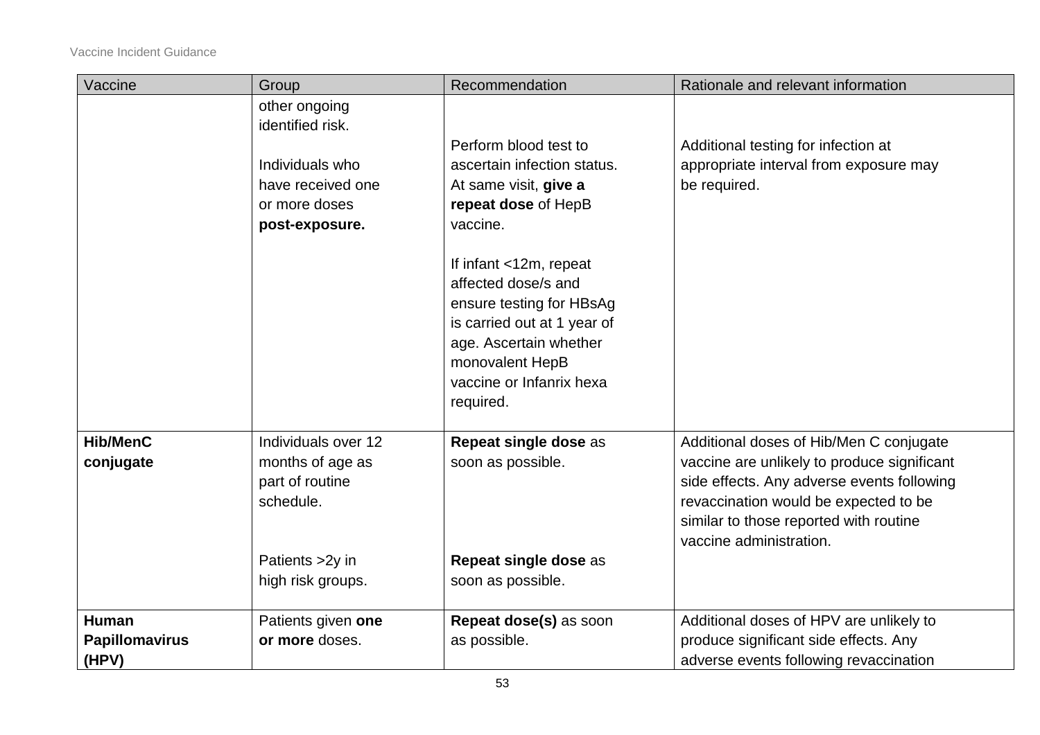| Vaccine | Group | Recommendation | Rationale and relevant information |
|---|---|---|---|
| | other ongoing identified risk. | | |
| | Individuals who have received one or more doses **post-exposure.** | Perform blood test to ascertain infection status. At same visit, **give a repeat dose** of HepB vaccine.<br><br>If infant <12m, repeat affected dose/s and ensure testing for HBsAg is carried out at 1 year of age. Ascertain whether monovalent HepB vaccine or Infanrix hexa required. | Additional testing for infection at appropriate interval from exposure may be required. |
| **Hib/MenC conjugate** | Individuals over 12 months of age as part of routine schedule. | **Repeat single dose** as soon as possible. | Additional doses of Hib/Men C conjugate vaccine are unlikely to produce significant side effects. Any adverse events following revaccination would be expected to be similar to those reported with routine vaccine administration. |
| | Patients >2y in high risk groups. | **Repeat single dose** as soon as possible. | |
| **Human Papillomavirus (HPV)** | Patients given **one or more** doses. | **Repeat dose(s)** as soon as possible. | Additional doses of HPV are unlikely to produce significant side effects. Any adverse events following revaccination |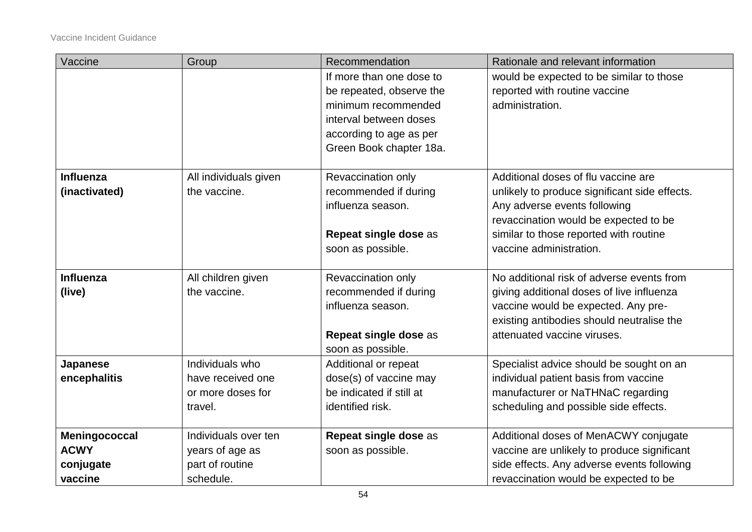| Vaccine | Group | Recommendation | Rationale and relevant information |
|---|---|---|---|
| | | If more than one dose to be repeated, observe the minimum recommended interval between doses according to age as per Green Book chapter 18a. | would be expected to be similar to those reported with routine vaccine administration. |
| **Influenza (inactivated)** | All individuals given the vaccine. | Revaccination only recommended if during influenza season. **Repeat single dose** as soon as possible. | Additional doses of flu vaccine are unlikely to produce significant side effects. Any adverse events following revaccination would be expected to be similar to those reported with routine vaccine administration. |
| **Influenza (live)** | All children given the vaccine. | Revaccination only recommended if during influenza season. **Repeat single dose** as soon as possible. | No additional risk of adverse events from giving additional doses of live influenza vaccine would be expected. Any pre-existing antibodies should neutralise the attenuated vaccine viruses. |
| **Japanese encephalitis** | Individuals who have received one or more doses for travel. | Additional or repeat dose(s) of vaccine may be indicated if still at identified risk. | Specialist advice should be sought on an individual patient basis from vaccine manufacturer or NaTHNaC regarding scheduling and possible side effects. |
| **Meningococcal ACWY conjugate vaccine** | Individuals over ten years of age as part of routine schedule. | **Repeat single dose** as soon as possible. | Additional doses of MenACWY conjugate vaccine are unlikely to produce significant side effects. Any adverse events following revaccination would be expected to be |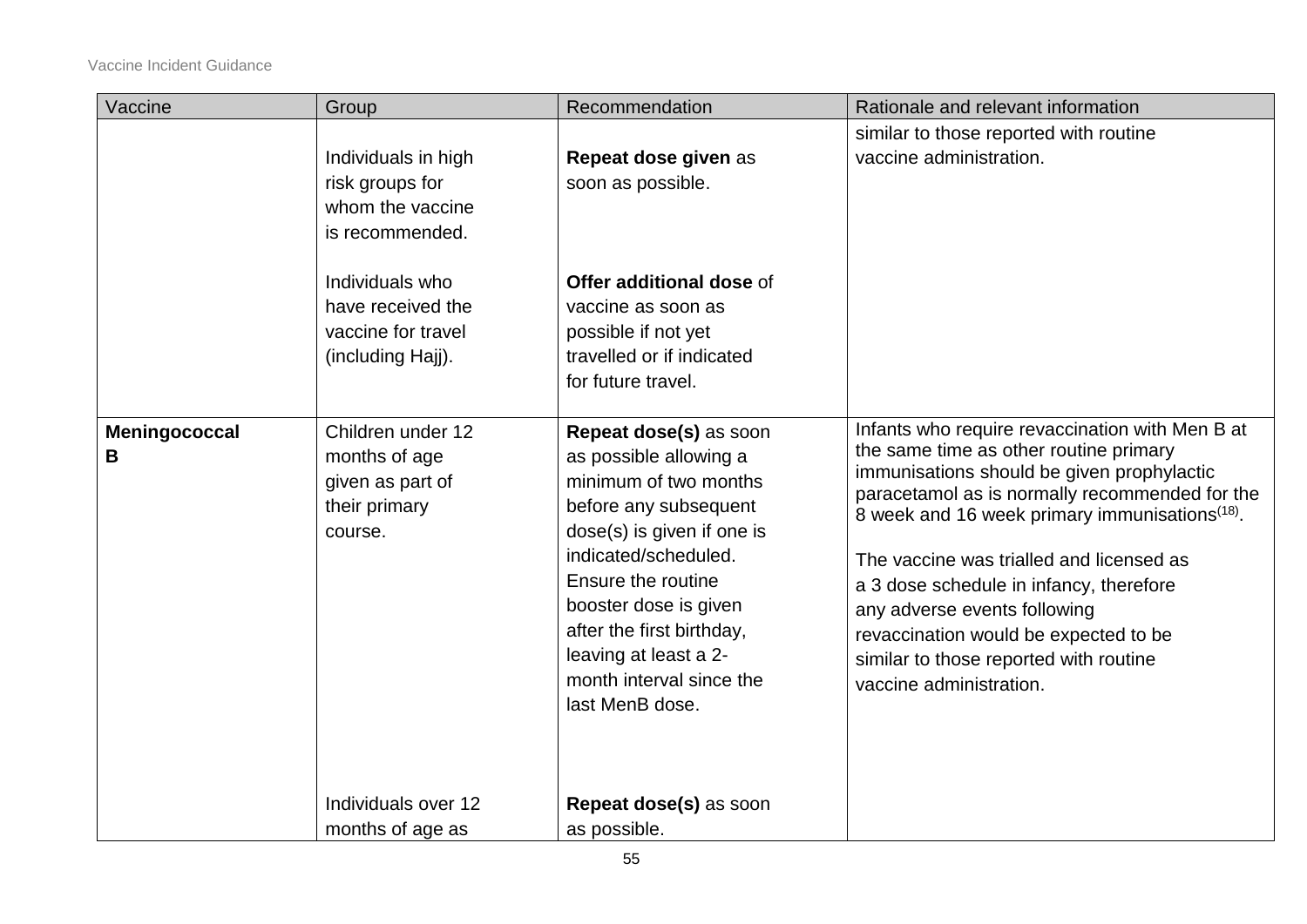| Vaccine | Group | Recommendation | Rationale and relevant information |
|---|---|---|---|
| | Individuals in high risk groups for whom the vaccine is recommended. | **Repeat dose given** as soon as possible. | similar to those reported with routine vaccine administration. |
| | Individuals who have received the vaccine for travel (including Hajj). | **Offer additional dose** of vaccine as soon as possible if not yet travelled or if indicated for future travel. | |
| **Meningococcal B** | Children under 12 months of age given as part of their primary course. | **Repeat dose(s)** as soon as possible allowing a minimum of two months before any subsequent dose(s) is given if one is indicated/scheduled. Ensure the routine booster dose is given after the first birthday, leaving at least a 2-month interval since the last MenB dose. | Infants who require revaccination with Men B at the same time as other routine primary immunisations should be given prophylactic paracetamol as is normally recommended for the 8 week and 16 week primary immunisations[18].<br><br>The vaccine was trialled and licensed as a 3 dose schedule in infancy, therefore any adverse events following revaccination would be expected to be similar to those reported with routine vaccine administration. |
| | Individuals over 12 months of age as | **Repeat dose(s)** as soon as possible. | |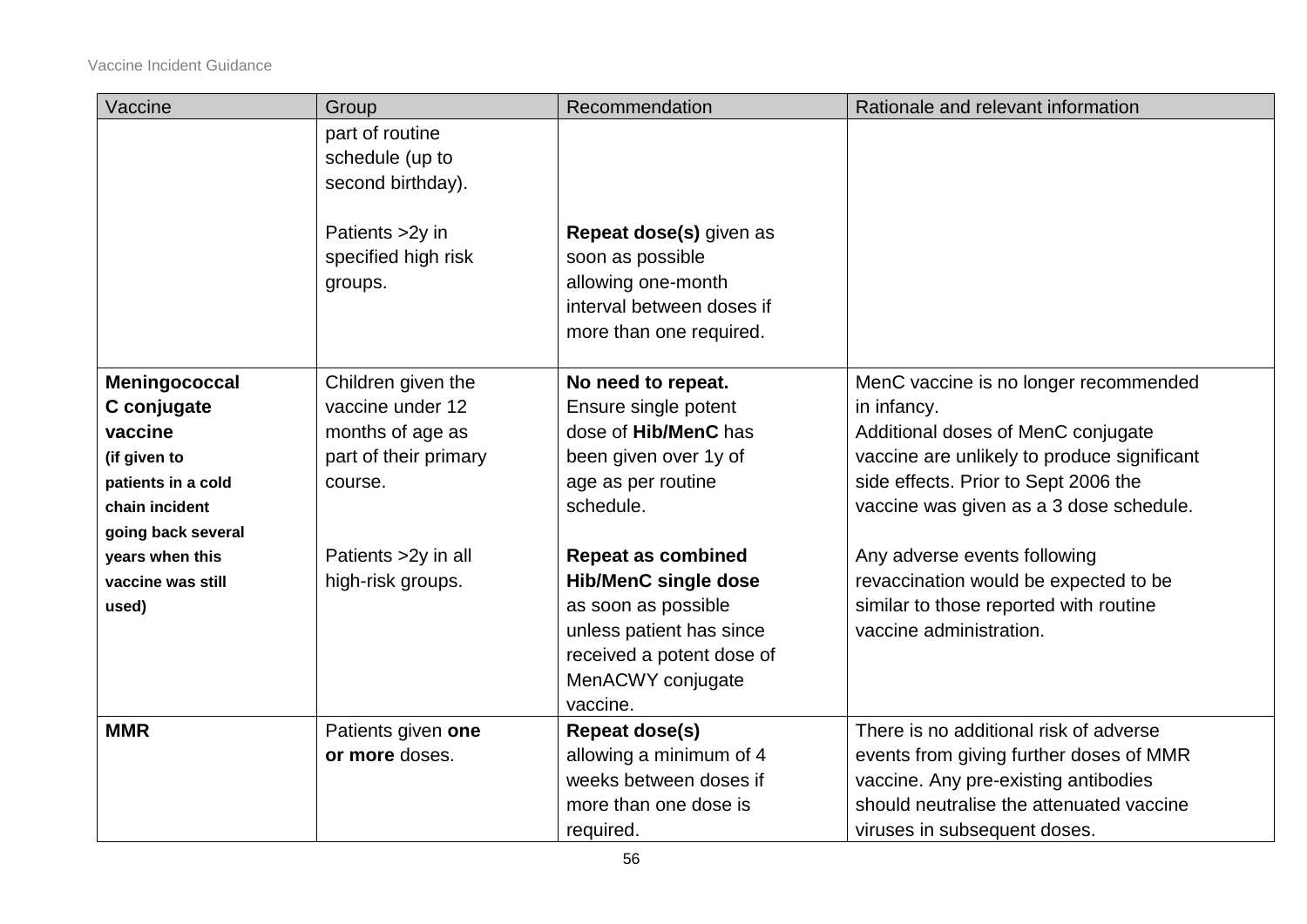| Vaccine | Group | Recommendation | Rationale and relevant information |
|---|---|---|---|
| | part of routine schedule (up to second birthday). | | |
| | Patients >2y in specified high risk groups. | **Repeat dose(s)** given as soon as possible allowing one-month interval between doses if more than one required. | |
| **Meningococcal C conjugate vaccine (if given to patients in a cold chain incident going back several years when this vaccine was still used)** | Children given the vaccine under 12 months of age as part of their primary course. | **No need to repeat.** Ensure single potent dose of **Hib/MenC** has been given over 1y of age as per routine schedule. | MenC vaccine is no longer recommended in infancy. Additional doses of MenC conjugate vaccine are unlikely to produce significant side effects. Prior to Sept 2006 the vaccine was given as a 3 dose schedule. |
| | Patients >2y in all high-risk groups. | **Repeat as combined Hib/MenC single dose** as soon as possible unless patient has since received a potent dose of MenACWY conjugate vaccine. | Any adverse events following revaccination would be expected to be similar to those reported with routine vaccine administration. |
| **MMR** | Patients given **one or more** doses. | **Repeat dose(s)** allowing a minimum of 4 weeks between doses if more than one dose is required. | There is no additional risk of adverse events from giving further doses of MMR vaccine. Any pre-existing antibodies should neutralise the attenuated vaccine viruses in subsequent doses. |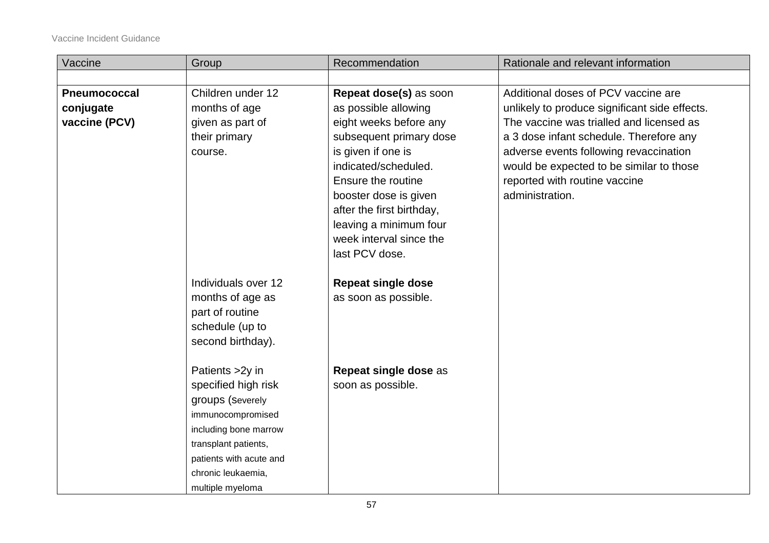| Vaccine | Group | Recommendation | Rationale and relevant information |
|---|---|---|---|
| | | | |
| **Pneumococcal conjugate vaccine (PCV)** | Children under 12 months of age given as part of their primary course. | **Repeat dose(s)** as soon as possible allowing eight weeks before any subsequent primary dose is given if one is indicated/scheduled. Ensure the routine booster dose is given after the first birthday, leaving a minimum four week interval since the last PCV dose. | Additional doses of PCV vaccine are unlikely to produce significant side effects. The vaccine was trialled and licensed as a 3 dose infant schedule. Therefore any adverse events following revaccination would be expected to be similar to those reported with routine vaccine administration. |
| | Individuals over 12 months of age as part of routine schedule (up to second birthday). | **Repeat single dose** as soon as possible. | |
| | Patients >2y in specified high risk groups (Severely immunocompromised including bone marrow transplant patients, patients with acute and chronic leukaemia, multiple myeloma | **Repeat single dose** as soon as possible. | |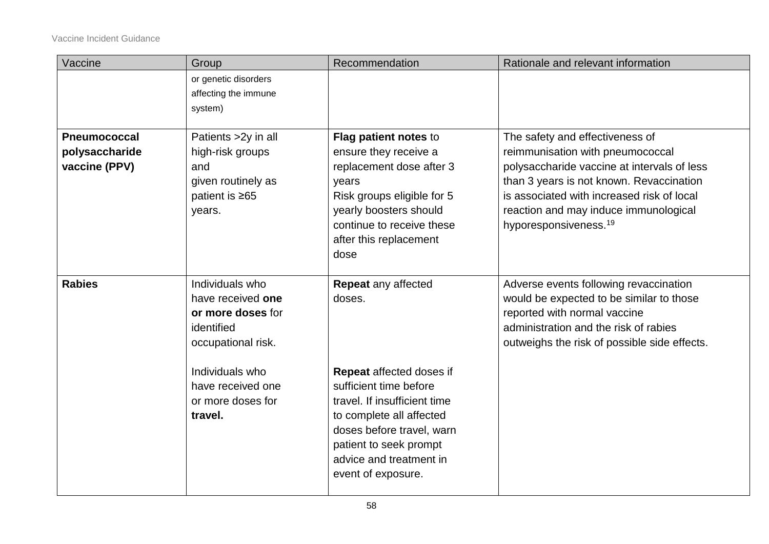| Vaccine | Group | Recommendation | Rationale and relevant information |
|---|---|---|---|
| | or genetic disorders affecting the immune system) | | |
| **Pneumococcal polysaccharide vaccine (PPV)** | Patients >2y in all high-risk groups and given routinely as patient is ≥65 years. | **Flag patient notes** to ensure they receive a replacement dose after 3 years<br>Risk groups eligible for 5 yearly boosters should continue to receive these after this replacement dose | The safety and effectiveness of reimmunisation with pneumococcal polysaccharide vaccine at intervals of less than 3 years is not known. Revaccination is associated with increased risk of local reaction and may induce immunological hyporesponsiveness.[19] |
| **Rabies** | Individuals who have received **one or more doses** for identified occupational risk.<br><br>Individuals who have received one or more doses for **travel.** | **Repeat** any affected doses.<br><br>**Repeat** affected doses if sufficient time before travel. If insufficient time to complete all affected doses before travel, warn patient to seek prompt advice and treatment in event of exposure. | Adverse events following revaccination would be expected to be similar to those reported with normal vaccine administration and the risk of rabies outweighs the risk of possible side effects. |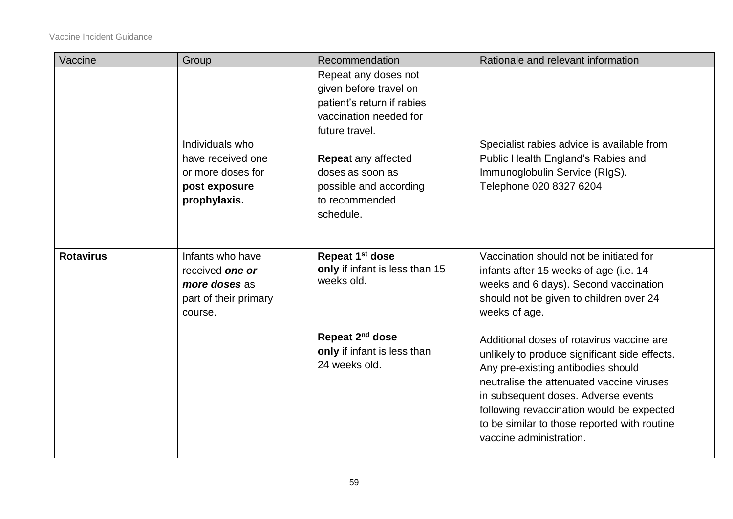| Vaccine | Group | Recommendation | Rationale and relevant information |
|---|---|---|---|
| | Individuals who have received one or more doses for **post exposure prophylaxis.** | Repeat any doses not given before travel on patient's return if rabies vaccination needed for future travel.<br><br>**Repea**t any affected doses as soon as possible and according to recommended schedule. | Specialist rabies advice is available from Public Health England's Rabies and Immunoglobulin Service (RIgS). Telephone 020 8327 6204 |
| **Rotavirus** | Infants who have received ***one or more doses*** as part of their primary course. | **Repeat 1st dose only** if infant is less than 15 weeks old.<br><br>**Repeat 2nd dose only** if infant is less than 24 weeks old. | Vaccination should not be initiated for infants after 15 weeks of age (i.e. 14 weeks and 6 days). Second vaccination should not be given to children over 24 weeks of age.<br><br>Additional doses of rotavirus vaccine are unlikely to produce significant side effects. Any pre-existing antibodies should neutralise the attenuated vaccine viruses in subsequent doses. Adverse events following revaccination would be expected to be similar to those reported with routine vaccine administration. |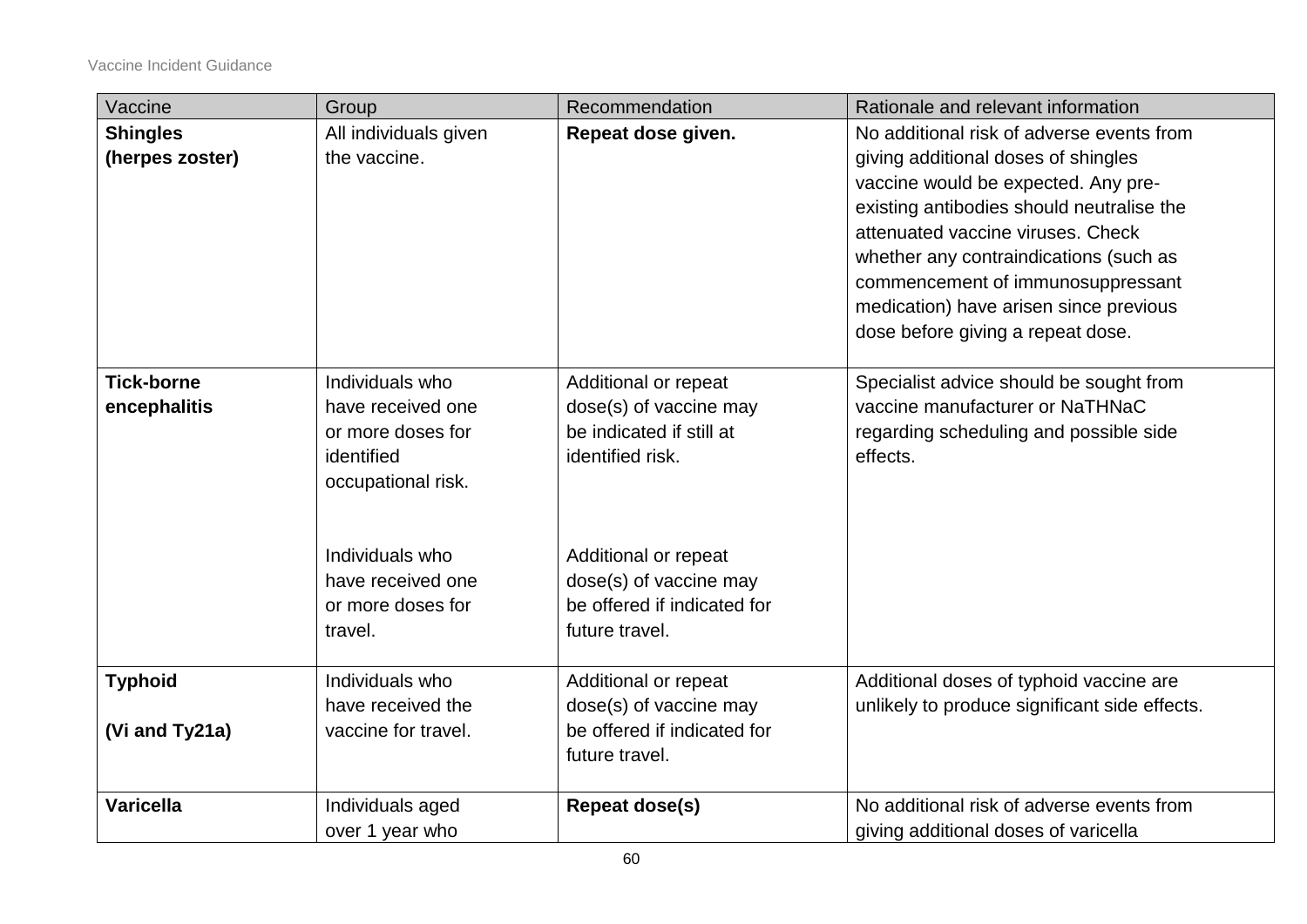| Vaccine | Group | Recommendation | Rationale and relevant information |
|---|---|---|---|
| **Shingles (herpes zoster)** | All individuals given the vaccine. | **Repeat dose given.** | No additional risk of adverse events from giving additional doses of shingles vaccine would be expected. Any pre-existing antibodies should neutralise the attenuated vaccine viruses. Check whether any contraindications (such as commencement of immunosuppressant medication) have arisen since previous dose before giving a repeat dose. |
| **Tick-borne encephalitis** | Individuals who have received one or more doses for identified occupational risk. | Additional or repeat dose(s) of vaccine may be indicated if still at identified risk. | Specialist advice should be sought from vaccine manufacturer or NaTHNaC regarding scheduling and possible side effects. |
| | Individuals who have received one or more doses for travel. | Additional or repeat dose(s) of vaccine may be offered if indicated for future travel. | |
| **Typhoid (Vi and Ty21a)** | Individuals who have received the vaccine for travel. | Additional or repeat dose(s) of vaccine may be offered if indicated for future travel. | Additional doses of typhoid vaccine are unlikely to produce significant side effects. |
| **Varicella** | Individuals aged over 1 year who | **Repeat dose(s)** | No additional risk of adverse events from giving additional doses of varicella |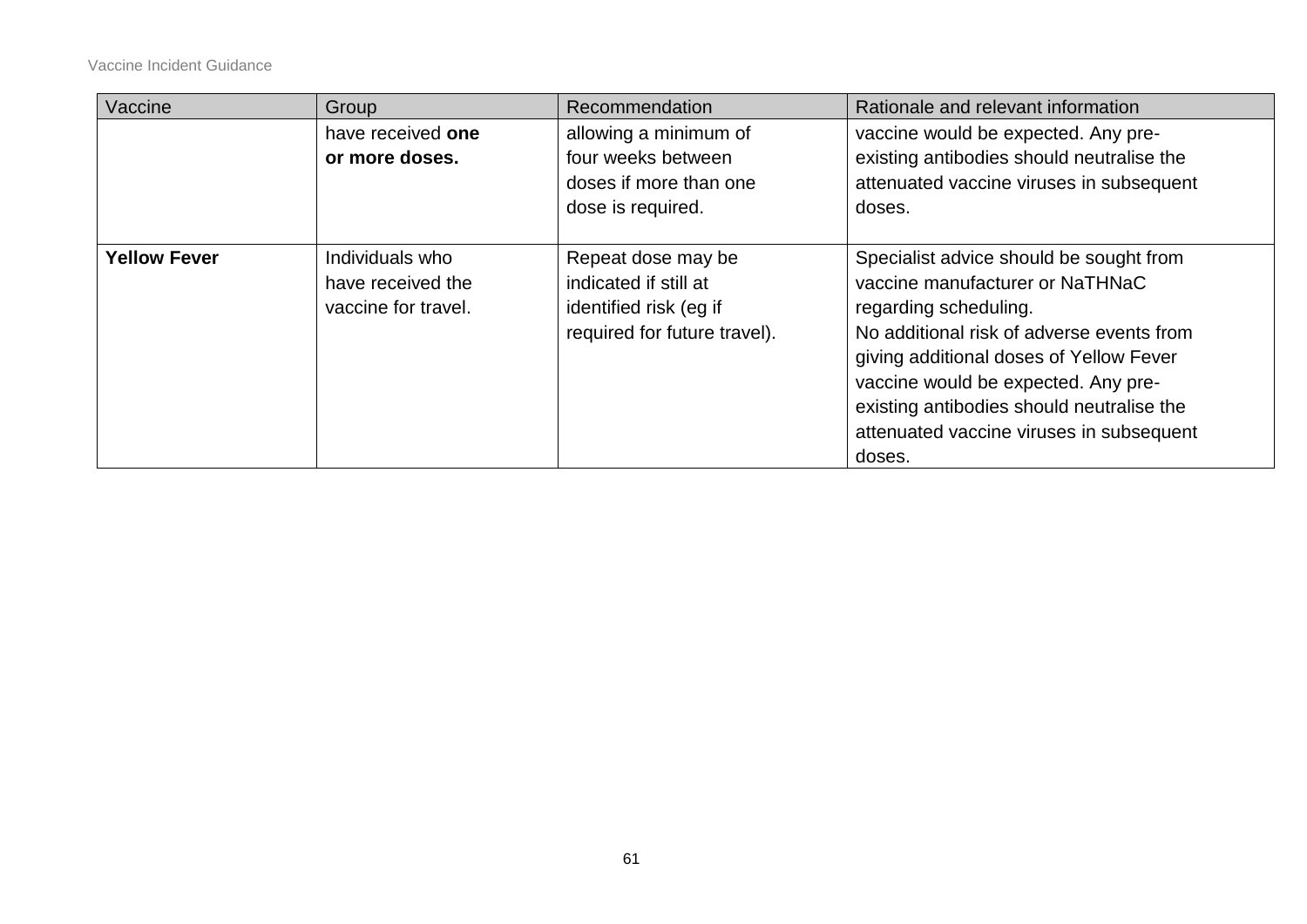| Vaccine | Group | Recommendation | Rationale and relevant information |
| --- | --- | --- | --- |
| | have received **one or more doses.** | allowing a minimum of four weeks between doses if more than one dose is required. | vaccine would be expected. Any pre-existing antibodies should neutralise the attenuated vaccine viruses in subsequent doses. |
| **Yellow Fever** | Individuals who have received the vaccine for travel. | Repeat dose may be indicated if still at identified risk (eg if required for future travel). | Specialist advice should be sought from vaccine manufacturer or NaTHNaC regarding scheduling. No additional risk of adverse events from giving additional doses of Yellow Fever vaccine would be expected. Any pre-existing antibodies should neutralise the attenuated vaccine viruses in subsequent doses. |